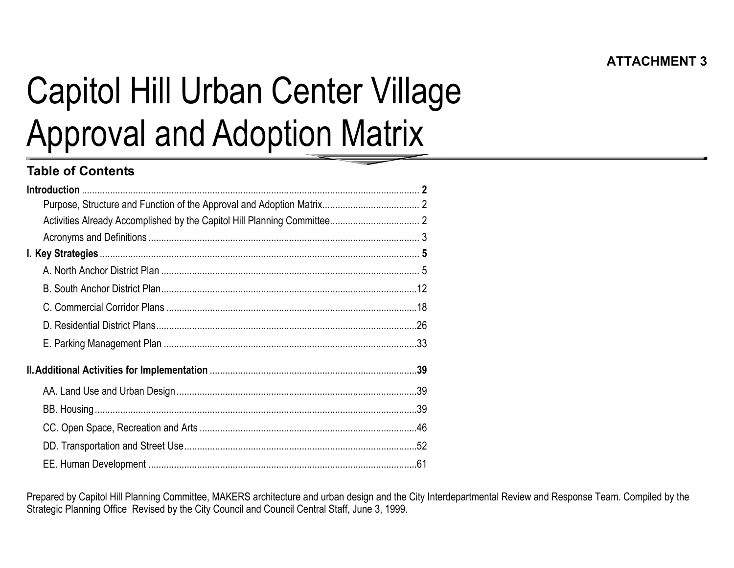**ATTACHMENT 3**

# Capitol Hill Urban Center Village Approval and Adoption Matrix

## Table of Contents

**Introduction** .......... **2**

- Purpose, Structure and Function of the Approval and Adoption Matrix .......... 2
- Activities Already Accomplished by the Capitol Hill Planning Committee .......... 2
- Acronyms and Definitions .......... 3

**I. Key Strategies** .......... **5**

- A. North Anchor District Plan .......... 5
- B. South Anchor District Plan .......... 12
- C. Commercial Corridor Plans .......... 18
- D. Residential District Plans .......... 26
- E. Parking Management Plan .......... 33

**II. Additional Activities for Implementation** .......... **39**

- AA. Land Use and Urban Design .......... 39
- BB. Housing .......... 39
- CC. Open Space, Recreation and Arts .......... 46
- DD. Transportation and Street Use .......... 52
- EE. Human Development .......... 61

Prepared by Capitol Hill Planning Committee, MAKERS architecture and urban design and the City Interdepartmental Review and Response Team. Compiled by the Strategic Planning Office Revised by the City Council and Council Central Staff, June 3, 1999.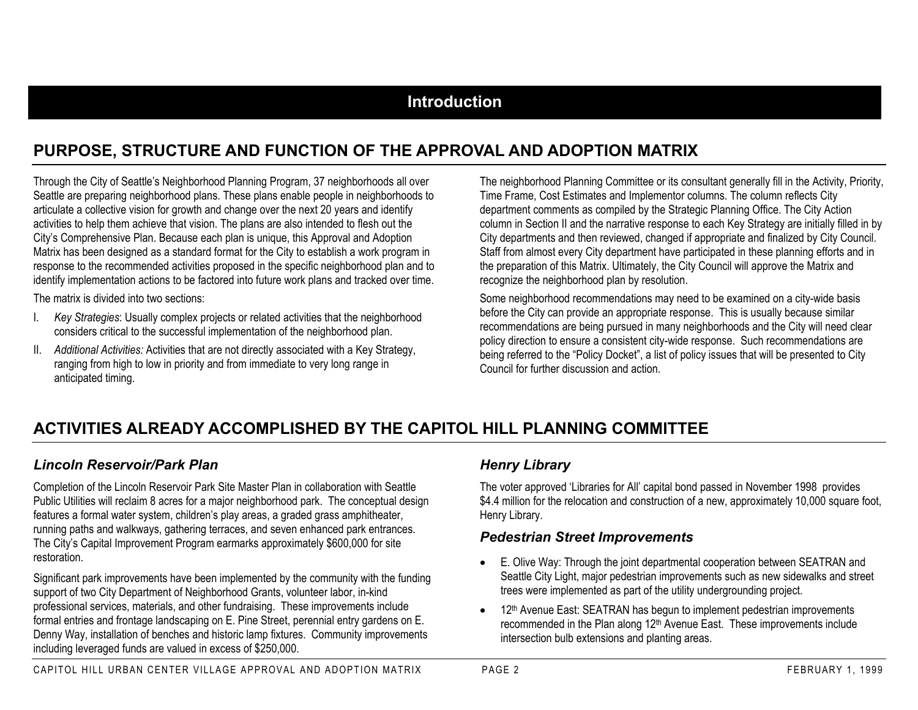# Introduction

## PURPOSE, STRUCTURE AND FUNCTION OF THE APPROVAL AND ADOPTION MATRIX

Through the City of Seattle's Neighborhood Planning Program, 37 neighborhoods all over Seattle are preparing neighborhood plans. These plans enable people in neighborhoods to articulate a collective vision for growth and change over the next 20 years and identify activities to help them achieve that vision. The plans are also intended to flesh out the City's Comprehensive Plan. Because each plan is unique, this Approval and Adoption Matrix has been designed as a standard format for the City to establish a work program in response to the recommended activities proposed in the specific neighborhood plan and to identify implementation actions to be factored into future work plans and tracked over time.

The matrix is divided into two sections:

I. *Key Strategies*: Usually complex projects or related activities that the neighborhood considers critical to the successful implementation of the neighborhood plan.

II. *Additional Activities:* Activities that are not directly associated with a Key Strategy, ranging from high to low in priority and from immediate to very long range in anticipated timing.

The neighborhood Planning Committee or its consultant generally fill in the Activity, Priority, Time Frame, Cost Estimates and Implementor columns. The column reflects City department comments as compiled by the Strategic Planning Office. The City Action column in Section II and the narrative response to each Key Strategy are initially filled in by City departments and then reviewed, changed if appropriate and finalized by City Council. Staff from almost every City department have participated in these planning efforts and in the preparation of this Matrix. Ultimately, the City Council will approve the Matrix and recognize the neighborhood plan by resolution.

Some neighborhood recommendations may need to be examined on a city-wide basis before the City can provide an appropriate response. This is usually because similar recommendations are being pursued in many neighborhoods and the City will need clear policy direction to ensure a consistent city-wide response. Such recommendations are being referred to the "Policy Docket", a list of policy issues that will be presented to City Council for further discussion and action.

## ACTIVITIES ALREADY ACCOMPLISHED BY THE CAPITOL HILL PLANNING COMMITTEE

### *Lincoln Reservoir/Park Plan*

Completion of the Lincoln Reservoir Park Site Master Plan in collaboration with Seattle Public Utilities will reclaim 8 acres for a major neighborhood park. The conceptual design features a formal water system, children's play areas, a graded grass amphitheater, running paths and walkways, gathering terraces, and seven enhanced park entrances. The City's Capital Improvement Program earmarks approximately $600,000 for site restoration.

Significant park improvements have been implemented by the community with the funding support of two City Department of Neighborhood Grants, volunteer labor, in-kind professional services, materials, and other fundraising. These improvements include formal entries and frontage landscaping on E. Pine Street, perennial entry gardens on E. Denny Way, installation of benches and historic lamp fixtures. Community improvements including leveraged funds are valued in excess of $250,000.

### *Henry Library*

The voter approved 'Libraries for All' capital bond passed in November 1998 provides $4.4 million for the relocation and construction of a new, approximately 10,000 square foot, Henry Library.

### *Pedestrian Street Improvements*

- E. Olive Way: Through the joint departmental cooperation between SEATRAN and Seattle City Light, major pedestrian improvements such as new sidewalks and street trees were implemented as part of the utility undergrounding project.
- 12th Avenue East: SEATRAN has begun to implement pedestrian improvements recommended in the Plan along 12th Avenue East. These improvements include intersection bulb extensions and planting areas.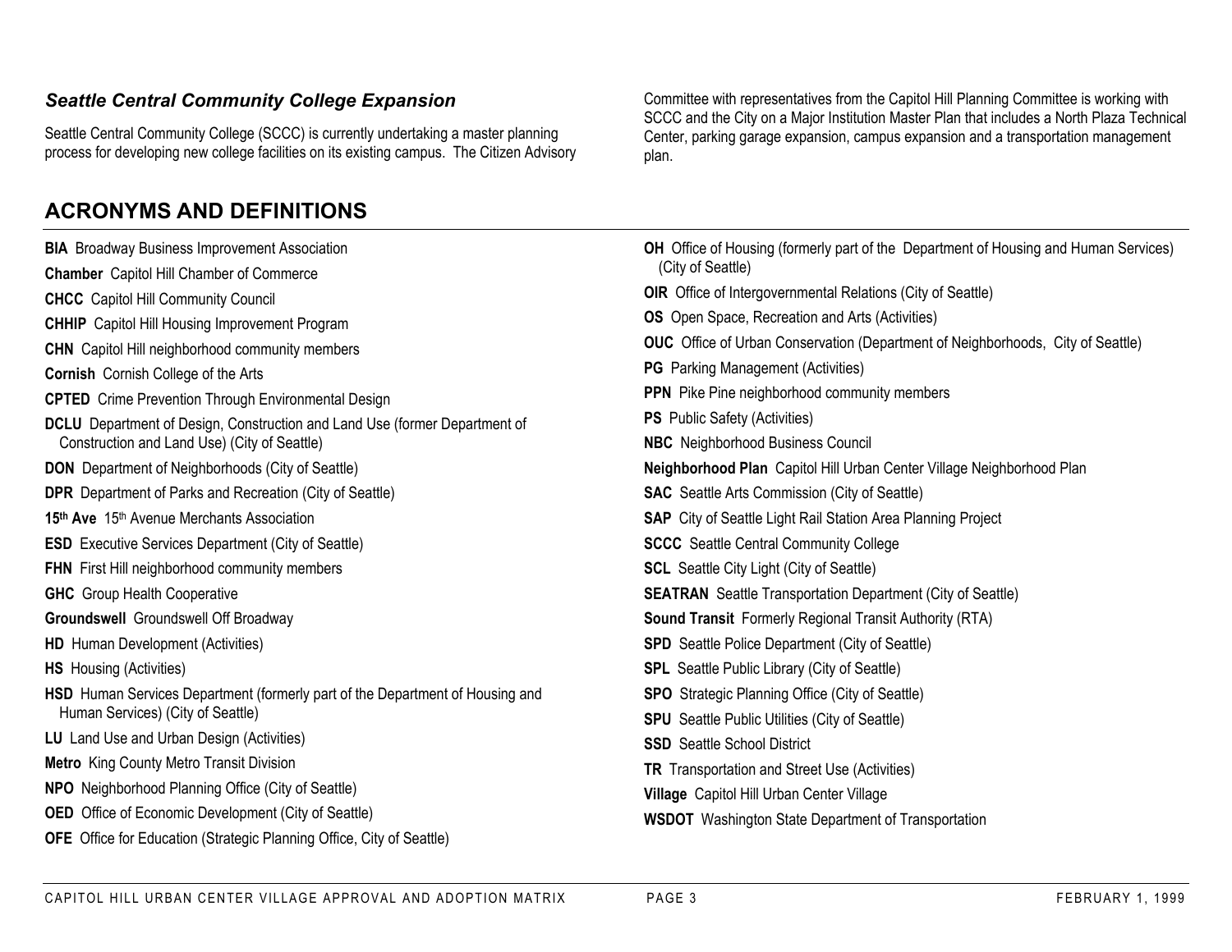### *Seattle Central Community College Expansion*

Seattle Central Community College (SCCC) is currently undertaking a master planning process for developing new college facilities on its existing campus. The Citizen Advisory Committee with representatives from the Capitol Hill Planning Committee is working with SCCC and the City on a Major Institution Master Plan that includes a North Plaza Technical Center, parking garage expansion, campus expansion and a transportation management plan.

## ACRONYMS AND DEFINITIONS

**BIA** Broadway Business Improvement Association

**Chamber** Capitol Hill Chamber of Commerce

**CHCC** Capitol Hill Community Council

**CHHIP** Capitol Hill Housing Improvement Program

**CHN** Capitol Hill neighborhood community members

**Cornish** Cornish College of the Arts

**CPTED** Crime Prevention Through Environmental Design

**DCLU** Department of Design, Construction and Land Use (former Department of Construction and Land Use) (City of Seattle)

**DON** Department of Neighborhoods (City of Seattle)

**DPR** Department of Parks and Recreation (City of Seattle)

**15th Ave** 15th Avenue Merchants Association

**ESD** Executive Services Department (City of Seattle)

**FHN** First Hill neighborhood community members

**GHC** Group Health Cooperative

**Groundswell** Groundswell Off Broadway

**HD** Human Development (Activities)

**HS** Housing (Activities)

**HSD** Human Services Department (formerly part of the Department of Housing and Human Services) (City of Seattle)

**LU** Land Use and Urban Design (Activities)

**Metro** King County Metro Transit Division

**NPO** Neighborhood Planning Office (City of Seattle)

**OED** Office of Economic Development (City of Seattle)

**OFE** Office for Education (Strategic Planning Office, City of Seattle)

**OH** Office of Housing (formerly part of the Department of Housing and Human Services) (City of Seattle)

**OIR** Office of Intergovernmental Relations (City of Seattle)

**OS** Open Space, Recreation and Arts (Activities)

**OUC** Office of Urban Conservation (Department of Neighborhoods, City of Seattle)

**PG** Parking Management (Activities)

**PPN** Pike Pine neighborhood community members

**PS** Public Safety (Activities)

**NBC** Neighborhood Business Council

**Neighborhood Plan** Capitol Hill Urban Center Village Neighborhood Plan

**SAC** Seattle Arts Commission (City of Seattle)

**SAP** City of Seattle Light Rail Station Area Planning Project

**SCCC** Seattle Central Community College

**SCL** Seattle City Light (City of Seattle)

**SEATRAN** Seattle Transportation Department (City of Seattle)

**Sound Transit** Formerly Regional Transit Authority (RTA)

**SPD** Seattle Police Department (City of Seattle)

**SPL** Seattle Public Library (City of Seattle)

**SPO** Strategic Planning Office (City of Seattle)

**SPU** Seattle Public Utilities (City of Seattle)

**SSD** Seattle School District

**TR** Transportation and Street Use (Activities)

**Village** Capitol Hill Urban Center Village

**WSDOT** Washington State Department of Transportation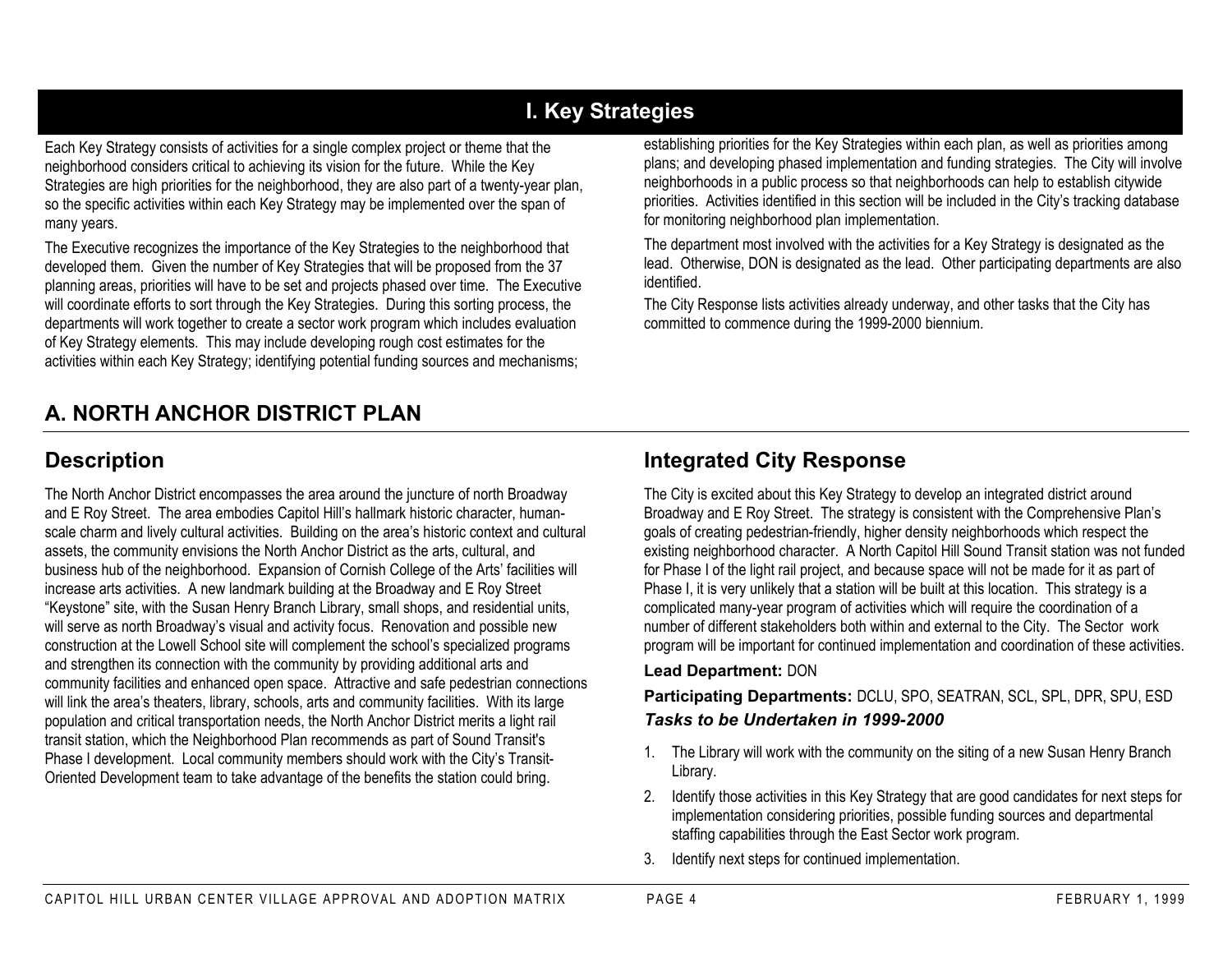# I. Key Strategies

Each Key Strategy consists of activities for a single complex project or theme that the neighborhood considers critical to achieving its vision for the future. While the Key Strategies are high priorities for the neighborhood, they are also part of a twenty-year plan, so the specific activities within each Key Strategy may be implemented over the span of many years.

The Executive recognizes the importance of the Key Strategies to the neighborhood that developed them. Given the number of Key Strategies that will be proposed from the 37 planning areas, priorities will have to be set and projects phased over time. The Executive will coordinate efforts to sort through the Key Strategies. During this sorting process, the departments will work together to create a sector work program which includes evaluation of Key Strategy elements. This may include developing rough cost estimates for the activities within each Key Strategy; identifying potential funding sources and mechanisms; establishing priorities for the Key Strategies within each plan, as well as priorities among plans; and developing phased implementation and funding strategies. The City will involve neighborhoods in a public process so that neighborhoods can help to establish citywide priorities. Activities identified in this section will be included in the City's tracking database for monitoring neighborhood plan implementation.

The department most involved with the activities for a Key Strategy is designated as the lead. Otherwise, DON is designated as the lead. Other participating departments are also identified.

The City Response lists activities already underway, and other tasks that the City has committed to commence during the 1999-2000 biennium.

## A. NORTH ANCHOR DISTRICT PLAN

### Description

The North Anchor District encompasses the area around the juncture of north Broadway and E Roy Street. The area embodies Capitol Hill's hallmark historic character, human-scale charm and lively cultural activities. Building on the area's historic context and cultural assets, the community envisions the North Anchor District as the arts, cultural, and business hub of the neighborhood. Expansion of Cornish College of the Arts' facilities will increase arts activities. A new landmark building at the Broadway and E Roy Street "Keystone" site, with the Susan Henry Branch Library, small shops, and residential units, will serve as north Broadway's visual and activity focus. Renovation and possible new construction at the Lowell School site will complement the school's specialized programs and strengthen its connection with the community by providing additional arts and community facilities and enhanced open space. Attractive and safe pedestrian connections will link the area's theaters, library, schools, arts and community facilities. With its large population and critical transportation needs, the North Anchor District merits a light rail transit station, which the Neighborhood Plan recommends as part of Sound Transit's Phase I development. Local community members should work with the City's Transit-Oriented Development team to take advantage of the benefits the station could bring.

### Integrated City Response

The City is excited about this Key Strategy to develop an integrated district around Broadway and E Roy Street. The strategy is consistent with the Comprehensive Plan's goals of creating pedestrian-friendly, higher density neighborhoods which respect the existing neighborhood character. A North Capitol Hill Sound Transit station was not funded for Phase I of the light rail project, and because space will not be made for it as part of Phase I, it is very unlikely that a station will be built at this location. This strategy is a complicated many-year program of activities which will require the coordination of a number of different stakeholders both within and external to the City. The Sector work program will be important for continued implementation and coordination of these activities.

**Lead Department:** DON

**Participating Departments:** DCLU, SPO, SEATRAN, SCL, SPL, DPR, SPU, ESD

***Tasks to be Undertaken in 1999-2000***

1. The Library will work with the community on the siting of a new Susan Henry Branch Library.
2. Identify those activities in this Key Strategy that are good candidates for next steps for implementation considering priorities, possible funding sources and departmental staffing capabilities through the East Sector work program.
3. Identify next steps for continued implementation.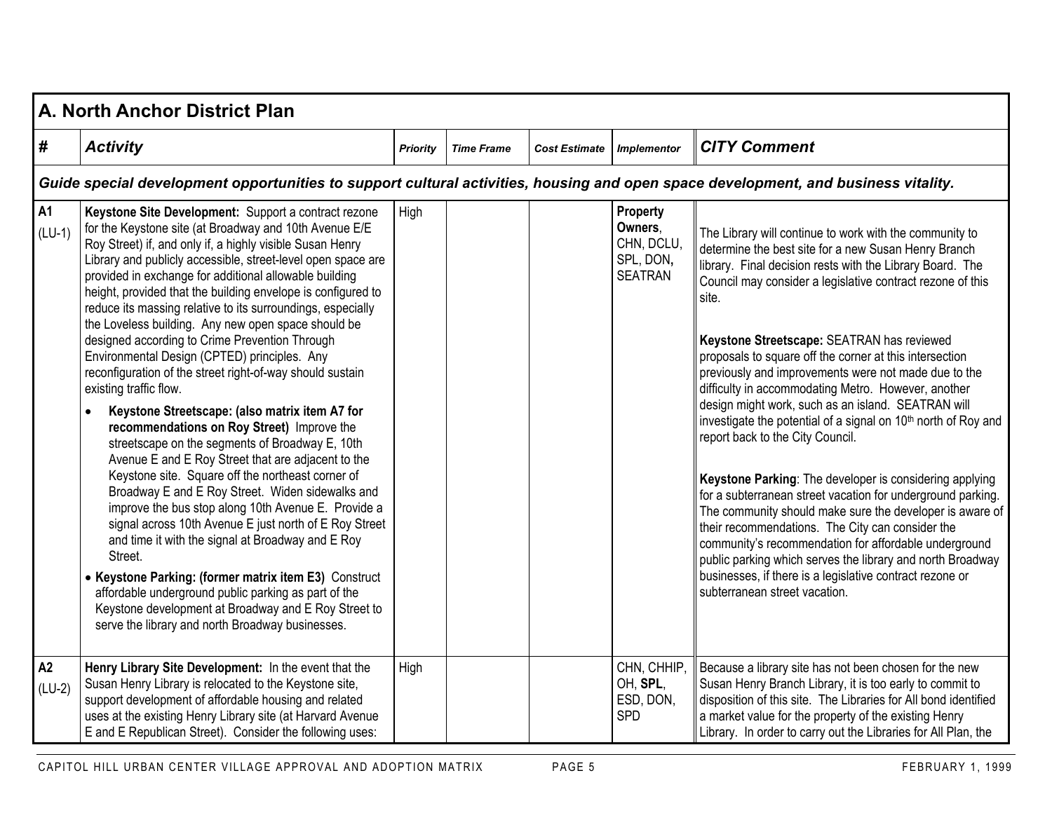## A. North Anchor District Plan

| # | *Activity* | *Priority* | *Time Frame* | *Cost Estimate* | *Implementor* | *CITY Comment* |
|---|---|---|---|---|---|---|
| ***Guide special development opportunities to support cultural activities, housing and open space development, and business vitality.*** | | | | | | |
| **A1** (LU-1) | **Keystone Site Development:** Support a contract rezone for the Keystone site (at Broadway and 10th Avenue E/E Roy Street) if, and only if, a highly visible Susan Henry Library and publicly accessible, street-level open space are provided in exchange for additional allowable building height, provided that the building envelope is configured to reduce its massing relative to its surroundings, especially the Loveless building. Any new open space should be designed according to Crime Prevention Through Environmental Design (CPTED) principles. Any reconfiguration of the street right-of-way should sustain existing traffic flow.<br><br>• **Keystone Streetscape: (also matrix item A7 for recommendations on Roy Street)** Improve the streetscape on the segments of Broadway E, 10th Avenue E and E Roy Street that are adjacent to the Keystone site. Square off the northeast corner of Broadway E and E Roy Street. Widen sidewalks and improve the bus stop along 10th Avenue E. Provide a signal across 10th Avenue E just north of E Roy Street and time it with the signal at Broadway and E Roy Street.<br>• **Keystone Parking: (former matrix item E3)** Construct affordable underground public parking as part of the Keystone development at Broadway and E Roy Street to serve the library and north Broadway businesses. | High | | | **Property Owners**, CHN, DCLU, SPL, DON**,** SEATRAN | The Library will continue to work with the community to determine the best site for a new Susan Henry Branch library. Final decision rests with the Library Board. The Council may consider a legislative contract rezone of this site.<br><br>**Keystone Streetscape:** SEATRAN has reviewed proposals to square off the corner at this intersection previously and improvements were not made due to the difficulty in accommodating Metro. However, another design might work, such as an island. SEATRAN will investigate the potential of a signal on 10th north of Roy and report back to the City Council.<br><br>**Keystone Parking**: The developer is considering applying for a subterranean street vacation for underground parking. The community should make sure the developer is aware of their recommendations. The City can consider the community's recommendation for affordable underground public parking which serves the library and north Broadway businesses, if there is a legislative contract rezone or subterranean street vacation. |
| **A2** (LU-2) | **Henry Library Site Development:** In the event that the Susan Henry Library is relocated to the Keystone site, support development of affordable housing and related uses at the existing Henry Library site (at Harvard Avenue E and E Republican Street). Consider the following uses: | High | | | CHN, CHHIP, OH, **SPL**, ESD, DON, SPD | Because a library site has not been chosen for the new Susan Henry Branch Library, it is too early to commit to disposition of this site. The Libraries for All bond identified a market value for the property of the existing Henry Library. In order to carry out the Libraries for All Plan, the |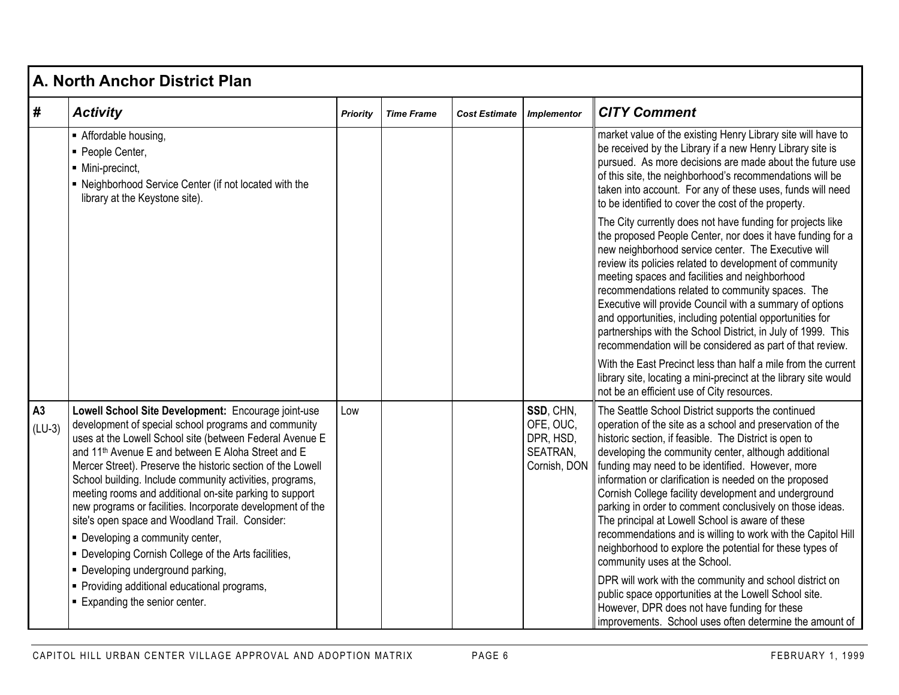## A. North Anchor District Plan

| # | *Activity* | *Priority* | *Time Frame* | *Cost Estimate* | *Implementor* | *CITY Comment* |
|---|---|---|---|---|---|---|
| | ▪ Affordable housing,<br>▪ People Center,<br>▪ Mini-precinct,<br>▪ Neighborhood Service Center (if not located with the library at the Keystone site). | | | | | market value of the existing Henry Library site will have to be received by the Library if a new Henry Library site is pursued. As more decisions are made about the future use of this site, the neighborhood's recommendations will be taken into account. For any of these uses, funds will need to be identified to cover the cost of the property.<br><br>The City currently does not have funding for projects like the proposed People Center, nor does it have funding for a new neighborhood service center. The Executive will review its policies related to development of community meeting spaces and facilities and neighborhood recommendations related to community spaces. The Executive will provide Council with a summary of options and opportunities, including potential opportunities for partnerships with the School District, in July of 1999. This recommendation will be considered as part of that review.<br><br>With the East Precinct less than half a mile from the current library site, locating a mini-precinct at the library site would not be an efficient use of City resources. |
| **A3**<br>(LU-3) | **Lowell School Site Development:** Encourage joint-use development of special school programs and community uses at the Lowell School site (between Federal Avenue E and 11th Avenue E and between E Aloha Street and E Mercer Street). Preserve the historic section of the Lowell School building. Include community activities, programs, meeting rooms and additional on-site parking to support new programs or facilities. Incorporate development of the site's open space and Woodland Trail. Consider:<br>▪ Developing a community center,<br>▪ Developing Cornish College of the Arts facilities,<br>▪ Developing underground parking,<br>▪ Providing additional educational programs,<br>▪ Expanding the senior center. | Low | | | **SSD**, CHN, OFE, OUC, DPR, HSD, SEATRAN, Cornish, DON | The Seattle School District supports the continued operation of the site as a school and preservation of the historic section, if feasible. The District is open to developing the community center, although additional funding may need to be identified. However, more information or clarification is needed on the proposed Cornish College facility development and underground parking in order to comment conclusively on those ideas. The principal at Lowell School is aware of these recommendations and is willing to work with the Capitol Hill neighborhood to explore the potential for these types of community uses at the School.<br><br>DPR will work with the community and school district on public space opportunities at the Lowell School site. However, DPR does not have funding for these improvements. School uses often determine the amount of |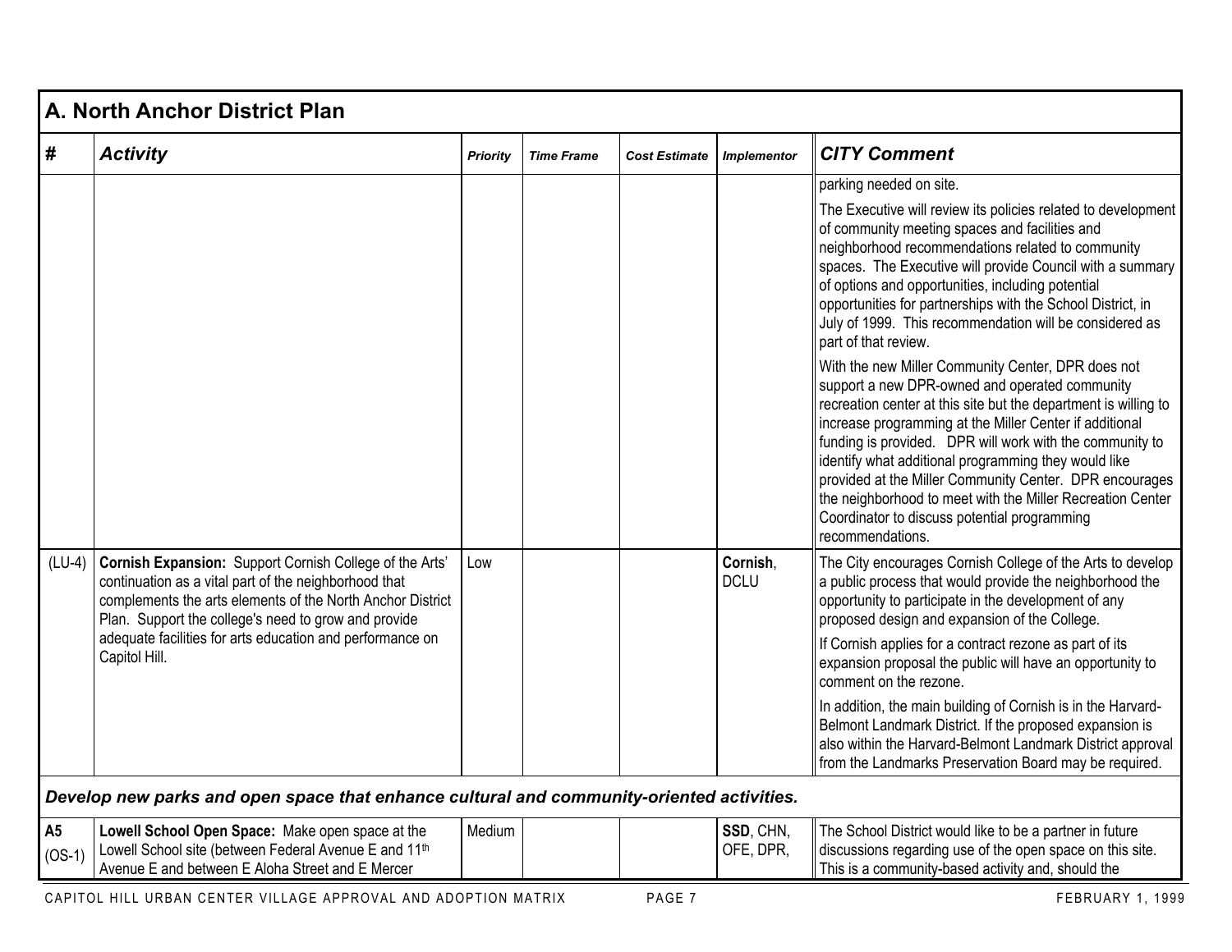## A. North Anchor District Plan

| # | Activity | Priority | Time Frame | Cost Estimate | Implementor | CITY Comment |
|---|---|---|---|---|---|---|
| | | | | | | parking needed on site.<br><br>The Executive will review its policies related to development of community meeting spaces and facilities and neighborhood recommendations related to community spaces. The Executive will provide Council with a summary of options and opportunities, including potential opportunities for partnerships with the School District, in July of 1999. This recommendation will be considered as part of that review.<br><br>With the new Miller Community Center, DPR does not support a new DPR-owned and operated community recreation center at this site but the department is willing to increase programming at the Miller Center if additional funding is provided. DPR will work with the community to identify what additional programming they would like provided at the Miller Community Center. DPR encourages the neighborhood to meet with the Miller Recreation Center Coordinator to discuss potential programming recommendations. |
| (LU-4) | **Cornish Expansion:** Support Cornish College of the Arts' continuation as a vital part of the neighborhood that complements the arts elements of the North Anchor District Plan. Support the college's need to grow and provide adequate facilities for arts education and performance on Capitol Hill. | Low | | | **Cornish**, DCLU | The City encourages Cornish College of the Arts to develop a public process that would provide the neighborhood the opportunity to participate in the development of any proposed design and expansion of the College.<br><br>If Cornish applies for a contract rezone as part of its expansion proposal the public will have an opportunity to comment on the rezone.<br><br>In addition, the main building of Cornish is in the Harvard-Belmont Landmark District. If the proposed expansion is also within the Harvard-Belmont Landmark District approval from the Landmarks Preservation Board may be required. |
| ***Develop new parks and open space that enhance cultural and community-oriented activities.*** | | | | | | |
| **A5** (OS-1) | **Lowell School Open Space:** Make open space at the Lowell School site (between Federal Avenue E and 11th Avenue E and between E Aloha Street and E Mercer | Medium | | | **SSD**, CHN, OFE, DPR, | The School District would like to be a partner in future discussions regarding use of the open space on this site. This is a community-based activity and, should the |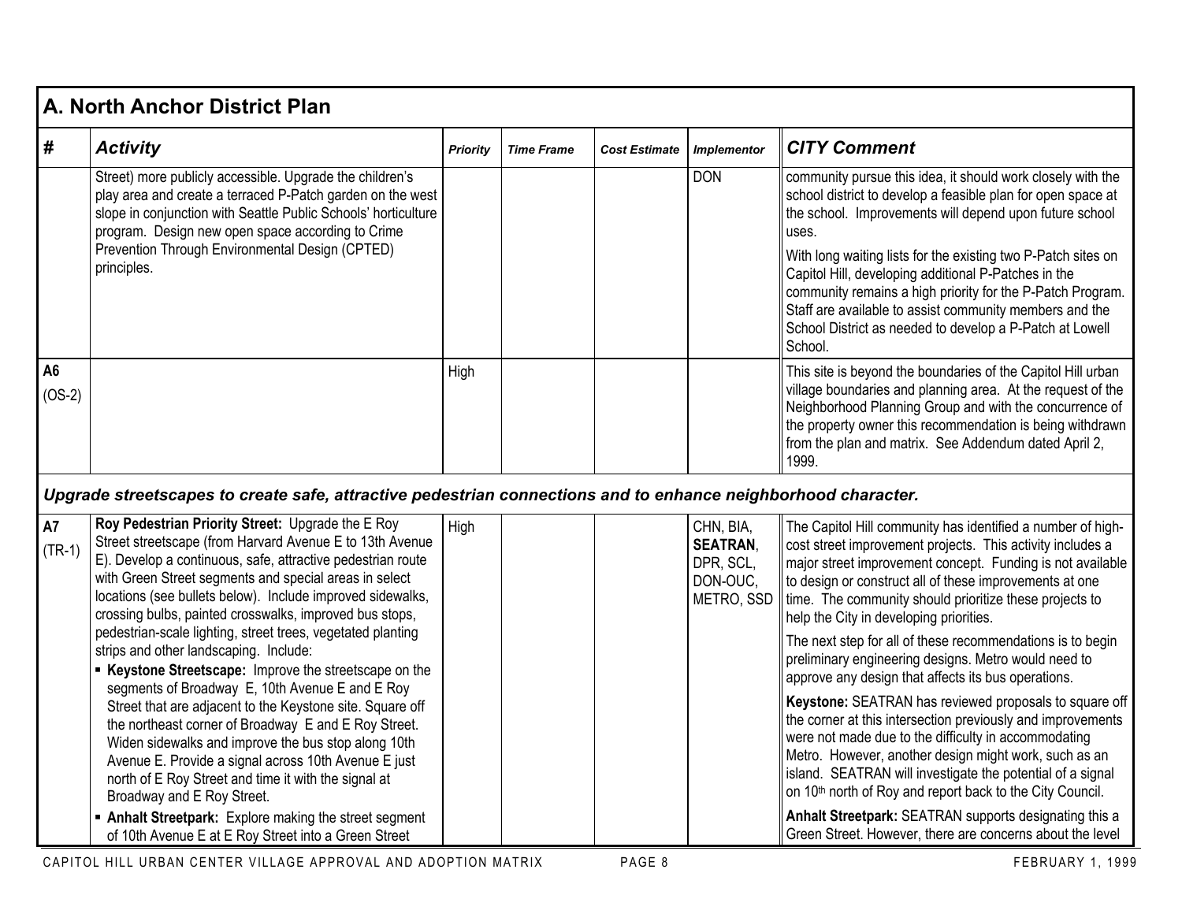## A. North Anchor District Plan

| # | Activity | Priority | Time Frame | Cost Estimate | Implementor | CITY Comment |
|---|---|---|---|---|---|---|
| | Street) more publicly accessible. Upgrade the children's play area and create a terraced P-Patch garden on the west slope in conjunction with Seattle Public Schools' horticulture program. Design new open space according to Crime Prevention Through Environmental Design (CPTED) principles. | | | | DON | community pursue this idea, it should work closely with the school district to develop a feasible plan for open space at the school. Improvements will depend upon future school uses.<br><br>With long waiting lists for the existing two P-Patch sites on Capitol Hill, developing additional P-Patches in the community remains a high priority for the P-Patch Program. Staff are available to assist community members and the School District as needed to develop a P-Patch at Lowell School. |
| **A6** (OS-2) | | High | | | | This site is beyond the boundaries of the Capitol Hill urban village boundaries and planning area. At the request of the Neighborhood Planning Group and with the concurrence of the property owner this recommendation is being withdrawn from the plan and matrix. See Addendum dated April 2, 1999. |
| ***Upgrade streetscapes to create safe, attractive pedestrian connections and to enhance neighborhood character.*** | | | | | | |
| **A7** (TR-1) | **Roy Pedestrian Priority Street:** Upgrade the E Roy Street streetscape (from Harvard Avenue E to 13th Avenue E). Develop a continuous, safe, attractive pedestrian route with Green Street segments and special areas in select locations (see bullets below). Include improved sidewalks, crossing bulbs, painted crosswalks, improved bus stops, pedestrian-scale lighting, street trees, vegetated planting strips and other landscaping. Include:<br>▪ **Keystone Streetscape:** Improve the streetscape on the segments of Broadway E, 10th Avenue E and E Roy Street that are adjacent to the Keystone site. Square off the northeast corner of Broadway E and E Roy Street. Widen sidewalks and improve the bus stop along 10th Avenue E. Provide a signal across 10th Avenue E just north of E Roy Street and time it with the signal at Broadway and E Roy Street.<br>▪ **Anhalt Streetpark:** Explore making the street segment of 10th Avenue E at E Roy Street into a Green Street | High | | | CHN, BIA, **SEATRAN**, DPR, SCL, DON-OUC, METRO, SSD | The Capitol Hill community has identified a number of high-cost street improvement projects. This activity includes a major street improvement concept. Funding is not available to design or construct all of these improvements at one time. The community should prioritize these projects to help the City in developing priorities.<br><br>The next step for all of these recommendations is to begin preliminary engineering designs. Metro would need to approve any design that affects its bus operations.<br><br>**Keystone:** SEATRAN has reviewed proposals to square off the corner at this intersection previously and improvements were not made due to the difficulty in accommodating Metro. However, another design might work, such as an island. SEATRAN will investigate the potential of a signal on 10th north of Roy and report back to the City Council.<br><br>**Anhalt Streetpark:** SEATRAN supports designating this a Green Street. However, there are concerns about the level |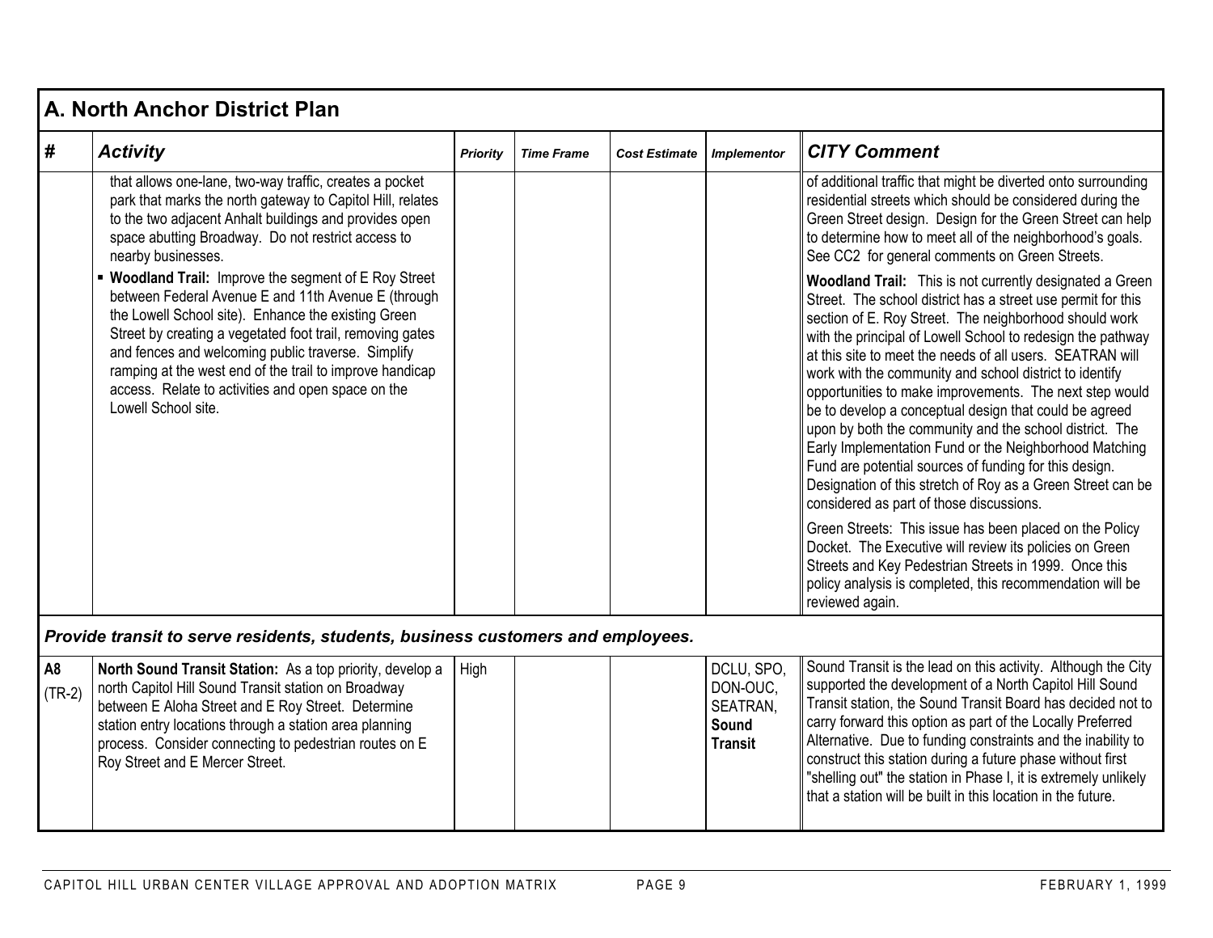## A. North Anchor District Plan

| # | Activity | Priority | Time Frame | Cost Estimate | Implementor | CITY Comment |
|---|---|---|---|---|---|---|
| | that allows one-lane, two-way traffic, creates a pocket park that marks the north gateway to Capitol Hill, relates to the two adjacent Anhalt buildings and provides open space abutting Broadway. Do not restrict access to nearby businesses.<br>▪ **Woodland Trail:** Improve the segment of E Roy Street between Federal Avenue E and 11th Avenue E (through the Lowell School site). Enhance the existing Green Street by creating a vegetated foot trail, removing gates and fences and welcoming public traverse. Simplify ramping at the west end of the trail to improve handicap access. Relate to activities and open space on the Lowell School site. | | | | | of additional traffic that might be diverted onto surrounding residential streets which should be considered during the Green Street design. Design for the Green Street can help to determine how to meet all of the neighborhood's goals. See CC2 for general comments on Green Streets.<br>**Woodland Trail:** This is not currently designated a Green Street. The school district has a street use permit for this section of E. Roy Street. The neighborhood should work with the principal of Lowell School to redesign the pathway at this site to meet the needs of all users. SEATRAN will work with the community and school district to identify opportunities to make improvements. The next step would be to develop a conceptual design that could be agreed upon by both the community and the school district. The Early Implementation Fund or the Neighborhood Matching Fund are potential sources of funding for this design. Designation of this stretch of Roy as a Green Street can be considered as part of those discussions.<br>Green Streets: This issue has been placed on the Policy Docket. The Executive will review its policies on Green Streets and Key Pedestrian Streets in 1999. Once this policy analysis is completed, this recommendation will be reviewed again. |
| ***Provide transit to serve residents, students, business customers and employees.*** | | | | | | |
| **A8** (TR-2) | **North Sound Transit Station:** As a top priority, develop a north Capitol Hill Sound Transit station on Broadway between E Aloha Street and E Roy Street. Determine station entry locations through a station area planning process. Consider connecting to pedestrian routes on E Roy Street and E Mercer Street. | High | | | DCLU, SPO, DON-OUC, SEATRAN, **Sound Transit** | Sound Transit is the lead on this activity. Although the City supported the development of a North Capitol Hill Sound Transit station, the Sound Transit Board has decided not to carry forward this option as part of the Locally Preferred Alternative. Due to funding constraints and the inability to construct this station during a future phase without first "shelling out" the station in Phase I, it is extremely unlikely that a station will be built in this location in the future. |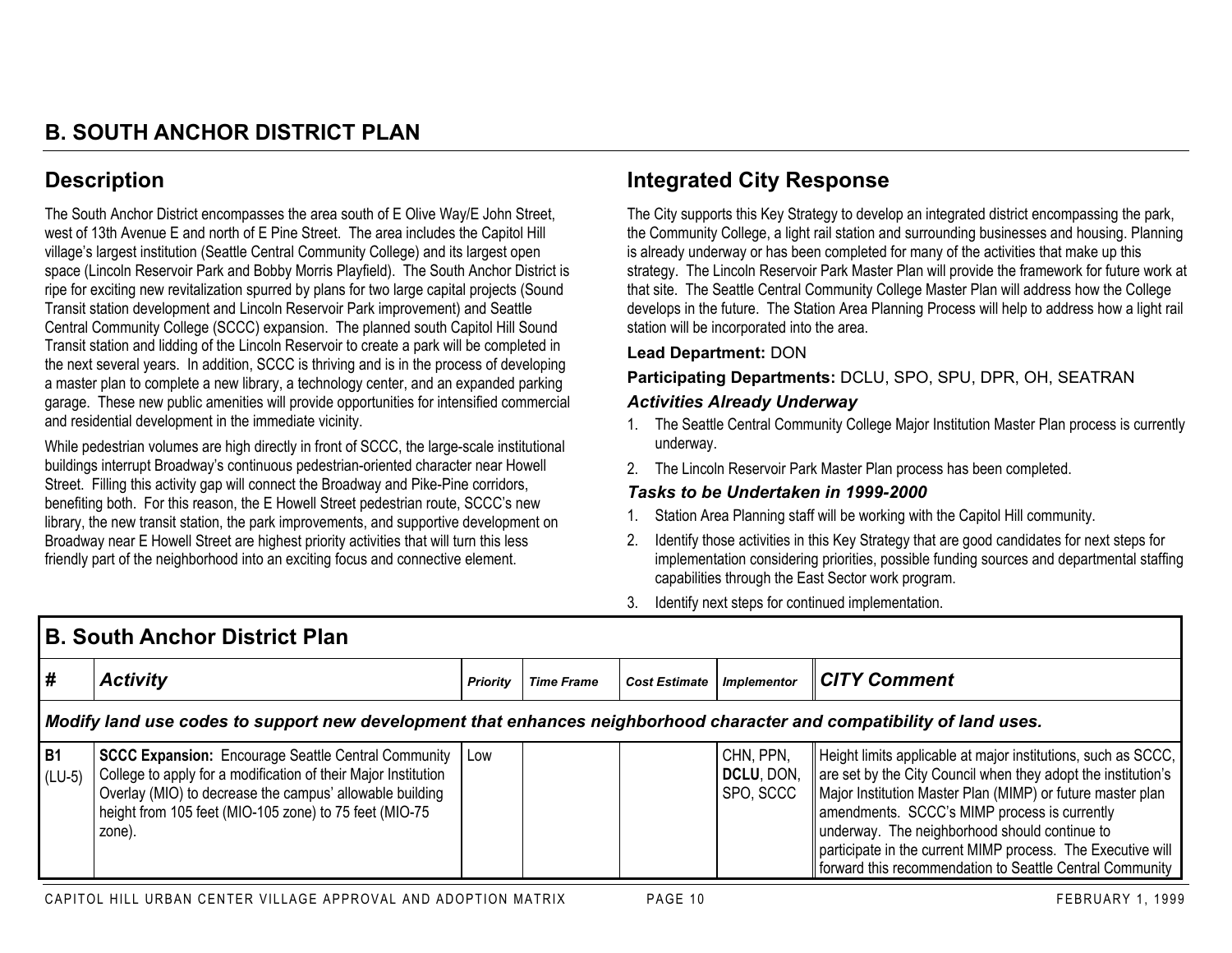# B. SOUTH ANCHOR DISTRICT PLAN

## Description

The South Anchor District encompasses the area south of E Olive Way/E John Street, west of 13th Avenue E and north of E Pine Street. The area includes the Capitol Hill village's largest institution (Seattle Central Community College) and its largest open space (Lincoln Reservoir Park and Bobby Morris Playfield). The South Anchor District is ripe for exciting new revitalization spurred by plans for two large capital projects (Sound Transit station development and Lincoln Reservoir Park improvement) and Seattle Central Community College (SCCC) expansion. The planned south Capitol Hill Sound Transit station and lidding of the Lincoln Reservoir to create a park will be completed in the next several years. In addition, SCCC is thriving and is in the process of developing a master plan to complete a new library, a technology center, and an expanded parking garage. These new public amenities will provide opportunities for intensified commercial and residential development in the immediate vicinity.

While pedestrian volumes are high directly in front of SCCC, the large-scale institutional buildings interrupt Broadway's continuous pedestrian-oriented character near Howell Street. Filling this activity gap will connect the Broadway and Pike-Pine corridors, benefiting both. For this reason, the E Howell Street pedestrian route, SCCC's new library, the new transit station, the park improvements, and supportive development on Broadway near E Howell Street are highest priority activities that will turn this less friendly part of the neighborhood into an exciting focus and connective element.

## Integrated City Response

The City supports this Key Strategy to develop an integrated district encompassing the park, the Community College, a light rail station and surrounding businesses and housing. Planning is already underway or has been completed for many of the activities that make up this strategy. The Lincoln Reservoir Park Master Plan will provide the framework for future work at that site. The Seattle Central Community College Master Plan will address how the College develops in the future. The Station Area Planning Process will help to address how a light rail station will be incorporated into the area.

**Lead Department:** DON

**Participating Departments:** DCLU, SPO, SPU, DPR, OH, SEATRAN

### *Activities Already Underway*

1. The Seattle Central Community College Major Institution Master Plan process is currently underway.
2. The Lincoln Reservoir Park Master Plan process has been completed.

### *Tasks to be Undertaken in 1999-2000*

1. Station Area Planning staff will be working with the Capitol Hill community.
2. Identify those activities in this Key Strategy that are good candidates for next steps for implementation considering priorities, possible funding sources and departmental staffing capabilities through the East Sector work program.
3. Identify next steps for continued implementation.

## B. South Anchor District Plan

| # | *Activity* | *Priority* | *Time Frame* | *Cost Estimate* | *Implementor* | *CITY Comment* |
|---|---|---|---|---|---|---|
| ***Modify land use codes to support new development that enhances neighborhood character and compatibility of land uses.*** | | | | | | |
| **B1** (LU-5) | **SCCC Expansion:** Encourage Seattle Central Community College to apply for a modification of their Major Institution Overlay (MIO) to decrease the campus' allowable building height from 105 feet (MIO-105 zone) to 75 feet (MIO-75 zone). | Low | | | CHN, PPN, **DCLU**, DON, SPO, SCCC | Height limits applicable at major institutions, such as SCCC, are set by the City Council when they adopt the institution's Major Institution Master Plan (MIMP) or future master plan amendments. SCCC's MIMP process is currently underway. The neighborhood should continue to participate in the current MIMP process. The Executive will forward this recommendation to Seattle Central Community |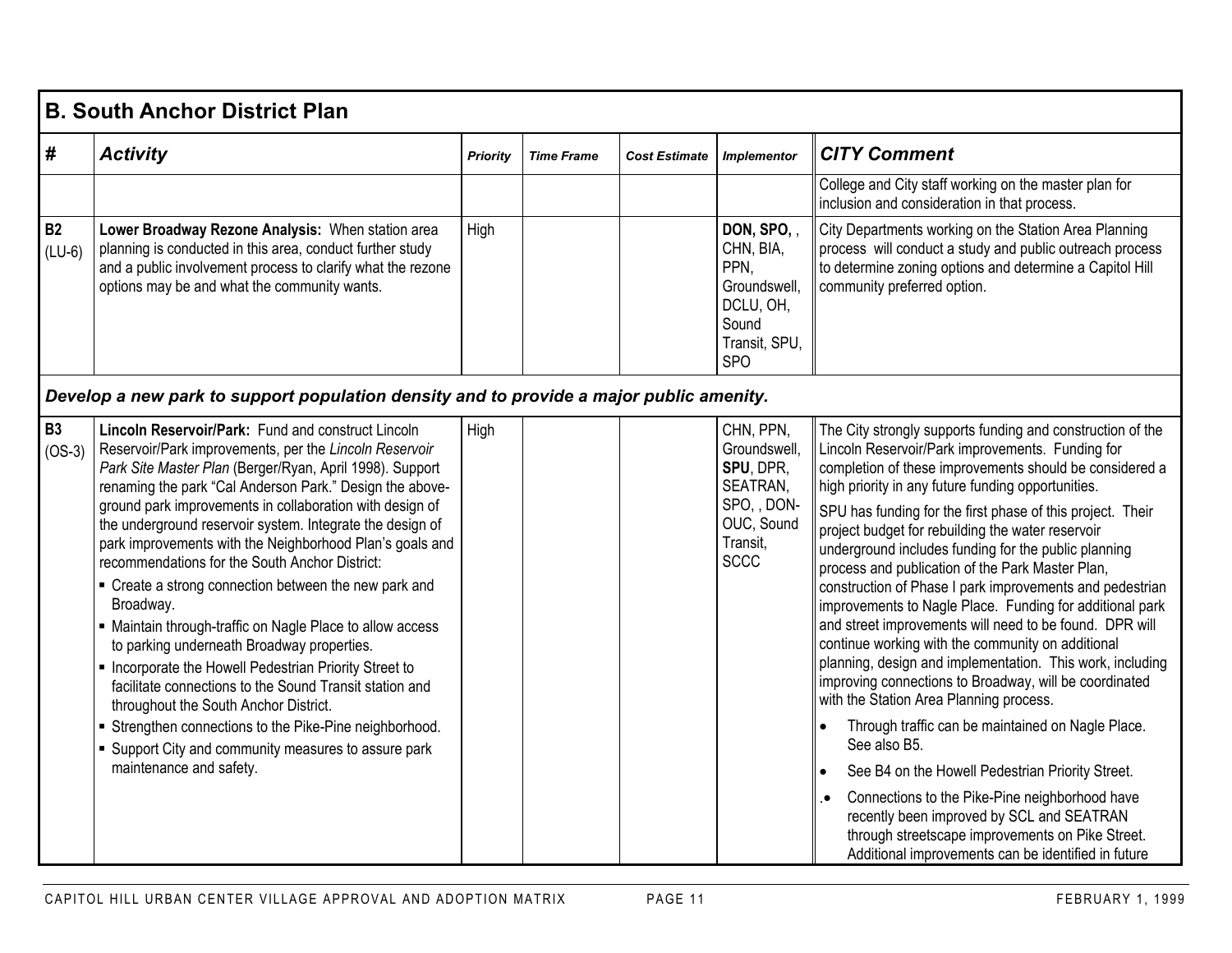## B. South Anchor District Plan

| # | Activity | Priority | Time Frame | Cost Estimate | Implementor | CITY Comment |
|---|---|---|---|---|---|---|
| | | | | | | College and City staff working on the master plan for inclusion and consideration in that process. |
| **B2** (LU-6) | **Lower Broadway Rezone Analysis:** When station area planning is conducted in this area, conduct further study and a public involvement process to clarify what the rezone options may be and what the community wants. | High | | | **DON, SPO**, , CHN, BIA, PPN, Groundswell, DCLU, OH, Sound Transit, SPU, SPO | City Departments working on the Station Area Planning process will conduct a study and public outreach process to determine zoning options and determine a Capitol Hill community preferred option. |
| ***Develop a new park to support population density and to provide a major public amenity.*** | | | | | | |
| **B3** (OS-3) | **Lincoln Reservoir/Park:** Fund and construct Lincoln Reservoir/Park improvements, per the *Lincoln Reservoir Park Site Master Plan* (Berger/Ryan, April 1998). Support renaming the park "Cal Anderson Park." Design the above-ground park improvements in collaboration with design of the underground reservoir system. Integrate the design of park improvements with the Neighborhood Plan's goals and recommendations for the South Anchor District:<br>▪ Create a strong connection between the new park and Broadway.<br>▪ Maintain through-traffic on Nagle Place to allow access to parking underneath Broadway properties.<br>▪ Incorporate the Howell Pedestrian Priority Street to facilitate connections to the Sound Transit station and throughout the South Anchor District.<br>▪ Strengthen connections to the Pike-Pine neighborhood.<br>▪ Support City and community measures to assure park maintenance and safety. | High | | | CHN, PPN, Groundswell, **SPU**, DPR, SEATRAN, SPO, , DON-OUC, Sound Transit, SCCC | The City strongly supports funding and construction of the Lincoln Reservoir/Park improvements. Funding for completion of these improvements should be considered a high priority in any future funding opportunities.<br>SPU has funding for the first phase of this project. Their project budget for rebuilding the water reservoir underground includes funding for the public planning process and publication of the Park Master Plan, construction of Phase I park improvements and pedestrian improvements to Nagle Place. Funding for additional park and street improvements will need to be found. DPR will continue working with the community on additional planning, design and implementation. This work, including improving connections to Broadway, will be coordinated with the Station Area Planning process.<br>• Through traffic can be maintained on Nagle Place. See also B5.<br>• See B4 on the Howell Pedestrian Priority Street.<br>.• Connections to the Pike-Pine neighborhood have recently been improved by SCL and SEATRAN through streetscape improvements on Pike Street. Additional improvements can be identified in future |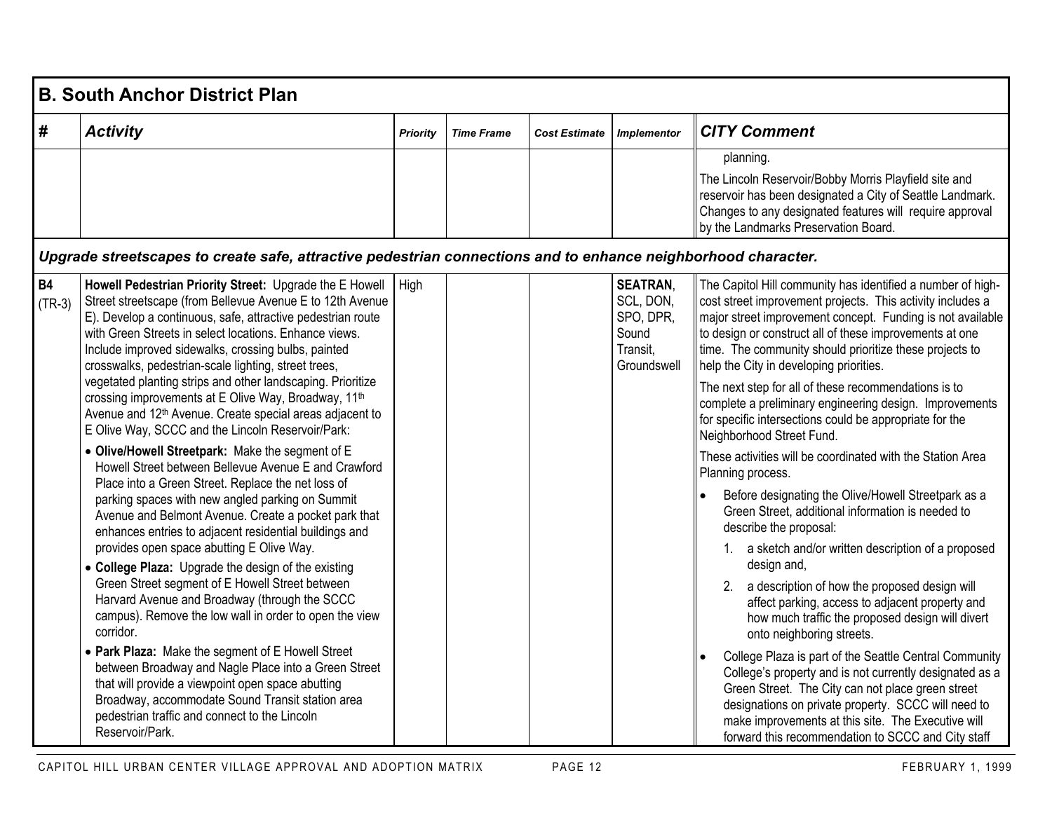## B. South Anchor District Plan

| # | Activity | Priority | Time Frame | Cost Estimate | Implementor | CITY Comment |
|---|---|---|---|---|---|---|
| | | | | | | planning.<br><br>The Lincoln Reservoir/Bobby Morris Playfield site and reservoir has been designated a City of Seattle Landmark. Changes to any designated features will require approval by the Landmarks Preservation Board. |
| ***Upgrade streetscapes to create safe, attractive pedestrian connections and to enhance neighborhood character.*** | | | | | | |
| **B4** (TR-3) | **Howell Pedestrian Priority Street:** Upgrade the E Howell Street streetscape (from Bellevue Avenue E to 12th Avenue E). Develop a continuous, safe, attractive pedestrian route with Green Streets in select locations. Enhance views. Include improved sidewalks, crossing bulbs, painted crosswalks, pedestrian-scale lighting, street trees, vegetated planting strips and other landscaping. Prioritize crossing improvements at E Olive Way, Broadway, 11th Avenue and 12th Avenue. Create special areas adjacent to E Olive Way, SCCC and the Lincoln Reservoir/Park:<br><br>• **Olive/Howell Streetpark:** Make the segment of E Howell Street between Bellevue Avenue E and Crawford Place into a Green Street. Replace the net loss of parking spaces with new angled parking on Summit Avenue and Belmont Avenue. Create a pocket park that enhances entries to adjacent residential buildings and provides open space abutting E Olive Way.<br><br>• **College Plaza:** Upgrade the design of the existing Green Street segment of E Howell Street between Harvard Avenue and Broadway (through the SCCC campus). Remove the low wall in order to open the view corridor.<br><br>• **Park Plaza:** Make the segment of E Howell Street between Broadway and Nagle Place into a Green Street that will provide a viewpoint open space abutting Broadway, accommodate Sound Transit station area pedestrian traffic and connect to the Lincoln Reservoir/Park. | High | | | **SEATRAN**, SCL, DON, SPO, DPR, Sound Transit, Groundswell | The Capitol Hill community has identified a number of high-cost street improvement projects. This activity includes a major street improvement concept. Funding is not available to design or construct all of these improvements at one time. The community should prioritize these projects to help the City in developing priorities.<br><br>The next step for all of these recommendations is to complete a preliminary engineering design. Improvements for specific intersections could be appropriate for the Neighborhood Street Fund.<br><br>These activities will be coordinated with the Station Area Planning process.<br><br>• Before designating the Olive/Howell Streetpark as a Green Street, additional information is needed to describe the proposal:<br>1. a sketch and/or written description of a proposed design and,<br>2. a description of how the proposed design will affect parking, access to adjacent property and how much traffic the proposed design will divert onto neighboring streets.<br><br>• College Plaza is part of the Seattle Central Community College's property and is not currently designated as a Green Street. The City can not place green street designations on private property. SCCC will need to make improvements at this site. The Executive will forward this recommendation to SCCC and City staff |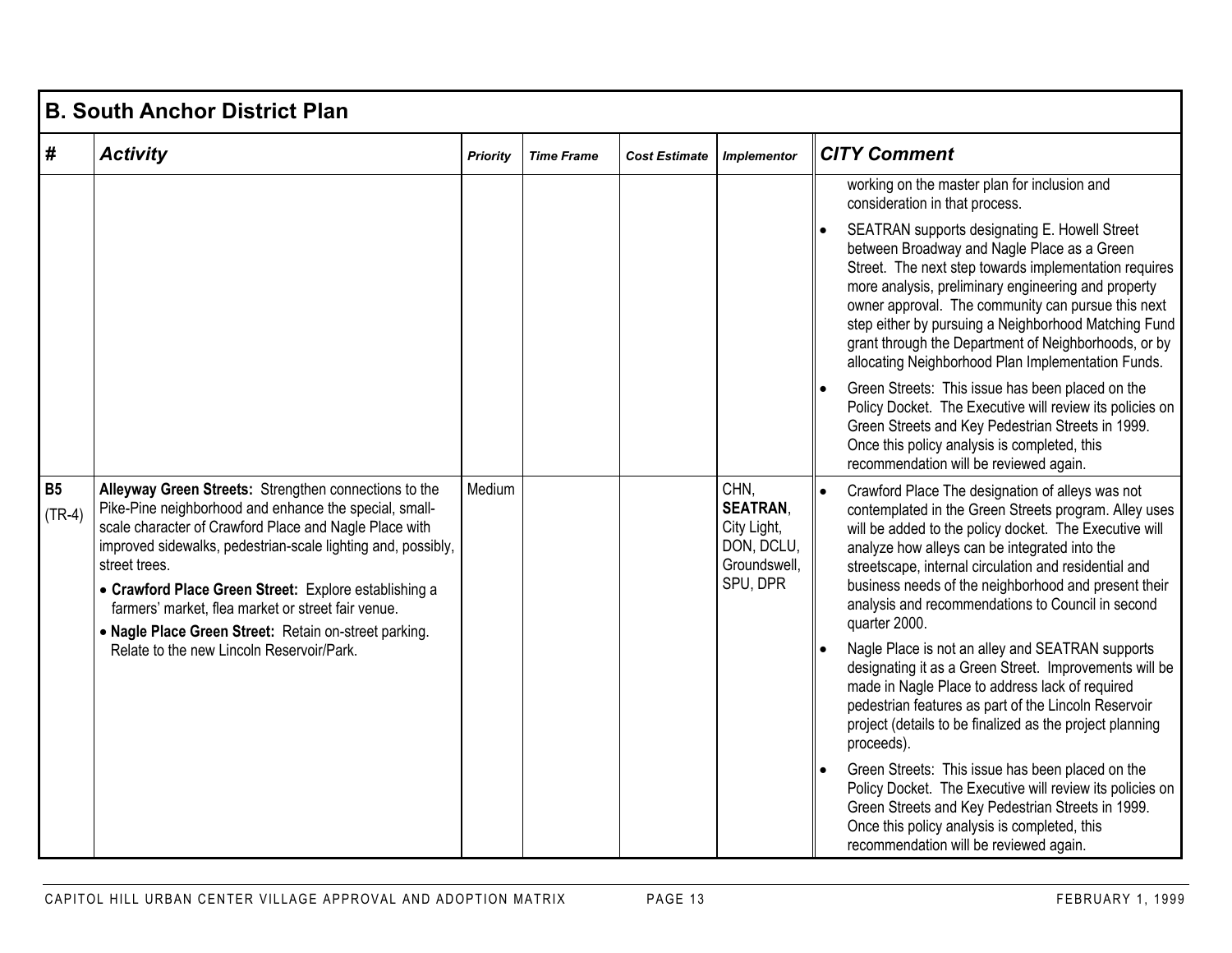## B. South Anchor District Plan

| # | Activity | Priority | Time Frame | Cost Estimate | Implementor | CITY Comment |
|---|---|---|---|---|---|---|
| | | | | | | working on the master plan for inclusion and consideration in that process.<br>• SEATRAN supports designating E. Howell Street between Broadway and Nagle Place as a Green Street. The next step towards implementation requires more analysis, preliminary engineering and property owner approval. The community can pursue this next step either by pursuing a Neighborhood Matching Fund grant through the Department of Neighborhoods, or by allocating Neighborhood Plan Implementation Funds.<br>• Green Streets: This issue has been placed on the Policy Docket. The Executive will review its policies on Green Streets and Key Pedestrian Streets in 1999. Once this policy analysis is completed, this recommendation will be reviewed again. |
| **B5** (TR-4) | **Alleyway Green Streets:** Strengthen connections to the Pike-Pine neighborhood and enhance the special, small-scale character of Crawford Place and Nagle Place with improved sidewalks, pedestrian-scale lighting and, possibly, street trees.<br>• **Crawford Place Green Street:** Explore establishing a farmers' market, flea market or street fair venue.<br>• **Nagle Place Green Street:** Retain on-street parking. Relate to the new Lincoln Reservoir/Park. | Medium | | | CHN, **SEATRAN**, City Light, DON, DCLU, Groundswell, SPU, DPR | • Crawford Place The designation of alleys was not contemplated in the Green Streets program. Alley uses will be added to the policy docket. The Executive will analyze how alleys can be integrated into the streetscape, internal circulation and residential and business needs of the neighborhood and present their analysis and recommendations to Council in second quarter 2000.<br>• Nagle Place is not an alley and SEATRAN supports designating it as a Green Street. Improvements will be made in Nagle Place to address lack of required pedestrian features as part of the Lincoln Reservoir project (details to be finalized as the project planning proceeds).<br>• Green Streets: This issue has been placed on the Policy Docket. The Executive will review its policies on Green Streets and Key Pedestrian Streets in 1999. Once this policy analysis is completed, this recommendation will be reviewed again. |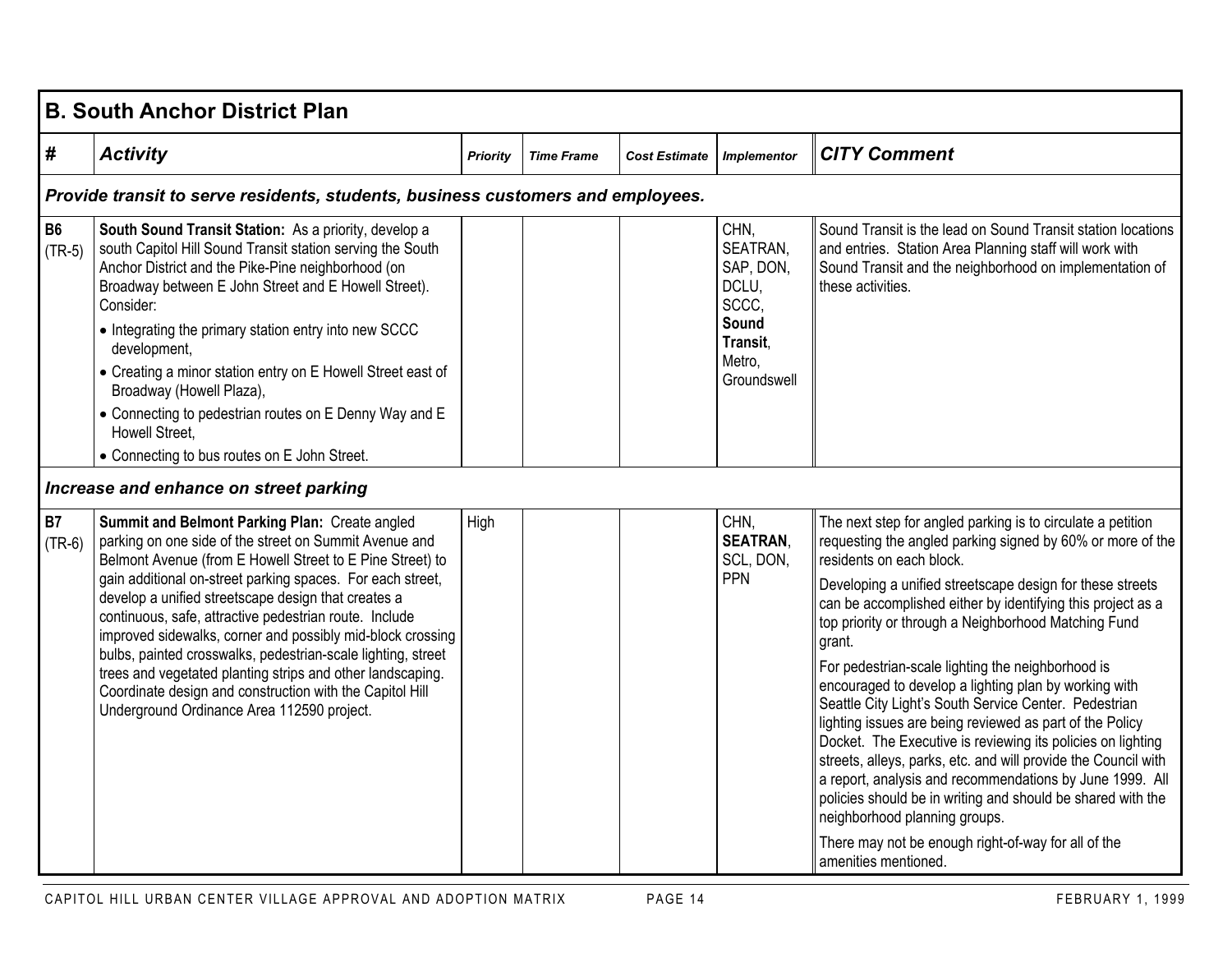## B. South Anchor District Plan

| # | Activity | Priority | Time Frame | Cost Estimate | Implementor | CITY Comment |
|---|---|---|---|---|---|---|
| ***Provide transit to serve residents, students, business customers and employees.*** | | | | | | |
| **B6** (TR-5) | **South Sound Transit Station:** As a priority, develop a south Capitol Hill Sound Transit station serving the South Anchor District and the Pike-Pine neighborhood (on Broadway between E John Street and E Howell Street). Consider:<br>• Integrating the primary station entry into new SCCC development,<br>• Creating a minor station entry on E Howell Street east of Broadway (Howell Plaza),<br>• Connecting to pedestrian routes on E Denny Way and E Howell Street,<br>• Connecting to bus routes on E John Street. | | | | CHN, SEATRAN, SAP, DON, DCLU, SCCC, **Sound Transit**, Metro, Groundswell | Sound Transit is the lead on Sound Transit station locations and entries. Station Area Planning staff will work with Sound Transit and the neighborhood on implementation of these activities. |
| ***Increase and enhance on street parking*** | | | | | | |
| **B7** (TR-6) | **Summit and Belmont Parking Plan:** Create angled parking on one side of the street on Summit Avenue and Belmont Avenue (from E Howell Street to E Pine Street) to gain additional on-street parking spaces. For each street, develop a unified streetscape design that creates a continuous, safe, attractive pedestrian route. Include improved sidewalks, corner and possibly mid-block crossing bulbs, painted crosswalks, pedestrian-scale lighting, street trees and vegetated planting strips and other landscaping. Coordinate design and construction with the Capitol Hill Underground Ordinance Area 112590 project. | High | | | CHN, **SEATRAN**, SCL, DON, PPN | The next step for angled parking is to circulate a petition requesting the angled parking signed by 60% or more of the residents on each block.<br><br>Developing a unified streetscape design for these streets can be accomplished either by identifying this project as a top priority or through a Neighborhood Matching Fund grant.<br><br>For pedestrian-scale lighting the neighborhood is encouraged to develop a lighting plan by working with Seattle City Light's South Service Center. Pedestrian lighting issues are being reviewed as part of the Policy Docket. The Executive is reviewing its policies on lighting streets, alleys, parks, etc. and will provide the Council with a report, analysis and recommendations by June 1999. All policies should be in writing and should be shared with the neighborhood planning groups.<br><br>There may not be enough right-of-way for all of the amenities mentioned. |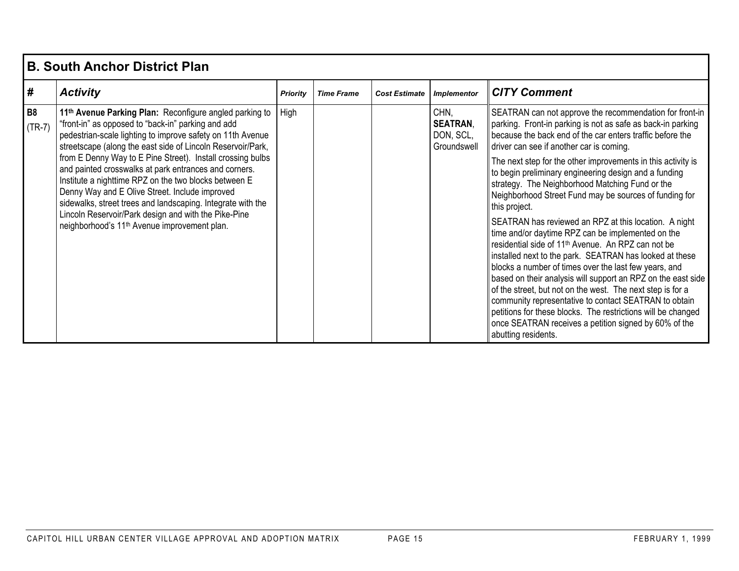## B. South Anchor District Plan

| # | *Activity* | *Priority* | *Time Frame* | *Cost Estimate* | *Implementor* | *CITY Comment* |
|---|---|---|---|---|---|---|
| **B8** (TR-7) | **11th Avenue Parking Plan:** Reconfigure angled parking to "front-in" as opposed to "back-in" parking and add pedestrian-scale lighting to improve safety on 11th Avenue streetscape (along the east side of Lincoln Reservoir/Park, from E Denny Way to E Pine Street). Install crossing bulbs and painted crosswalks at park entrances and corners. Institute a nighttime RPZ on the two blocks between E Denny Way and E Olive Street. Include improved sidewalks, street trees and landscaping. Integrate with the Lincoln Reservoir/Park design and with the Pike-Pine neighborhood's 11th Avenue improvement plan. | High | | | CHN, **SEATRAN**, DON, SCL, Groundswell | SEATRAN can not approve the recommendation for front-in parking. Front-in parking is not as safe as back-in parking because the back end of the car enters traffic before the driver can see if another car is coming.<br><br>The next step for the other improvements in this activity is to begin preliminary engineering design and a funding strategy. The Neighborhood Matching Fund or the Neighborhood Street Fund may be sources of funding for this project.<br><br>SEATRAN has reviewed an RPZ at this location. A night time and/or daytime RPZ can be implemented on the residential side of 11th Avenue. An RPZ can not be installed next to the park. SEATRAN has looked at these blocks a number of times over the last few years, and based on their analysis will support an RPZ on the east side of the street, but not on the west. The next step is for a community representative to contact SEATRAN to obtain petitions for these blocks. The restrictions will be changed once SEATRAN receives a petition signed by 60% of the abutting residents. |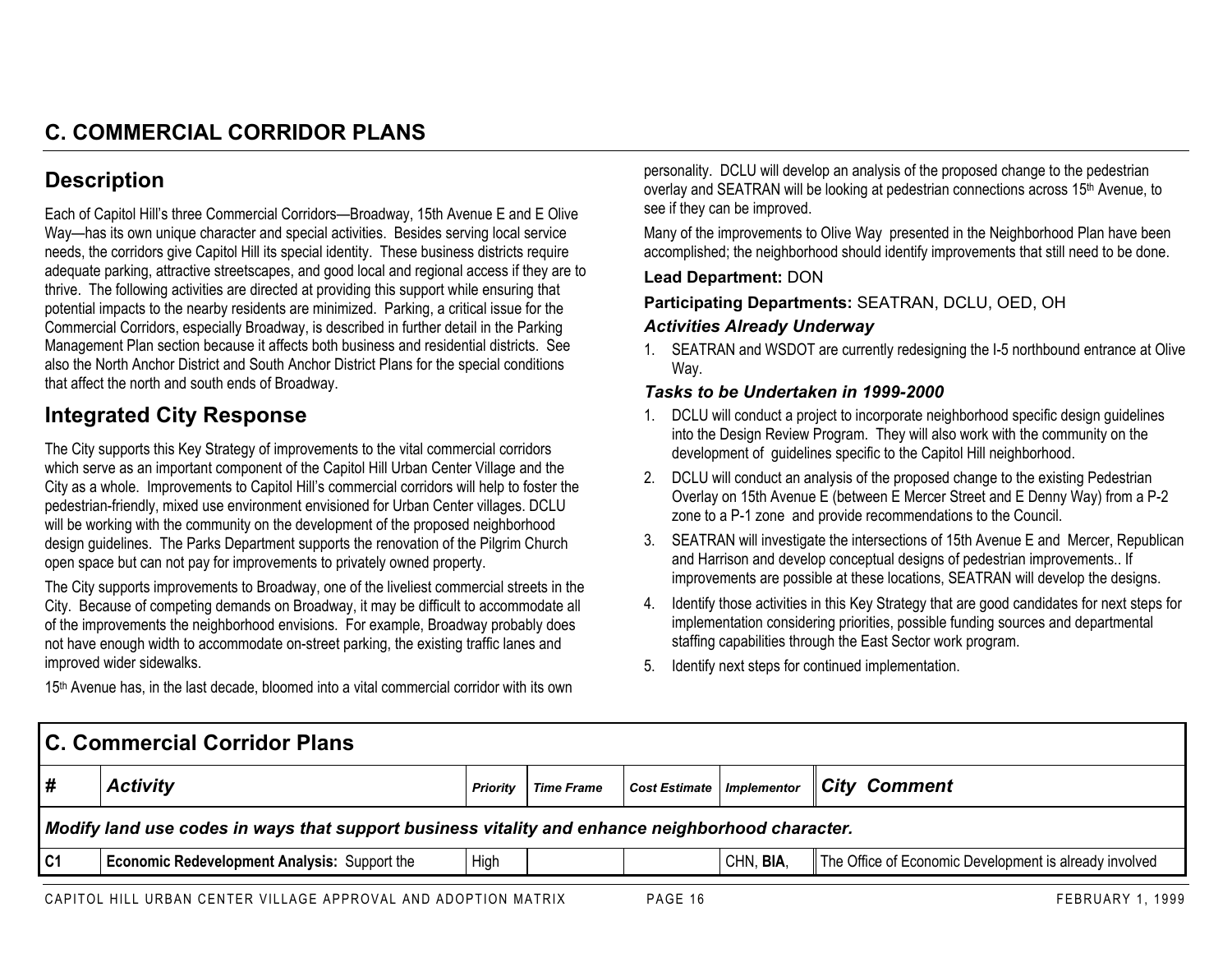# C. COMMERCIAL CORRIDOR PLANS

## Description

Each of Capitol Hill's three Commercial Corridors—Broadway, 15th Avenue E and E Olive Way—has its own unique character and special activities. Besides serving local service needs, the corridors give Capitol Hill its special identity. These business districts require adequate parking, attractive streetscapes, and good local and regional access if they are to thrive. The following activities are directed at providing this support while ensuring that potential impacts to the nearby residents are minimized. Parking, a critical issue for the Commercial Corridors, especially Broadway, is described in further detail in the Parking Management Plan section because it affects both business and residential districts. See also the North Anchor District and South Anchor District Plans for the special conditions that affect the north and south ends of Broadway.

## Integrated City Response

The City supports this Key Strategy of improvements to the vital commercial corridors which serve as an important component of the Capitol Hill Urban Center Village and the City as a whole. Improvements to Capitol Hill's commercial corridors will help to foster the pedestrian-friendly, mixed use environment envisioned for Urban Center villages. DCLU will be working with the community on the development of the proposed neighborhood design guidelines. The Parks Department supports the renovation of the Pilgrim Church open space but can not pay for improvements to privately owned property.

The City supports improvements to Broadway, one of the liveliest commercial streets in the City. Because of competing demands on Broadway, it may be difficult to accommodate all of the improvements the neighborhood envisions. For example, Broadway probably does not have enough width to accommodate on-street parking, the existing traffic lanes and improved wider sidewalks.

15th Avenue has, in the last decade, bloomed into a vital commercial corridor with its own personality. DCLU will develop an analysis of the proposed change to the pedestrian overlay and SEATRAN will be looking at pedestrian connections across 15th Avenue, to see if they can be improved.

Many of the improvements to Olive Way presented in the Neighborhood Plan have been accomplished; the neighborhood should identify improvements that still need to be done.

**Lead Department:** DON

**Participating Departments:** SEATRAN, DCLU, OED, OH

### *Activities Already Underway*

1. SEATRAN and WSDOT are currently redesigning the I-5 northbound entrance at Olive Way.

### *Tasks to be Undertaken in 1999-2000*

1. DCLU will conduct a project to incorporate neighborhood specific design guidelines into the Design Review Program. They will also work with the community on the development of guidelines specific to the Capitol Hill neighborhood.
2. DCLU will conduct an analysis of the proposed change to the existing Pedestrian Overlay on 15th Avenue E (between E Mercer Street and E Denny Way) from a P-2 zone to a P-1 zone and provide recommendations to the Council.
3. SEATRAN will investigate the intersections of 15th Avenue E and Mercer, Republican and Harrison and develop conceptual designs of pedestrian improvements.. If improvements are possible at these locations, SEATRAN will develop the designs.
4. Identify those activities in this Key Strategy that are good candidates for next steps for implementation considering priorities, possible funding sources and departmental staffing capabilities through the East Sector work program.
5. Identify next steps for continued implementation.

**C. Commercial Corridor Plans**

| # | *Activity* | *Priority* | *Time Frame* | *Cost Estimate* | *Implementor* | *City Comment* |
|---|---|---|---|---|---|---|
| ***Modify land use codes in ways that support business vitality and enhance neighborhood character.*** | | | | | | |
| **C1** | **Economic Redevelopment Analysis:** Support the | High | | | CHN, **BIA**, | The Office of Economic Development is already involved |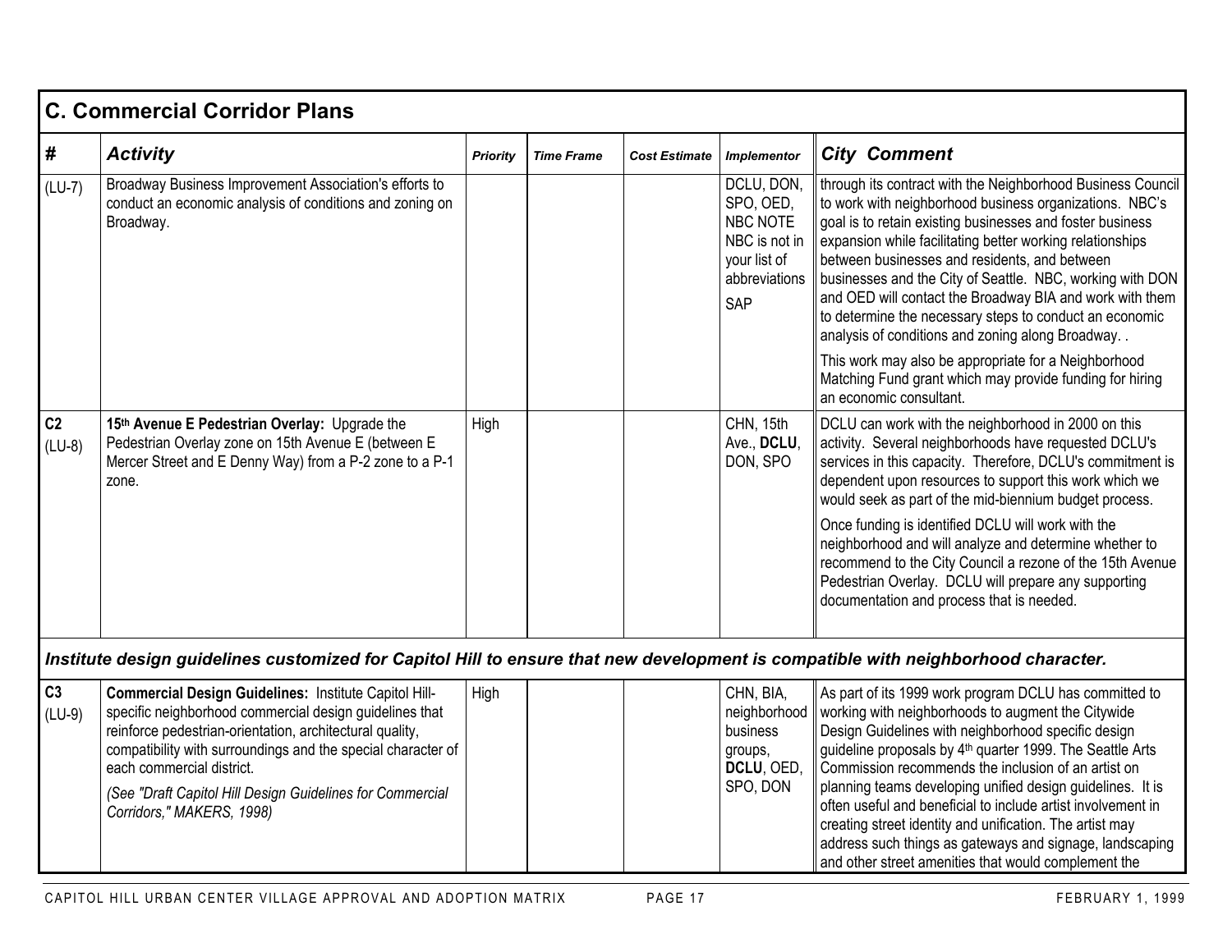## C. Commercial Corridor Plans

| # | Activity | Priority | Time Frame | Cost Estimate | Implementor | City Comment |
|---|---|---|---|---|---|---|
| (LU-7) | Broadway Business Improvement Association's efforts to conduct an economic analysis of conditions and zoning on Broadway. | | | | DCLU, DON, SPO, OED, NBC NOTE NBC is not in your list of abbreviations SAP | through its contract with the Neighborhood Business Council to work with neighborhood business organizations. NBC's goal is to retain existing businesses and foster business expansion while facilitating better working relationships between businesses and residents, and between businesses and the City of Seattle. NBC, working with DON and OED will contact the Broadway BIA and work with them to determine the necessary steps to conduct an economic analysis of conditions and zoning along Broadway. . <br><br> This work may also be appropriate for a Neighborhood Matching Fund grant which may provide funding for hiring an economic consultant. |
| **C2** (LU-8) | **15th Avenue E Pedestrian Overlay:** Upgrade the Pedestrian Overlay zone on 15th Avenue E (between E Mercer Street and E Denny Way) from a P-2 zone to a P-1 zone. | High | | | CHN, 15th Ave., **DCLU**, DON, SPO | DCLU can work with the neighborhood in 2000 on this activity. Several neighborhoods have requested DCLU's services in this capacity. Therefore, DCLU's commitment is dependent upon resources to support this work which we would seek as part of the mid-biennium budget process. <br><br> Once funding is identified DCLU will work with the neighborhood and will analyze and determine whether to recommend to the City Council a rezone of the 15th Avenue Pedestrian Overlay. DCLU will prepare any supporting documentation and process that is needed. |
| ***Institute design guidelines customized for Capitol Hill to ensure that new development is compatible with neighborhood character.*** | | | | | | |
| **C3** (LU-9) | **Commercial Design Guidelines:** Institute Capitol Hill-specific neighborhood commercial design guidelines that reinforce pedestrian-orientation, architectural quality, compatibility with surroundings and the special character of each commercial district. <br><br> *(See "Draft Capitol Hill Design Guidelines for Commercial Corridors," MAKERS, 1998)* | High | | | CHN, BIA, neighborhood business groups, **DCLU**, OED, SPO, DON | As part of its 1999 work program DCLU has committed to working with neighborhoods to augment the Citywide Design Guidelines with neighborhood specific design guideline proposals by 4th quarter 1999. The Seattle Arts Commission recommends the inclusion of an artist on planning teams developing unified design guidelines. It is often useful and beneficial to include artist involvement in creating street identity and unification. The artist may address such things as gateways and signage, landscaping and other street amenities that would complement the |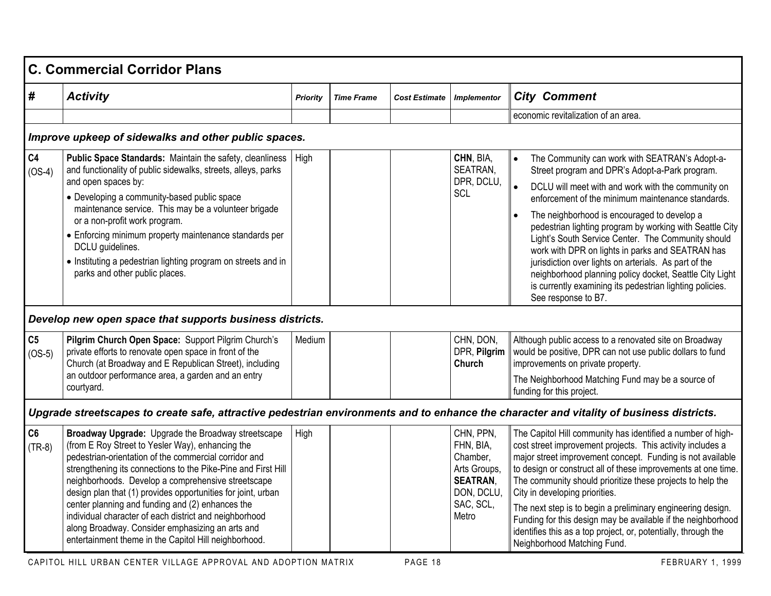## C. Commercial Corridor Plans

| # | *Activity* | *Priority* | *Time Frame* | *Cost Estimate* | *Implementor* | *City Comment* |
|---|---|---|---|---|---|---|
| | | | | | | economic revitalization of an area. |
| ***Improve upkeep of sidewalks and other public spaces.*** | | | | | | |
| **C4** (OS-4) | **Public Space Standards:** Maintain the safety, cleanliness and functionality of public sidewalks, streets, alleys, parks and open spaces by: • Developing a community-based public space maintenance service. This may be a volunteer brigade or a non-profit work program. • Enforcing minimum property maintenance standards per DCLU guidelines. • Instituting a pedestrian lighting program on streets and in parks and other public places. | High | | | **CHN**, BIA, SEATRAN, DPR, DCLU, SCL | • The Community can work with SEATRAN's Adopt-a-Street program and DPR's Adopt-a-Park program. • DCLU will meet with and work with the community on enforcement of the minimum maintenance standards. • The neighborhood is encouraged to develop a pedestrian lighting program by working with Seattle City Light's South Service Center. The Community should work with DPR on lights in parks and SEATRAN has jurisdiction over lights on arterials. As part of the neighborhood planning policy docket, Seattle City Light is currently examining its pedestrian lighting policies. See response to B7. |
| ***Develop new open space that supports business districts.*** | | | | | | |
| **C5** (OS-5) | **Pilgrim Church Open Space:** Support Pilgrim Church's private efforts to renovate open space in front of the Church (at Broadway and E Republican Street), including an outdoor performance area, a garden and an entry courtyard. | Medium | | | CHN, DON, DPR, **Pilgrim Church** | Although public access to a renovated site on Broadway would be positive, DPR can not use public dollars to fund improvements on private property. The Neighborhood Matching Fund may be a source of funding for this project. |
| ***Upgrade streetscapes to create safe, attractive pedestrian environments and to enhance the character and vitality of business districts.*** | | | | | | |
| **C6** (TR-8) | **Broadway Upgrade:** Upgrade the Broadway streetscape (from E Roy Street to Yesler Way), enhancing the pedestrian-orientation of the commercial corridor and strengthening its connections to the Pike-Pine and First Hill neighborhoods. Develop a comprehensive streetscape design plan that (1) provides opportunities for joint, urban center planning and funding and (2) enhances the individual character of each district and neighborhood along Broadway. Consider emphasizing an arts and entertainment theme in the Capitol Hill neighborhood. | High | | | CHN, PPN, FHN, BIA, Chamber, Arts Groups, **SEATRAN**, DON, DCLU, SAC, SCL, Metro | The Capitol Hill community has identified a number of high-cost street improvement projects. This activity includes a major street improvement concept. Funding is not available to design or construct all of these improvements at one time. The community should prioritize these projects to help the City in developing priorities. The next step is to begin a preliminary engineering design. Funding for this design may be available if the neighborhood identifies this as a top project, or, potentially, through the Neighborhood Matching Fund. |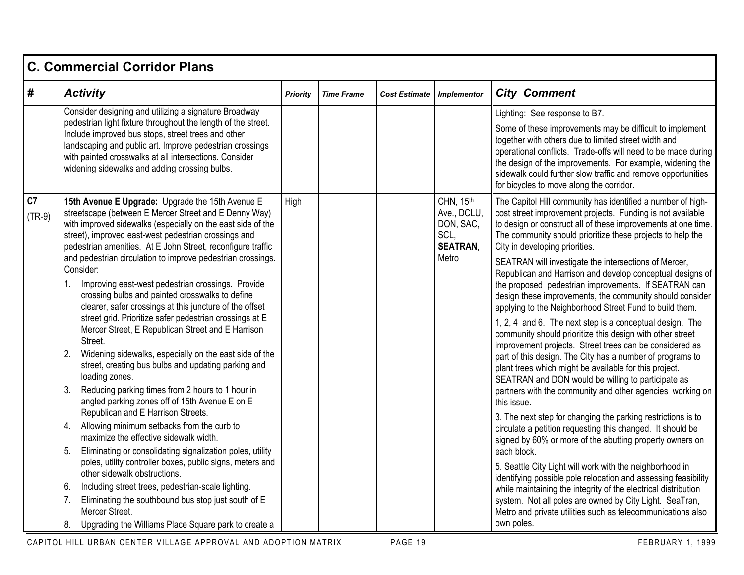## C. Commercial Corridor Plans

| # | *Activity* | *Priority* | *Time Frame* | *Cost Estimate* | *Implementor* | *City Comment* |
|---|---|---|---|---|---|---|
| | Consider designing and utilizing a signature Broadway pedestrian light fixture throughout the length of the street. Include improved bus stops, street trees and other landscaping and public art. Improve pedestrian crossings with painted crosswalks at all intersections. Consider widening sidewalks and adding crossing bulbs. | | | | | Lighting: See response to B7.<br><br>Some of these improvements may be difficult to implement together with others due to limited street width and operational conflicts. Trade-offs will need to be made during the design of the improvements. For example, widening the sidewalk could further slow traffic and remove opportunities for bicycles to move along the corridor. |
| **C7** (TR-9) | **15th Avenue E Upgrade:** Upgrade the 15th Avenue E streetscape (between E Mercer Street and E Denny Way) with improved sidewalks (especially on the east side of the street), improved east-west pedestrian crossings and pedestrian amenities. At E John Street, reconfigure traffic and pedestrian circulation to improve pedestrian crossings. Consider:<br>1. Improving east-west pedestrian crossings. Provide crossing bulbs and painted crosswalks to define clearer, safer crossings at this juncture of the offset street grid. Prioritize safer pedestrian crossings at E Mercer Street, E Republican Street and E Harrison Street.<br>2. Widening sidewalks, especially on the east side of the street, creating bus bulbs and updating parking and loading zones.<br>3. Reducing parking times from 2 hours to 1 hour in angled parking zones off of 15th Avenue E on E Republican and E Harrison Streets.<br>4. Allowing minimum setbacks from the curb to maximize the effective sidewalk width.<br>5. Eliminating or consolidating signalization poles, utility poles, utility controller boxes, public signs, meters and other sidewalk obstructions.<br>6. Including street trees, pedestrian-scale lighting.<br>7. Eliminating the southbound bus stop just south of E Mercer Street.<br>8. Upgrading the Williams Place Square park to create a | High | | | CHN, 15th Ave., DCLU, DON, SAC, SCL, **SEATRAN**, Metro | The Capitol Hill community has identified a number of high-cost street improvement projects. Funding is not available to design or construct all of these improvements at one time. The community should prioritize these projects to help the City in developing priorities.<br><br>SEATRAN will investigate the intersections of Mercer, Republican and Harrison and develop conceptual designs of the proposed pedestrian improvements. If SEATRAN can design these improvements, the community should consider applying to the Neighborhood Street Fund to build them.<br><br>1, 2, 4 and 6. The next step is a conceptual design. The community should prioritize this design with other street improvement projects. Street trees can be considered as part of this design. The City has a number of programs to plant trees which might be available for this project. SEATRAN and DON would be willing to participate as partners with the community and other agencies working on this issue.<br><br>3. The next step for changing the parking restrictions is to circulate a petition requesting this changed. It should be signed by 60% or more of the abutting property owners on each block.<br><br>5. Seattle City Light will work with the neighborhood in identifying possible pole relocation and assessing feasibility while maintaining the integrity of the electrical distribution system. Not all poles are owned by City Light. SeaTran, Metro and private utilities such as telecommunications also own poles. |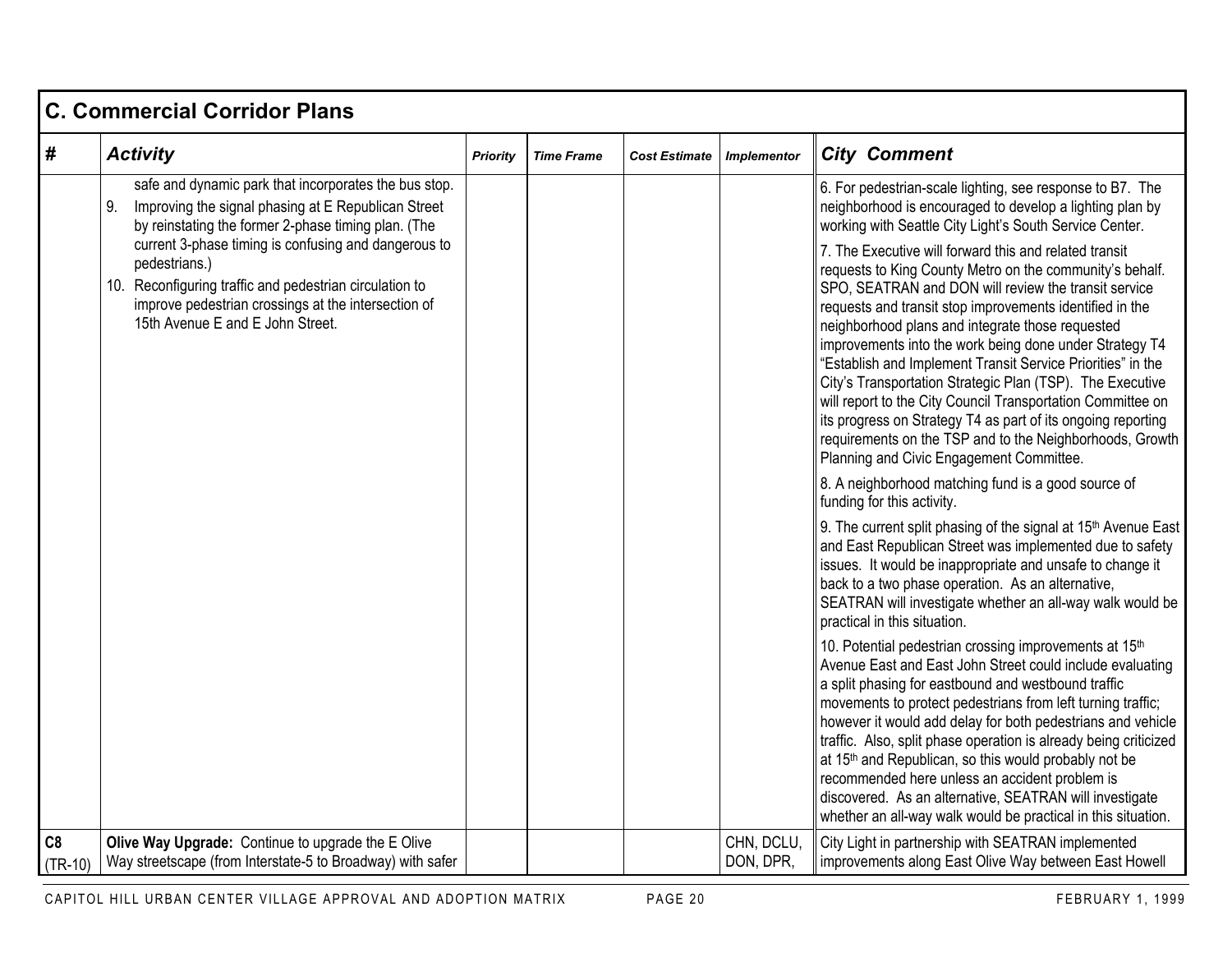## C. Commercial Corridor Plans

| # | *Activity* | *Priority* | *Time Frame* | *Cost Estimate* | *Implementor* | *City Comment* |
|---|---|---|---|---|---|---|
| | safe and dynamic park that incorporates the bus stop.<br>9. Improving the signal phasing at E Republican Street by reinstating the former 2-phase timing plan. (The current 3-phase timing is confusing and dangerous to pedestrians.)<br>10. Reconfiguring traffic and pedestrian circulation to improve pedestrian crossings at the intersection of 15th Avenue E and E John Street. | | | | | 6. For pedestrian-scale lighting, see response to B7. The neighborhood is encouraged to develop a lighting plan by working with Seattle City Light's South Service Center.<br>7. The Executive will forward this and related transit requests to King County Metro on the community's behalf. SPO, SEATRAN and DON will review the transit service requests and transit stop improvements identified in the neighborhood plans and integrate those requested improvements into the work being done under Strategy T4 "Establish and Implement Transit Service Priorities" in the City's Transportation Strategic Plan (TSP). The Executive will report to the City Council Transportation Committee on its progress on Strategy T4 as part of its ongoing reporting requirements on the TSP and to the Neighborhoods, Growth Planning and Civic Engagement Committee.<br>8. A neighborhood matching fund is a good source of funding for this activity.<br>9. The current split phasing of the signal at 15th Avenue East and East Republican Street was implemented due to safety issues. It would be inappropriate and unsafe to change it back to a two phase operation. As an alternative, SEATRAN will investigate whether an all-way walk would be practical in this situation.<br>10. Potential pedestrian crossing improvements at 15th Avenue East and East John Street could include evaluating a split phasing for eastbound and westbound traffic movements to protect pedestrians from left turning traffic; however it would add delay for both pedestrians and vehicle traffic. Also, split phase operation is already being criticized at 15th and Republican, so this would probably not be recommended here unless an accident problem is discovered. As an alternative, SEATRAN will investigate whether an all-way walk would be practical in this situation. |
| **C8** (TR-10) | **Olive Way Upgrade:** Continue to upgrade the E Olive Way streetscape (from Interstate-5 to Broadway) with safer | | | | CHN, DCLU, DON, DPR, | City Light in partnership with SEATRAN implemented improvements along East Olive Way between East Howell |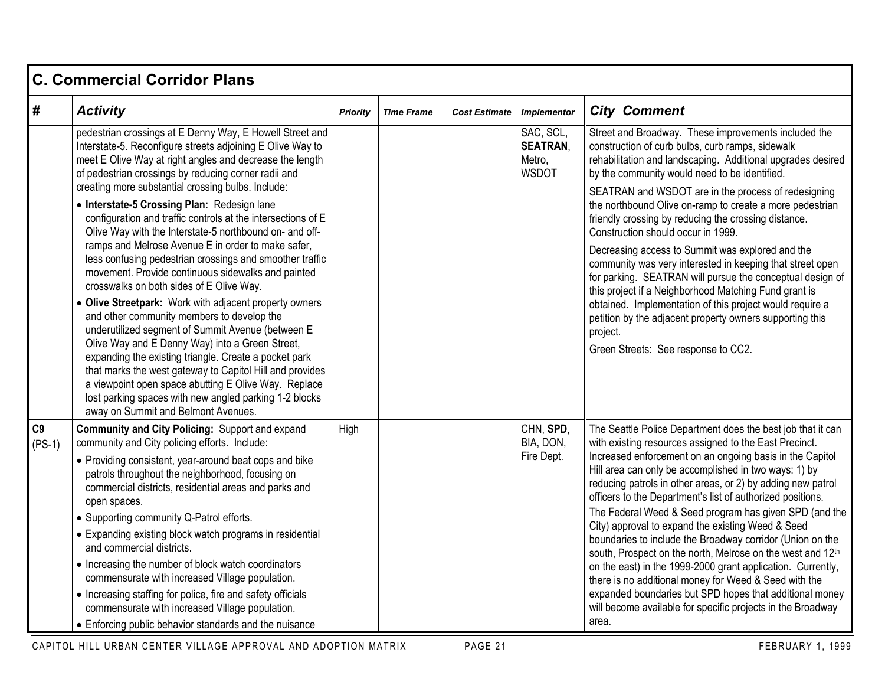## C. Commercial Corridor Plans

| # | Activity | Priority | Time Frame | Cost Estimate | Implementor | City Comment |
|---|---|---|---|---|---|---|
| | pedestrian crossings at E Denny Way, E Howell Street and Interstate-5. Reconfigure streets adjoining E Olive Way to meet E Olive Way at right angles and decrease the length of pedestrian crossings by reducing corner radii and creating more substantial crossing bulbs. Include:<br>• **Interstate-5 Crossing Plan:** Redesign lane configuration and traffic controls at the intersections of E Olive Way with the Interstate-5 northbound on- and off-ramps and Melrose Avenue E in order to make safer, less confusing pedestrian crossings and smoother traffic movement. Provide continuous sidewalks and painted crosswalks on both sides of E Olive Way.<br>• **Olive Streetpark:** Work with adjacent property owners and other community members to develop the underutilized segment of Summit Avenue (between E Olive Way and E Denny Way) into a Green Street, expanding the existing triangle. Create a pocket park that marks the west gateway to Capitol Hill and provides a viewpoint open space abutting E Olive Way. Replace lost parking spaces with new angled parking 1-2 blocks away on Summit and Belmont Avenues. | | | | SAC, SCL, **SEATRAN**, Metro, WSDOT | Street and Broadway. These improvements included the construction of curb bulbs, curb ramps, sidewalk rehabilitation and landscaping. Additional upgrades desired by the community would need to be identified.<br>SEATRAN and WSDOT are in the process of redesigning the northbound Olive on-ramp to create a more pedestrian friendly crossing by reducing the crossing distance. Construction should occur in 1999.<br>Decreasing access to Summit was explored and the community was very interested in keeping that street open for parking. SEATRAN will pursue the conceptual design of this project if a Neighborhood Matching Fund grant is obtained. Implementation of this project would require a petition by the adjacent property owners supporting this project.<br>Green Streets: See response to CC2. |
| **C9** (PS-1) | **Community and City Policing:** Support and expand community and City policing efforts. Include:<br>• Providing consistent, year-around beat cops and bike patrols throughout the neighborhood, focusing on commercial districts, residential areas and parks and open spaces.<br>• Supporting community Q-Patrol efforts.<br>• Expanding existing block watch programs in residential and commercial districts.<br>• Increasing the number of block watch coordinators commensurate with increased Village population.<br>• Increasing staffing for police, fire and safety officials commensurate with increased Village population.<br>• Enforcing public behavior standards and the nuisance | High | | | CHN, **SPD**, BIA, DON, Fire Dept. | The Seattle Police Department does the best job that it can with existing resources assigned to the East Precinct. Increased enforcement on an ongoing basis in the Capitol Hill area can only be accomplished in two ways: 1) by reducing patrols in other areas, or 2) by adding new patrol officers to the Department's list of authorized positions.<br>The Federal Weed & Seed program has given SPD (and the City) approval to expand the existing Weed & Seed boundaries to include the Broadway corridor (Union on the south, Prospect on the north, Melrose on the west and 12th on the east) in the 1999-2000 grant application. Currently, there is no additional money for Weed & Seed with the expanded boundaries but SPD hopes that additional money will become available for specific projects in the Broadway area. |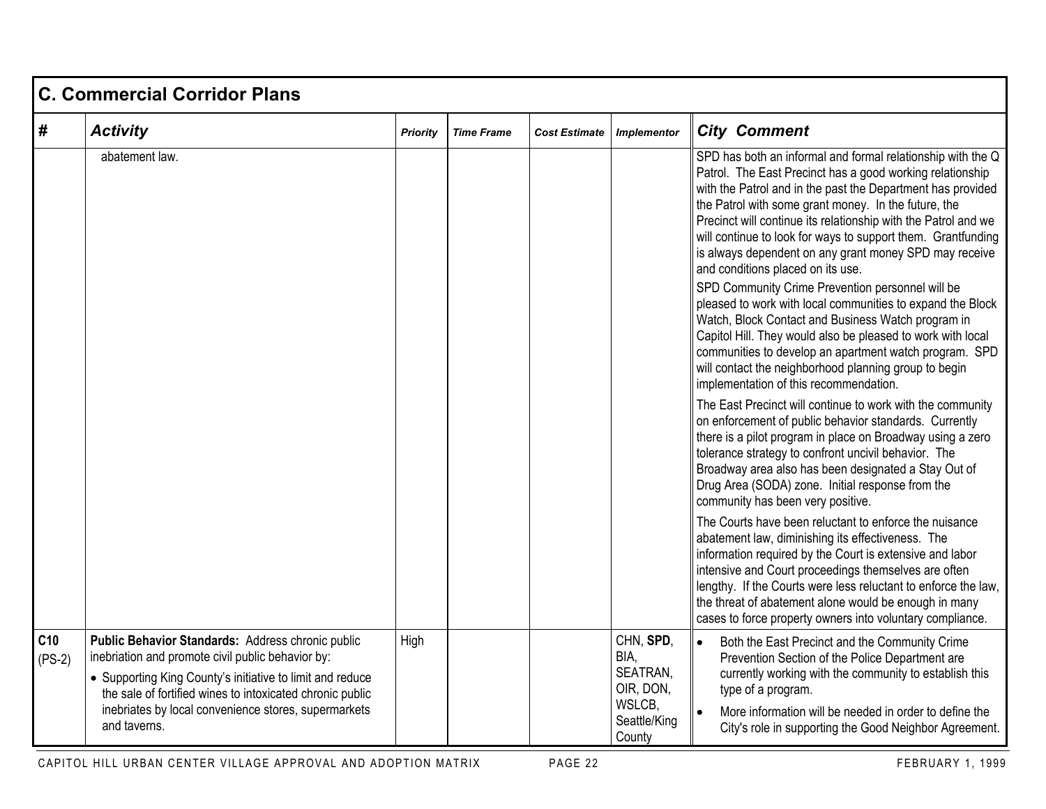## C. Commercial Corridor Plans

| # | Activity | Priority | Time Frame | Cost Estimate | Implementor | City Comment |
|---|---|---|---|---|---|---|
| | abatement law. | | | | | SPD has both an informal and formal relationship with the Q Patrol. The East Precinct has a good working relationship with the Patrol and in the past the Department has provided the Patrol with some grant money. In the future, the Precinct will continue its relationship with the Patrol and we will continue to look for ways to support them. Grantfunding is always dependent on any grant money SPD may receive and conditions placed on its use.<br>SPD Community Crime Prevention personnel will be pleased to work with local communities to expand the Block Watch, Block Contact and Business Watch program in Capitol Hill. They would also be pleased to work with local communities to develop an apartment watch program. SPD will contact the neighborhood planning group to begin implementation of this recommendation.<br>The East Precinct will continue to work with the community on enforcement of public behavior standards. Currently there is a pilot program in place on Broadway using a zero tolerance strategy to confront uncivil behavior. The Broadway area also has been designated a Stay Out of Drug Area (SODA) zone. Initial response from the community has been very positive.<br>The Courts have been reluctant to enforce the nuisance abatement law, diminishing its effectiveness. The information required by the Court is extensive and labor intensive and Court proceedings themselves are often lengthy. If the Courts were less reluctant to enforce the law, the threat of abatement alone would be enough in many cases to force property owners into voluntary compliance. |
| **C10** (PS-2) | **Public Behavior Standards:** Address chronic public inebriation and promote civil public behavior by:<br>• Supporting King County's initiative to limit and reduce the sale of fortified wines to intoxicated chronic public inebriates by local convenience stores, supermarkets and taverns. | High | | | CHN, **SPD**, BIA, SEATRAN, OIR, DON, WSLCB, Seattle/King County | • Both the East Precinct and the Community Crime Prevention Section of the Police Department are currently working with the community to establish this type of a program.<br>• More information will be needed in order to define the City's role in supporting the Good Neighbor Agreement. |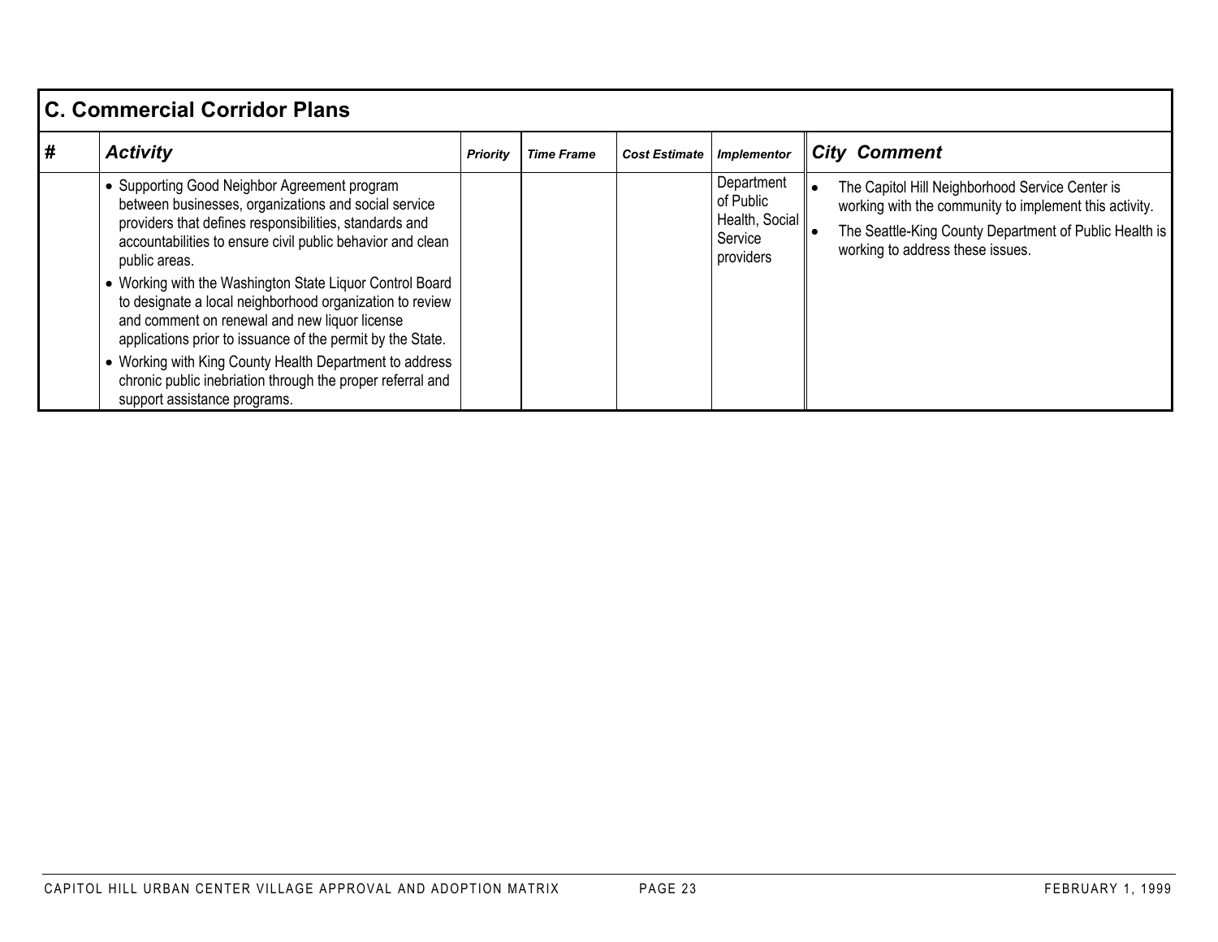## C. Commercial Corridor Plans

| # | *Activity* | *Priority* | *Time Frame* | *Cost Estimate* | *Implementor* | *City Comment* |
|---|---|---|---|---|---|---|
| | • Supporting Good Neighbor Agreement program between businesses, organizations and social service providers that defines responsibilities, standards and accountabilities to ensure civil public behavior and clean public areas.<br>• Working with the Washington State Liquor Control Board to designate a local neighborhood organization to review and comment on renewal and new liquor license applications prior to issuance of the permit by the State.<br>• Working with King County Health Department to address chronic public inebriation through the proper referral and support assistance programs. | | | | Department of Public Health, Social Service providers | • The Capitol Hill Neighborhood Service Center is working with the community to implement this activity.<br>• The Seattle-King County Department of Public Health is working to address these issues. |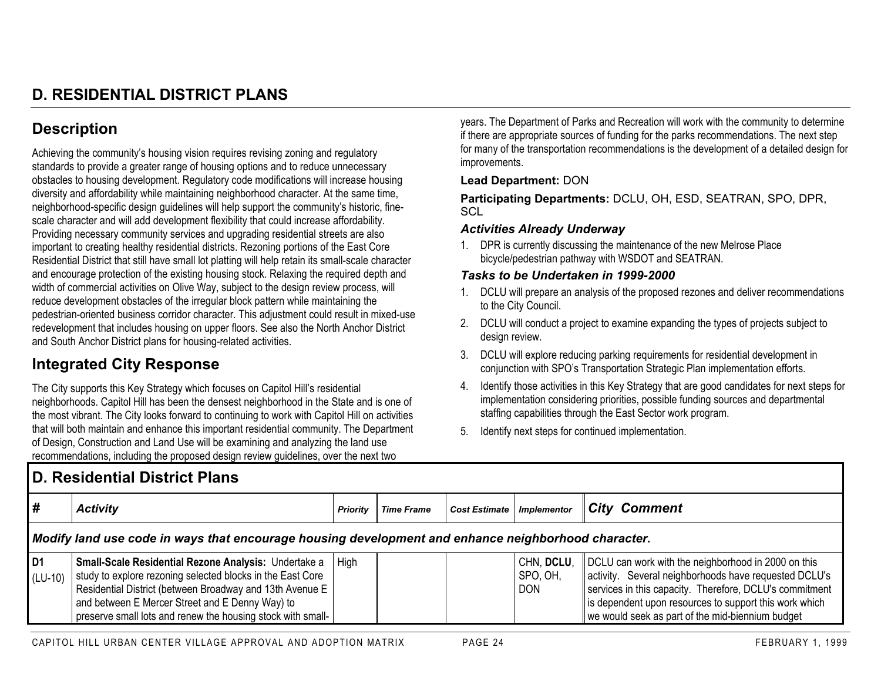# D. RESIDENTIAL DISTRICT PLANS

## Description

Achieving the community's housing vision requires revising zoning and regulatory standards to provide a greater range of housing options and to reduce unnecessary obstacles to housing development. Regulatory code modifications will increase housing diversity and affordability while maintaining neighborhood character. At the same time, neighborhood-specific design guidelines will help support the community's historic, fine-scale character and will add development flexibility that could increase affordability. Providing necessary community services and upgrading residential streets are also important to creating healthy residential districts. Rezoning portions of the East Core Residential District that still have small lot platting will help retain its small-scale character and encourage protection of the existing housing stock. Relaxing the required depth and width of commercial activities on Olive Way, subject to the design review process, will reduce development obstacles of the irregular block pattern while maintaining the pedestrian-oriented business corridor character. This adjustment could result in mixed-use redevelopment that includes housing on upper floors. See also the North Anchor District and South Anchor District plans for housing-related activities.

## Integrated City Response

The City supports this Key Strategy which focuses on Capitol Hill's residential neighborhoods. Capitol Hill has been the densest neighborhood in the State and is one of the most vibrant. The City looks forward to continuing to work with Capitol Hill on activities that will both maintain and enhance this important residential community. The Department of Design, Construction and Land Use will be examining and analyzing the land use recommendations, including the proposed design review guidelines, over the next two years. The Department of Parks and Recreation will work with the community to determine if there are appropriate sources of funding for the parks recommendations. The next step for many of the transportation recommendations is the development of a detailed design for improvements.

**Lead Department:** DON

**Participating Departments:** DCLU, OH, ESD, SEATRAN, SPO, DPR, SCL

### *Activities Already Underway*

1. DPR is currently discussing the maintenance of the new Melrose Place bicycle/pedestrian pathway with WSDOT and SEATRAN.

### *Tasks to be Undertaken in 1999-2000*

1. DCLU will prepare an analysis of the proposed rezones and deliver recommendations to the City Council.
2. DCLU will conduct a project to examine expanding the types of projects subject to design review.
3. DCLU will explore reducing parking requirements for residential development in conjunction with SPO's Transportation Strategic Plan implementation efforts.
4. Identify those activities in this Key Strategy that are good candidates for next steps for implementation considering priorities, possible funding sources and departmental staffing capabilities through the East Sector work program.
5. Identify next steps for continued implementation.

## D. Residential District Plans

| # | *Activity* | *Priority* | *Time Frame* | *Cost Estimate* | *Implementor* | *City Comment* |
|---|---|---|---|---|---|---|
| ***Modify land use code in ways that encourage housing development and enhance neighborhood character.*** | | | | | | |
| **D1** (LU-10) | **Small-Scale Residential Rezone Analysis:** Undertake a study to explore rezoning selected blocks in the East Core Residential District (between Broadway and 13th Avenue E and between E Mercer Street and E Denny Way) to preserve small lots and renew the housing stock with small- | High | | | CHN, **DCLU**, SPO, OH, DON | DCLU can work with the neighborhood in 2000 on this activity. Several neighborhoods have requested DCLU's services in this capacity. Therefore, DCLU's commitment is dependent upon resources to support this work which we would seek as part of the mid-biennium budget |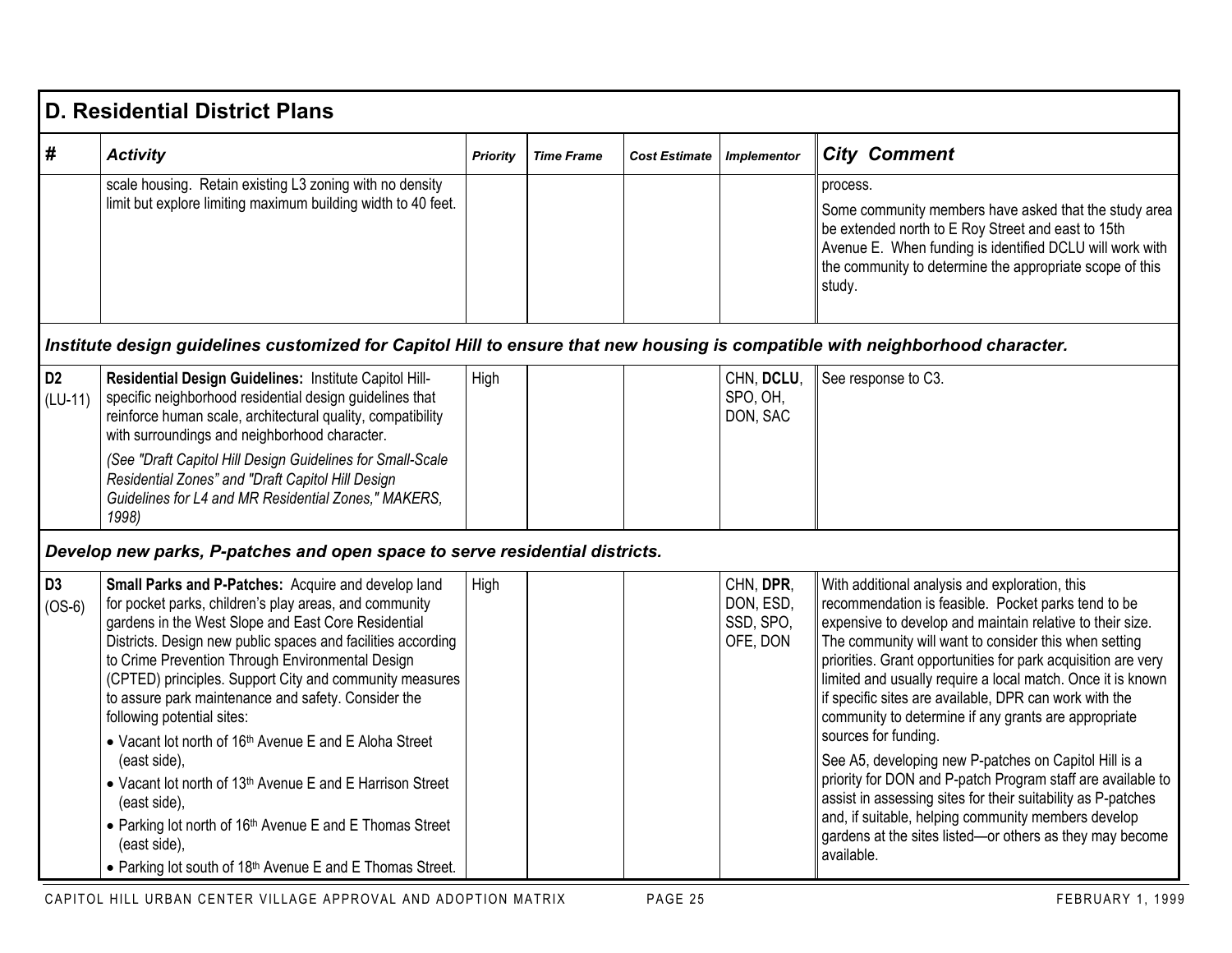## D. Residential District Plans

| # | Activity | Priority | Time Frame | Cost Estimate | Implementor | City Comment |
|---|---|---|---|---|---|---|
| | scale housing. Retain existing L3 zoning with no density limit but explore limiting maximum building width to 40 feet. | | | | | process.<br><br>Some community members have asked that the study area be extended north to E Roy Street and east to 15th Avenue E. When funding is identified DCLU will work with the community to determine the appropriate scope of this study. |
| ***Institute design guidelines customized for Capitol Hill to ensure that new housing is compatible with neighborhood character.*** | | | | | | |
| **D2** (LU-11) | **Residential Design Guidelines:** Institute Capitol Hill-specific neighborhood residential design guidelines that reinforce human scale, architectural quality, compatibility with surroundings and neighborhood character.<br><br>*(See "Draft Capitol Hill Design Guidelines for Small-Scale Residential Zones" and "Draft Capitol Hill Design Guidelines for L4 and MR Residential Zones," MAKERS, 1998)* | High | | | CHN, **DCLU**, SPO, OH, DON, SAC | See response to C3. |
| ***Develop new parks, P-patches and open space to serve residential districts.*** | | | | | | |
| **D3** (OS-6) | **Small Parks and P-Patches:** Acquire and develop land for pocket parks, children's play areas, and community gardens in the West Slope and East Core Residential Districts. Design new public spaces and facilities according to Crime Prevention Through Environmental Design (CPTED) principles. Support City and community measures to assure park maintenance and safety. Consider the following potential sites:<br>• Vacant lot north of 16th Avenue E and E Aloha Street (east side),<br>• Vacant lot north of 13th Avenue E and E Harrison Street (east side),<br>• Parking lot north of 16th Avenue E and E Thomas Street (east side),<br>• Parking lot south of 18th Avenue E and E Thomas Street. | High | | | CHN, **DPR**, DON, ESD, SSD, SPO, OFE, DON | With additional analysis and exploration, this recommendation is feasible. Pocket parks tend to be expensive to develop and maintain relative to their size. The community will want to consider this when setting priorities. Grant opportunities for park acquisition are very limited and usually require a local match. Once it is known if specific sites are available, DPR can work with the community to determine if any grants are appropriate sources for funding.<br><br>See A5, developing new P-patches on Capitol Hill is a priority for DON and P-patch Program staff are available to assist in assessing sites for their suitability as P-patches and, if suitable, helping community members develop gardens at the sites listed—or others as they may become available. |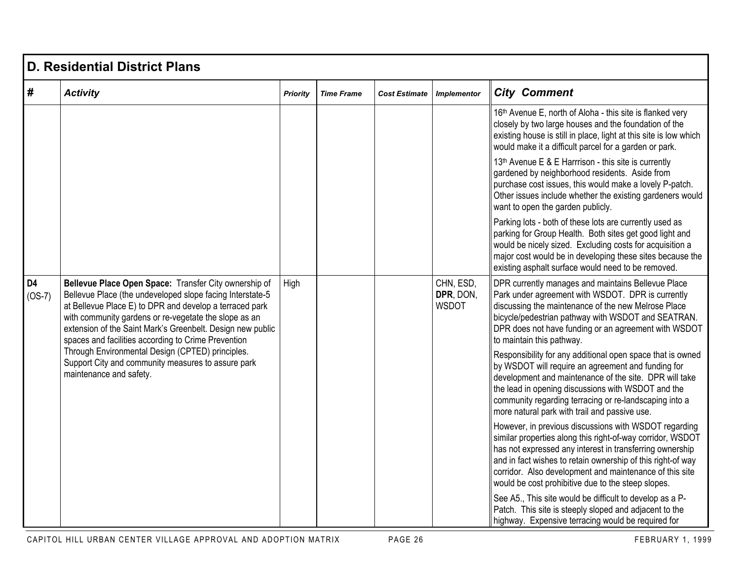## D. Residential District Plans

| # | Activity | Priority | Time Frame | Cost Estimate | Implementor | City Comment |
|---|---|---|---|---|---|---|
| | | | | | | 16th Avenue E, north of Aloha - this site is flanked very closely by two large houses and the foundation of the existing house is still in place, light at this site is low which would make it a difficult parcel for a garden or park.<br><br>13th Avenue E & E Harrrison - this site is currently gardened by neighborhood residents. Aside from purchase cost issues, this would make a lovely P-patch. Other issues include whether the existing gardeners would want to open the garden publicly.<br><br>Parking lots - both of these lots are currently used as parking for Group Health. Both sites get good light and would be nicely sized. Excluding costs for acquisition a major cost would be in developing these sites because the existing asphalt surface would need to be removed. |
| **D4** (OS-7) | **Bellevue Place Open Space:** Transfer City ownership of Bellevue Place (the undeveloped slope facing Interstate-5 at Bellevue Place E) to DPR and develop a terraced park with community gardens or re-vegetate the slope as an extension of the Saint Mark's Greenbelt. Design new public spaces and facilities according to Crime Prevention Through Environmental Design (CPTED) principles. Support City and community measures to assure park maintenance and safety. | High | | | CHN, ESD, **DPR**, DON, WSDOT | DPR currently manages and maintains Bellevue Place Park under agreement with WSDOT. DPR is currently discussing the maintenance of the new Melrose Place bicycle/pedestrian pathway with WSDOT and SEATRAN. DPR does not have funding or an agreement with WSDOT to maintain this pathway.<br><br>Responsibility for any additional open space that is owned by WSDOT will require an agreement and funding for development and maintenance of the site. DPR will take the lead in opening discussions with WSDOT and the community regarding terracing or re-landscaping into a more natural park with trail and passive use.<br><br>However, in previous discussions with WSDOT regarding similar properties along this right-of-way corridor, WSDOT has not expressed any interest in transferring ownership and in fact wishes to retain ownership of this right-of way corridor. Also development and maintenance of this site would be cost prohibitive due to the steep slopes.<br><br>See A5., This site would be difficult to develop as a P-Patch. This site is steeply sloped and adjacent to the highway. Expensive terracing would be required for |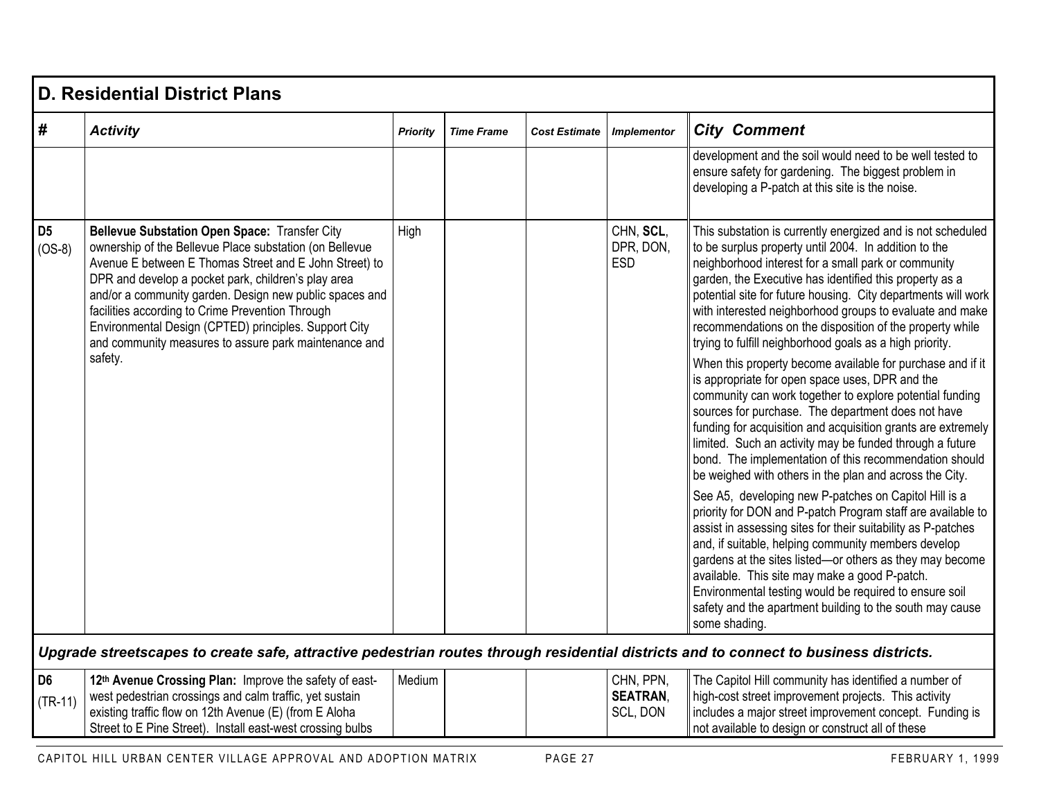## D. Residential District Plans

| # | Activity | Priority | Time Frame | Cost Estimate | Implementor | City Comment |
|---|---|---|---|---|---|---|
| | | | | | | development and the soil would need to be well tested to ensure safety for gardening. The biggest problem in developing a P-patch at this site is the noise. |
| D5 (OS-8) | **Bellevue Substation Open Space:** Transfer City ownership of the Bellevue Place substation (on Bellevue Avenue E between E Thomas Street and E John Street) to DPR and develop a pocket park, children's play area and/or a community garden. Design new public spaces and facilities according to Crime Prevention Through Environmental Design (CPTED) principles. Support City and community measures to assure park maintenance and safety. | High | | | CHN, **SCL**, DPR, DON, ESD | This substation is currently energized and is not scheduled to be surplus property until 2004. In addition to the neighborhood interest for a small park or community garden, the Executive has identified this property as a potential site for future housing. City departments will work with interested neighborhood groups to evaluate and make recommendations on the disposition of the property while trying to fulfill neighborhood goals as a high priority. When this property become available for purchase and if it is appropriate for open space uses, DPR and the community can work together to explore potential funding sources for purchase. The department does not have funding for acquisition and acquisition grants are extremely limited. Such an activity may be funded through a future bond. The implementation of this recommendation should be weighed with others in the plan and across the City. See A5, developing new P-patches on Capitol Hill is a priority for DON and P-patch Program staff are available to assist in assessing sites for their suitability as P-patches and, if suitable, helping community members develop gardens at the sites listed—or others as they may become available. This site may make a good P-patch. Environmental testing would be required to ensure soil safety and the apartment building to the south may cause some shading. |
| ***Upgrade streetscapes to create safe, attractive pedestrian routes through residential districts and to connect to business districts.*** | | | | | | |
| D6 (TR-11) | **12th Avenue Crossing Plan:** Improve the safety of east-west pedestrian crossings and calm traffic, yet sustain existing traffic flow on 12th Avenue (E) (from E Aloha Street to E Pine Street). Install east-west crossing bulbs | Medium | | | CHN, PPN, **SEATRAN**, SCL, DON | The Capitol Hill community has identified a number of high-cost street improvement projects. This activity includes a major street improvement concept. Funding is not available to design or construct all of these |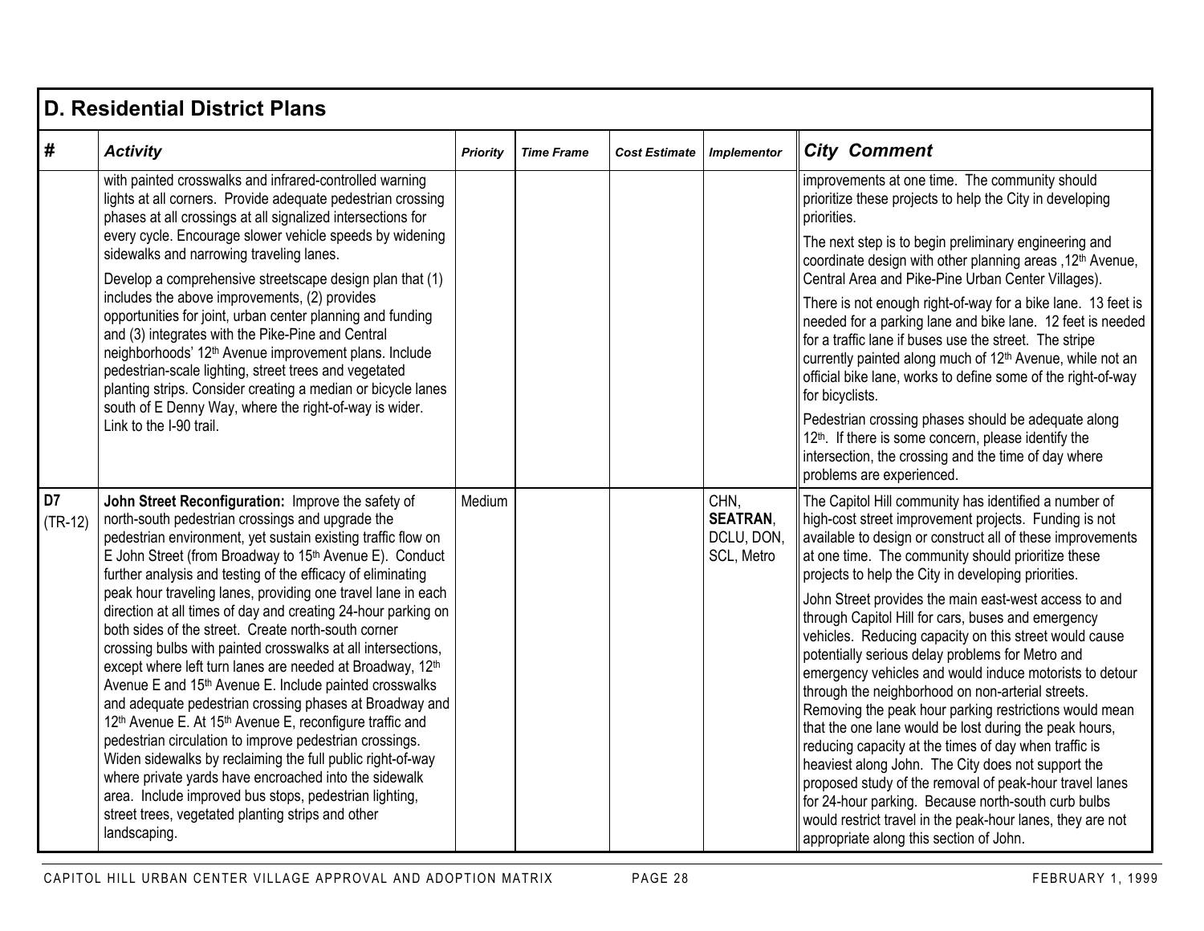## D. Residential District Plans

| # | Activity | Priority | Time Frame | Cost Estimate | Implementor | City Comment |
|---|---|---|---|---|---|---|
| | with painted crosswalks and infrared-controlled warning lights at all corners. Provide adequate pedestrian crossing phases at all crossings at all signalized intersections for every cycle. Encourage slower vehicle speeds by widening sidewalks and narrowing traveling lanes.<br><br>Develop a comprehensive streetscape design plan that (1) includes the above improvements, (2) provides opportunities for joint, urban center planning and funding and (3) integrates with the Pike-Pine and Central neighborhoods' 12th Avenue improvement plans. Include pedestrian-scale lighting, street trees and vegetated planting strips. Consider creating a median or bicycle lanes south of E Denny Way, where the right-of-way is wider. Link to the I-90 trail. | | | | | improvements at one time. The community should prioritize these projects to help the City in developing priorities.<br><br>The next step is to begin preliminary engineering and coordinate design with other planning areas ,12th Avenue, Central Area and Pike-Pine Urban Center Villages).<br><br>There is not enough right-of-way for a bike lane. 13 feet is needed for a parking lane and bike lane. 12 feet is needed for a traffic lane if buses use the street. The stripe currently painted along much of 12th Avenue, while not an official bike lane, works to define some of the right-of-way for bicyclists.<br><br>Pedestrian crossing phases should be adequate along 12th. If there is some concern, please identify the intersection, the crossing and the time of day where problems are experienced. |
| **D7** (TR-12) | **John Street Reconfiguration:** Improve the safety of north-south pedestrian crossings and upgrade the pedestrian environment, yet sustain existing traffic flow on E John Street (from Broadway to 15th Avenue E). Conduct further analysis and testing of the efficacy of eliminating peak hour traveling lanes, providing one travel lane in each direction at all times of day and creating 24-hour parking on both sides of the street. Create north-south corner crossing bulbs with painted crosswalks at all intersections, except where left turn lanes are needed at Broadway, 12th Avenue E and 15th Avenue E. Include painted crosswalks and adequate pedestrian crossing phases at Broadway and 12th Avenue E. At 15th Avenue E, reconfigure traffic and pedestrian circulation to improve pedestrian crossings. Widen sidewalks by reclaiming the full public right-of-way where private yards have encroached into the sidewalk area. Include improved bus stops, pedestrian lighting, street trees, vegetated planting strips and other landscaping. | Medium | | | CHN, **SEATRAN**, DCLU, DON, SCL, Metro | The Capitol Hill community has identified a number of high-cost street improvement projects. Funding is not available to design or construct all of these improvements at one time. The community should prioritize these projects to help the City in developing priorities.<br><br>John Street provides the main east-west access to and through Capitol Hill for cars, buses and emergency vehicles. Reducing capacity on this street would cause potentially serious delay problems for Metro and emergency vehicles and would induce motorists to detour through the neighborhood on non-arterial streets. Removing the peak hour parking restrictions would mean that the one lane would be lost during the peak hours, reducing capacity at the times of day when traffic is heaviest along John. The City does not support the proposed study of the removal of peak-hour travel lanes for 24-hour parking. Because north-south curb bulbs would restrict travel in the peak-hour lanes, they are not appropriate along this section of John. |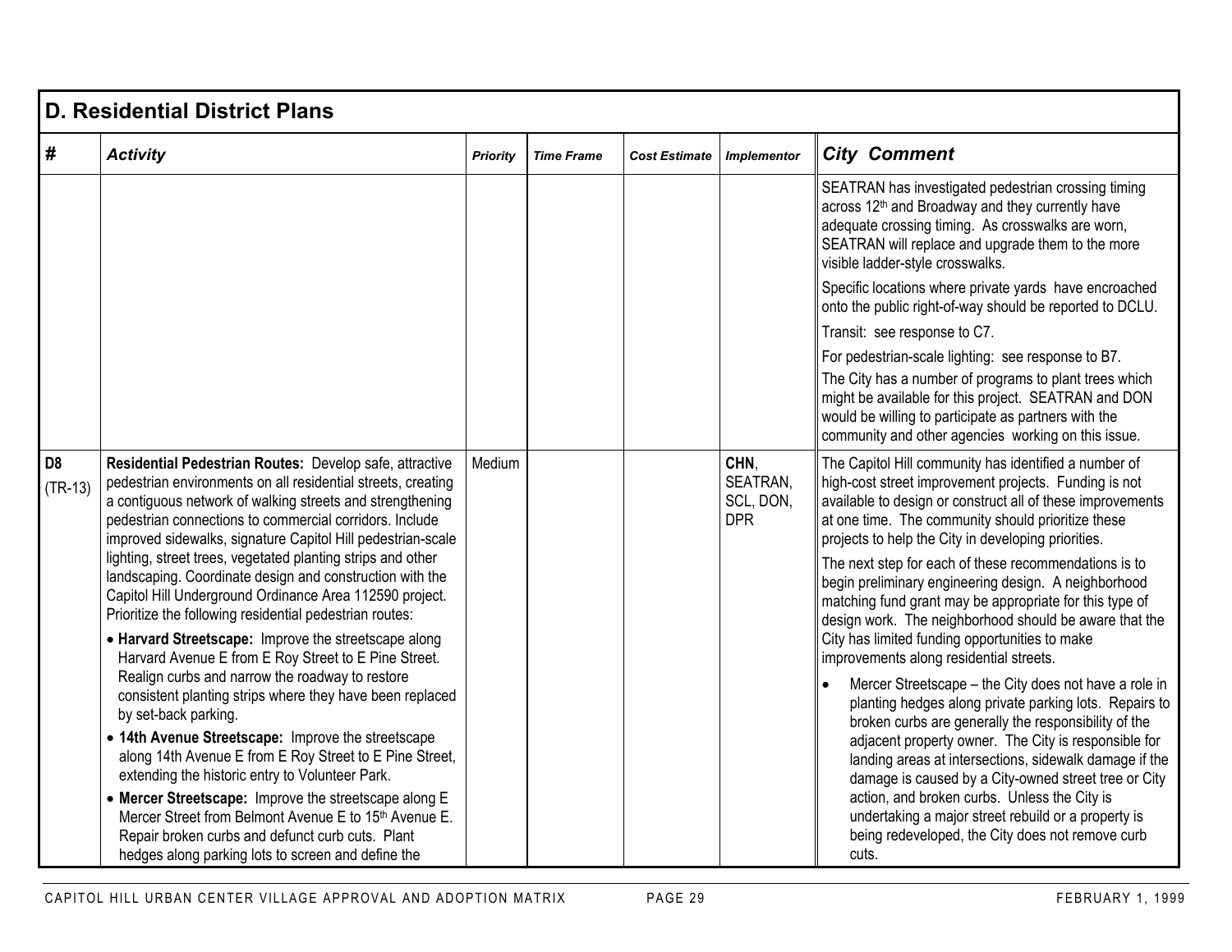## D. Residential District Plans

| # | Activity | Priority | Time Frame | Cost Estimate | Implementor | City Comment |
|---|---|---|---|---|---|---|
| | | | | | | SEATRAN has investigated pedestrian crossing timing across 12th and Broadway and they currently have adequate crossing timing. As crosswalks are worn, SEATRAN will replace and upgrade them to the more visible ladder-style crosswalks.<br><br>Specific locations where private yards have encroached onto the public right-of-way should be reported to DCLU.<br><br>Transit: see response to C7.<br><br>For pedestrian-scale lighting: see response to B7.<br><br>The City has a number of programs to plant trees which might be available for this project. SEATRAN and DON would be willing to participate as partners with the community and other agencies working on this issue. |
| **D8** (TR-13) | **Residential Pedestrian Routes:** Develop safe, attractive pedestrian environments on all residential streets, creating a contiguous network of walking streets and strengthening pedestrian connections to commercial corridors. Include improved sidewalks, signature Capitol Hill pedestrian-scale lighting, street trees, vegetated planting strips and other landscaping. Coordinate design and construction with the Capitol Hill Underground Ordinance Area 112590 project. Prioritize the following residential pedestrian routes:<br><br>• **Harvard Streetscape:** Improve the streetscape along Harvard Avenue E from E Roy Street to E Pine Street. Realign curbs and narrow the roadway to restore consistent planting strips where they have been replaced by set-back parking.<br><br>• **14th Avenue Streetscape:** Improve the streetscape along 14th Avenue E from E Roy Street to E Pine Street, extending the historic entry to Volunteer Park.<br><br>• **Mercer Streetscape:** Improve the streetscape along E Mercer Street from Belmont Avenue E to 15th Avenue E. Repair broken curbs and defunct curb cuts. Plant hedges along parking lots to screen and define the | Medium | | | **CHN**, SEATRAN, SCL, DON, DPR | The Capitol Hill community has identified a number of high-cost street improvement projects. Funding is not available to design or construct all of these improvements at one time. The community should prioritize these projects to help the City in developing priorities.<br><br>The next step for each of these recommendations is to begin preliminary engineering design. A neighborhood matching fund grant may be appropriate for this type of design work. The neighborhood should be aware that the City has limited funding opportunities to make improvements along residential streets.<br><br>• Mercer Streetscape – the City does not have a role in planting hedges along private parking lots. Repairs to broken curbs are generally the responsibility of the adjacent property owner. The City is responsible for landing areas at intersections, sidewalk damage if the damage is caused by a City-owned street tree or City action, and broken curbs. Unless the City is undertaking a major street rebuild or a property is being redeveloped, the City does not remove curb cuts. |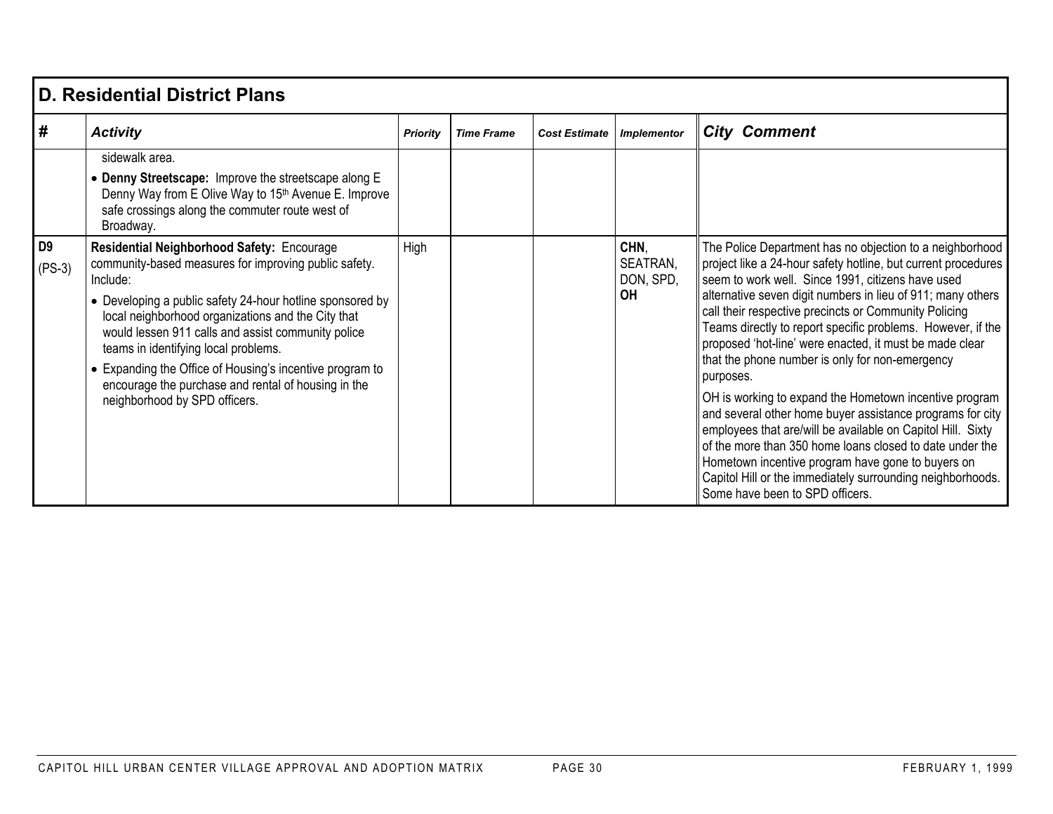## D. Residential District Plans

| # | *Activity* | *Priority* | *Time Frame* | *Cost Estimate* | *Implementor* | *City Comment* |
|---|---|---|---|---|---|---|
| | sidewalk area.<br>• **Denny Streetscape:** Improve the streetscape along E Denny Way from E Olive Way to 15th Avenue E. Improve safe crossings along the commuter route west of Broadway. | | | | | |
| **D9**<br>(PS-3) | **Residential Neighborhood Safety:** Encourage community-based measures for improving public safety. Include:<br>• Developing a public safety 24-hour hotline sponsored by local neighborhood organizations and the City that would lessen 911 calls and assist community police teams in identifying local problems.<br>• Expanding the Office of Housing's incentive program to encourage the purchase and rental of housing in the neighborhood by SPD officers. | High | | | **CHN**, SEATRAN, DON, SPD, **OH** | The Police Department has no objection to a neighborhood project like a 24-hour safety hotline, but current procedures seem to work well. Since 1991, citizens have used alternative seven digit numbers in lieu of 911; many others call their respective precincts or Community Policing Teams directly to report specific problems. However, if the proposed 'hot-line' were enacted, it must be made clear that the phone number is only for non-emergency purposes.<br><br>OH is working to expand the Hometown incentive program and several other home buyer assistance programs for city employees that are/will be available on Capitol Hill. Sixty of the more than 350 home loans closed to date under the Hometown incentive program have gone to buyers on Capitol Hill or the immediately surrounding neighborhoods. Some have been to SPD officers. |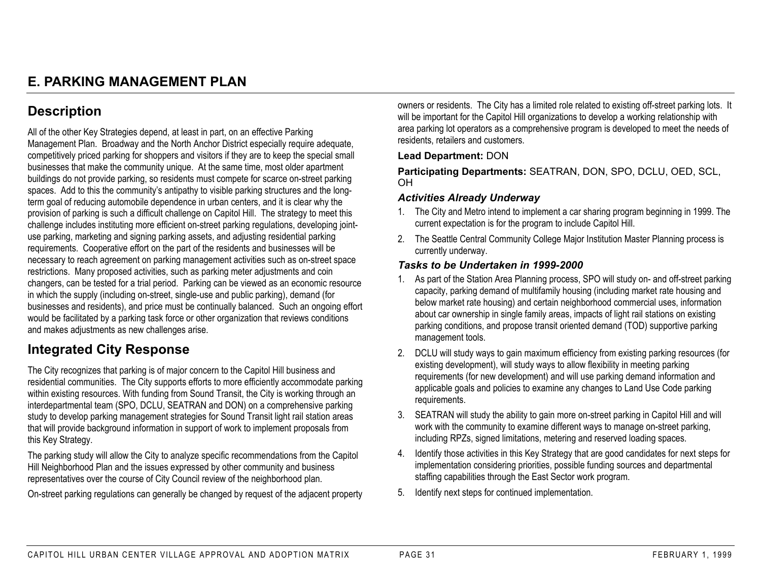## E. PARKING MANAGEMENT PLAN

### Description

All of the other Key Strategies depend, at least in part, on an effective Parking Management Plan. Broadway and the North Anchor District especially require adequate, competitively priced parking for shoppers and visitors if they are to keep the special small businesses that make the community unique. At the same time, most older apartment buildings do not provide parking, so residents must compete for scarce on-street parking spaces. Add to this the community's antipathy to visible parking structures and the long-term goal of reducing automobile dependence in urban centers, and it is clear why the provision of parking is such a difficult challenge on Capitol Hill. The strategy to meet this challenge includes instituting more efficient on-street parking regulations, developing joint-use parking, marketing and signing parking assets, and adjusting residential parking requirements. Cooperative effort on the part of the residents and businesses will be necessary to reach agreement on parking management activities such as on-street space restrictions. Many proposed activities, such as parking meter adjustments and coin changers, can be tested for a trial period. Parking can be viewed as an economic resource in which the supply (including on-street, single-use and public parking), demand (for businesses and residents), and price must be continually balanced. Such an ongoing effort would be facilitated by a parking task force or other organization that reviews conditions and makes adjustments as new challenges arise.

### Integrated City Response

The City recognizes that parking is of major concern to the Capitol Hill business and residential communities. The City supports efforts to more efficiently accommodate parking within existing resources. With funding from Sound Transit, the City is working through an interdepartmental team (SPO, DCLU, SEATRAN and DON) on a comprehensive parking study to develop parking management strategies for Sound Transit light rail station areas that will provide background information in support of work to implement proposals from this Key Strategy.

The parking study will allow the City to analyze specific recommendations from the Capitol Hill Neighborhood Plan and the issues expressed by other community and business representatives over the course of City Council review of the neighborhood plan.

On-street parking regulations can generally be changed by request of the adjacent property owners or residents. The City has a limited role related to existing off-street parking lots. It will be important for the Capitol Hill organizations to develop a working relationship with area parking lot operators as a comprehensive program is developed to meet the needs of residents, retailers and customers.

**Lead Department:** DON

**Participating Departments:** SEATRAN, DON, SPO, DCLU, OED, SCL, OH

#### *Activities Already Underway*

1. The City and Metro intend to implement a car sharing program beginning in 1999. The current expectation is for the program to include Capitol Hill.
2. The Seattle Central Community College Major Institution Master Planning process is currently underway.

#### *Tasks to be Undertaken in 1999-2000*

1. As part of the Station Area Planning process, SPO will study on- and off-street parking capacity, parking demand of multifamily housing (including market rate housing and below market rate housing) and certain neighborhood commercial uses, information about car ownership in single family areas, impacts of light rail stations on existing parking conditions, and propose transit oriented demand (TOD) supportive parking management tools.
2. DCLU will study ways to gain maximum efficiency from existing parking resources (for existing development), will study ways to allow flexibility in meeting parking requirements (for new development) and will use parking demand information and applicable goals and policies to examine any changes to Land Use Code parking requirements.
3. SEATRAN will study the ability to gain more on-street parking in Capitol Hill and will work with the community to examine different ways to manage on-street parking, including RPZs, signed limitations, metering and reserved loading spaces.
4. Identify those activities in this Key Strategy that are good candidates for next steps for implementation considering priorities, possible funding sources and departmental staffing capabilities through the East Sector work program.
5. Identify next steps for continued implementation.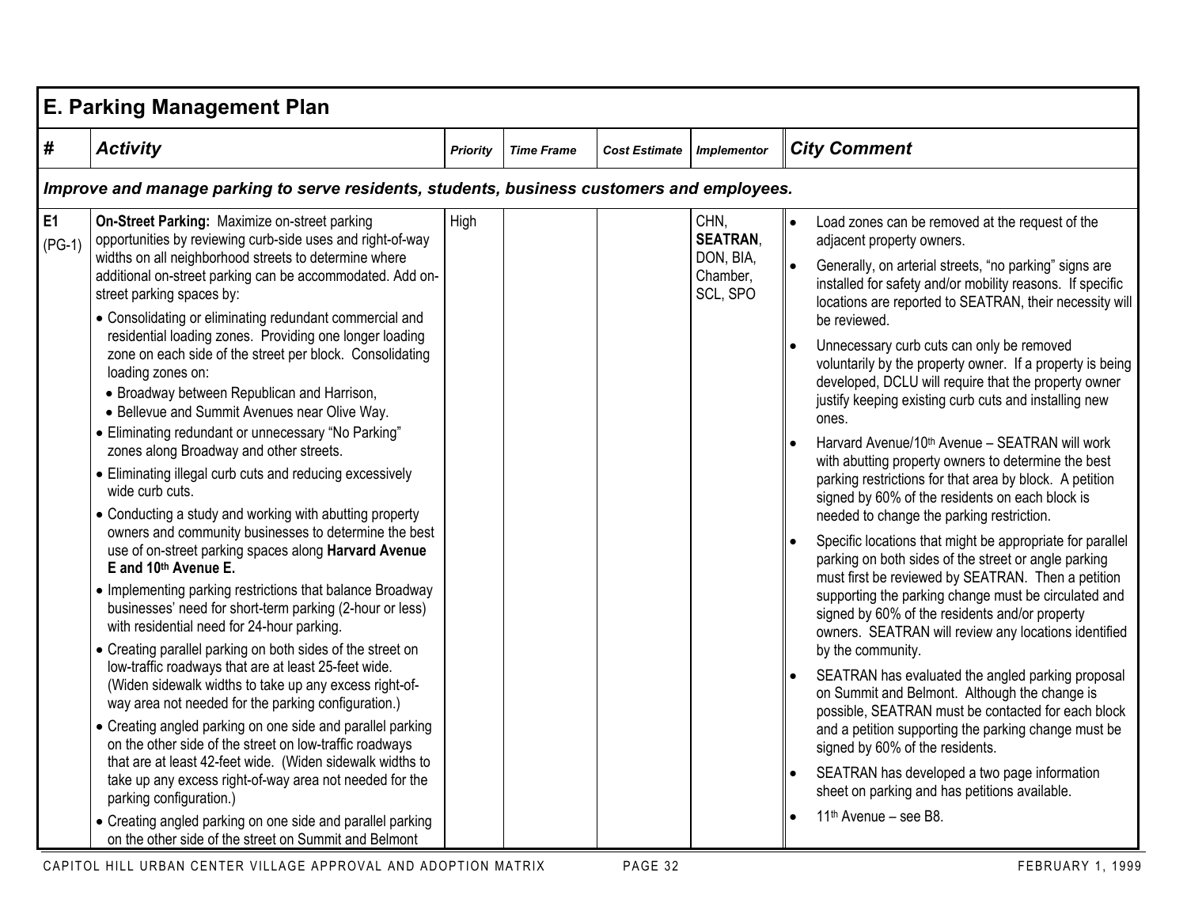## E. Parking Management Plan

| # | *Activity* | *Priority* | *Time Frame* | *Cost Estimate* | *Implementor* | *City Comment* |
|---|---|---|---|---|---|---|
| ***Improve and manage parking to serve residents, students, business customers and employees.*** | | | | | | |
| **E1** (PG-1) | **On-Street Parking:** Maximize on-street parking opportunities by reviewing curb-side uses and right-of-way widths on all neighborhood streets to determine where additional on-street parking can be accommodated. Add on-street parking spaces by:<br>• Consolidating or eliminating redundant commercial and residential loading zones. Providing one longer loading zone on each side of the street per block. Consolidating loading zones on:<br>• Broadway between Republican and Harrison,<br>• Bellevue and Summit Avenues near Olive Way.<br>• Eliminating redundant or unnecessary "No Parking" zones along Broadway and other streets.<br>• Eliminating illegal curb cuts and reducing excessively wide curb cuts.<br>• Conducting a study and working with abutting property owners and community businesses to determine the best use of on-street parking spaces along **Harvard Avenue E and 10th Avenue E.**<br>• Implementing parking restrictions that balance Broadway businesses' need for short-term parking (2-hour or less) with residential need for 24-hour parking.<br>• Creating parallel parking on both sides of the street on low-traffic roadways that are at least 25-feet wide. (Widen sidewalk widths to take up any excess right-of-way area not needed for the parking configuration.)<br>• Creating angled parking on one side and parallel parking on the other side of the street on low-traffic roadways that are at least 42-feet wide. (Widen sidewalk widths to take up any excess right-of-way area not needed for the parking configuration.)<br>• Creating angled parking on one side and parallel parking on the other side of the street on Summit and Belmont | High | | | CHN, **SEATRAN**, DON, BIA, Chamber, SCL, SPO | • Load zones can be removed at the request of the adjacent property owners.<br>• Generally, on arterial streets, "no parking" signs are installed for safety and/or mobility reasons. If specific locations are reported to SEATRAN, their necessity will be reviewed.<br>• Unnecessary curb cuts can only be removed voluntarily by the property owner. If a property is being developed, DCLU will require that the property owner justify keeping existing curb cuts and installing new ones.<br>• Harvard Avenue/10th Avenue – SEATRAN will work with abutting property owners to determine the best parking restrictions for that area by block. A petition signed by 60% of the residents on each block is needed to change the parking restriction.<br>• Specific locations that might be appropriate for parallel parking on both sides of the street or angle parking must first be reviewed by SEATRAN. Then a petition supporting the parking change must be circulated and signed by 60% of the residents and/or property owners. SEATRAN will review any locations identified by the community.<br>• SEATRAN has evaluated the angled parking proposal on Summit and Belmont. Although the change is possible, SEATRAN must be contacted for each block and a petition supporting the parking change must be signed by 60% of the residents.<br>• SEATRAN has developed a two page information sheet on parking and has petitions available.<br>• 11th Avenue – see B8. |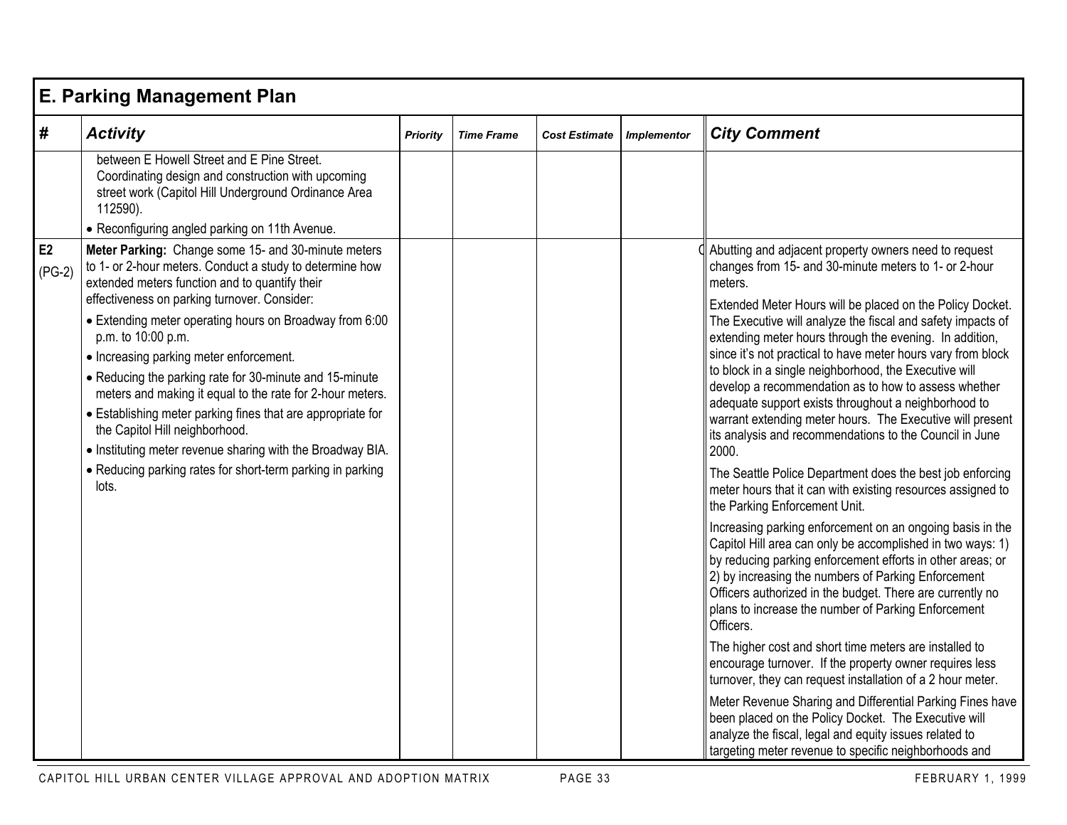## E. Parking Management Plan

| # | Activity | Priority | Time Frame | Cost Estimate | Implementor | City Comment |
|---|---|---|---|---|---|---|
| | between E Howell Street and E Pine Street. Coordinating design and construction with upcoming street work (Capitol Hill Underground Ordinance Area 112590).<br>• Reconfiguring angled parking on 11th Avenue. | | | | | |
| **E2** (PG-2) | **Meter Parking:** Change some 15- and 30-minute meters to 1- or 2-hour meters. Conduct a study to determine how extended meters function and to quantify their effectiveness on parking turnover. Consider:<br>• Extending meter operating hours on Broadway from 6:00 p.m. to 10:00 p.m.<br>• Increasing parking meter enforcement.<br>• Reducing the parking rate for 30-minute and 15-minute meters and making it equal to the rate for 2-hour meters.<br>• Establishing meter parking fines that are appropriate for the Capitol Hill neighborhood.<br>• Instituting meter revenue sharing with the Broadway BIA.<br>• Reducing parking rates for short-term parking in parking lots. | | | | | Abutting and adjacent property owners need to request changes from 15- and 30-minute meters to 1- or 2-hour meters.<br><br>Extended Meter Hours will be placed on the Policy Docket. The Executive will analyze the fiscal and safety impacts of extending meter hours through the evening. In addition, since it's not practical to have meter hours vary from block to block in a single neighborhood, the Executive will develop a recommendation as to how to assess whether adequate support exists throughout a neighborhood to warrant extending meter hours. The Executive will present its analysis and recommendations to the Council in June 2000.<br><br>The Seattle Police Department does the best job enforcing meter hours that it can with existing resources assigned to the Parking Enforcement Unit.<br><br>Increasing parking enforcement on an ongoing basis in the Capitol Hill area can only be accomplished in two ways: 1) by reducing parking enforcement efforts in other areas; or 2) by increasing the numbers of Parking Enforcement Officers authorized in the budget. There are currently no plans to increase the number of Parking Enforcement Officers.<br><br>The higher cost and short time meters are installed to encourage turnover. If the property owner requires less turnover, they can request installation of a 2 hour meter.<br><br>Meter Revenue Sharing and Differential Parking Fines have been placed on the Policy Docket. The Executive will analyze the fiscal, legal and equity issues related to targeting meter revenue to specific neighborhoods and |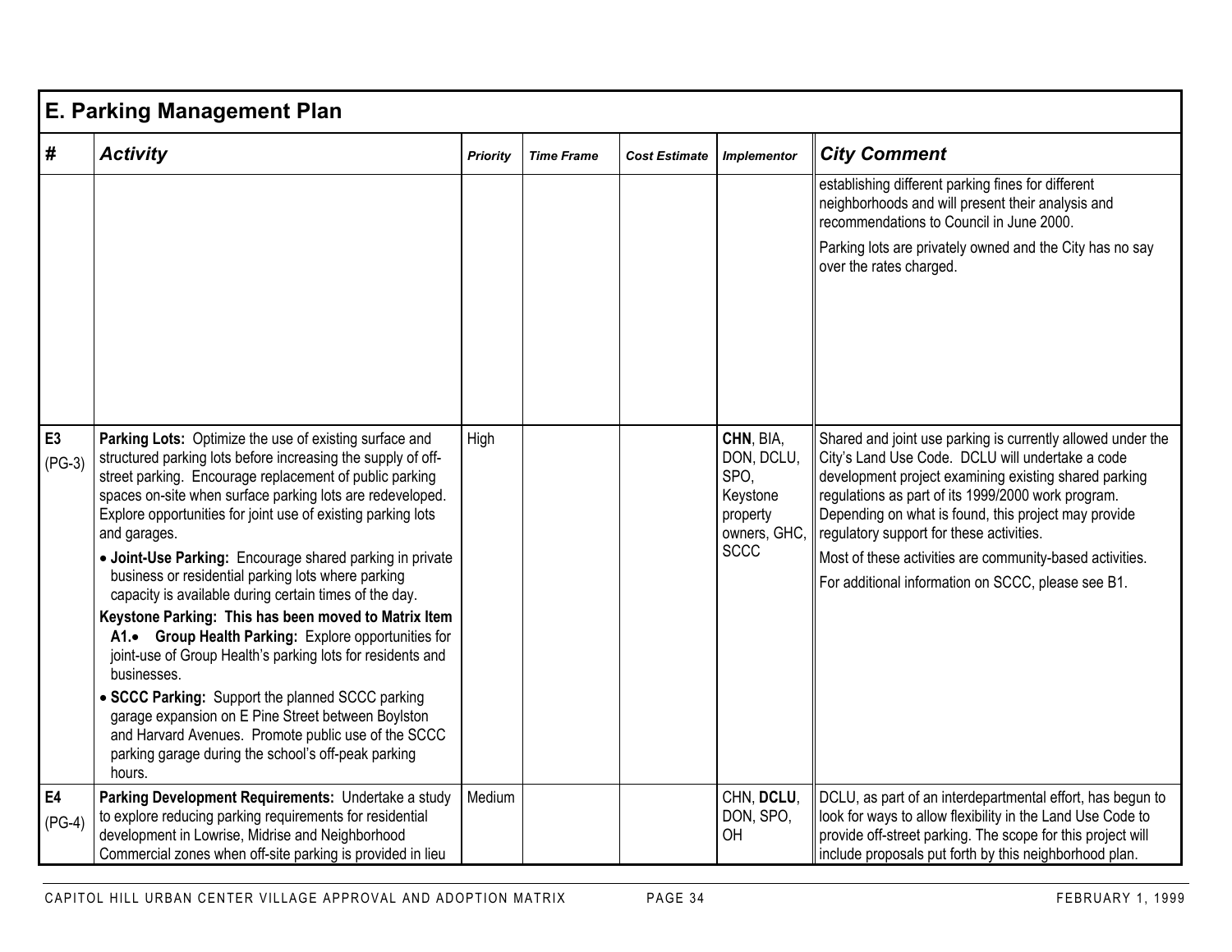## E. Parking Management Plan

| # | *Activity* | *Priority* | *Time Frame* | *Cost Estimate* | *Implementor* | *City Comment* |
|---|---|---|---|---|---|---|
| | | | | | | establishing different parking fines for different neighborhoods and will present their analysis and recommendations to Council in June 2000.<br><br>Parking lots are privately owned and the City has no say over the rates charged. |
| **E3** (PG-3) | **Parking Lots:** Optimize the use of existing surface and structured parking lots before increasing the supply of off-street parking. Encourage replacement of public parking spaces on-site when surface parking lots are redeveloped. Explore opportunities for joint use of existing parking lots and garages.<br><br>• **Joint-Use Parking:** Encourage shared parking in private business or residential parking lots where parking capacity is available during certain times of the day.<br><br>**Keystone Parking: This has been moved to Matrix Item A1.** • **Group Health Parking:** Explore opportunities for joint-use of Group Health's parking lots for residents and businesses.<br><br>• **SCCC Parking:** Support the planned SCCC parking garage expansion on E Pine Street between Boylston and Harvard Avenues. Promote public use of the SCCC parking garage during the school's off-peak parking hours. | High | | | **CHN**, BIA, DON, DCLU, SPO, Keystone property owners, GHC, SCCC | Shared and joint use parking is currently allowed under the City's Land Use Code. DCLU will undertake a code development project examining existing shared parking regulations as part of its 1999/2000 work program. Depending on what is found, this project may provide regulatory support for these activities.<br><br>Most of these activities are community-based activities.<br><br>For additional information on SCCC, please see B1. |
| **E4** (PG-4) | **Parking Development Requirements:** Undertake a study to explore reducing parking requirements for residential development in Lowrise, Midrise and Neighborhood Commercial zones when off-site parking is provided in lieu | Medium | | | CHN, **DCLU**, DON, SPO, OH | DCLU, as part of an interdepartmental effort, has begun to look for ways to allow flexibility in the Land Use Code to provide off-street parking. The scope for this project will include proposals put forth by this neighborhood plan. |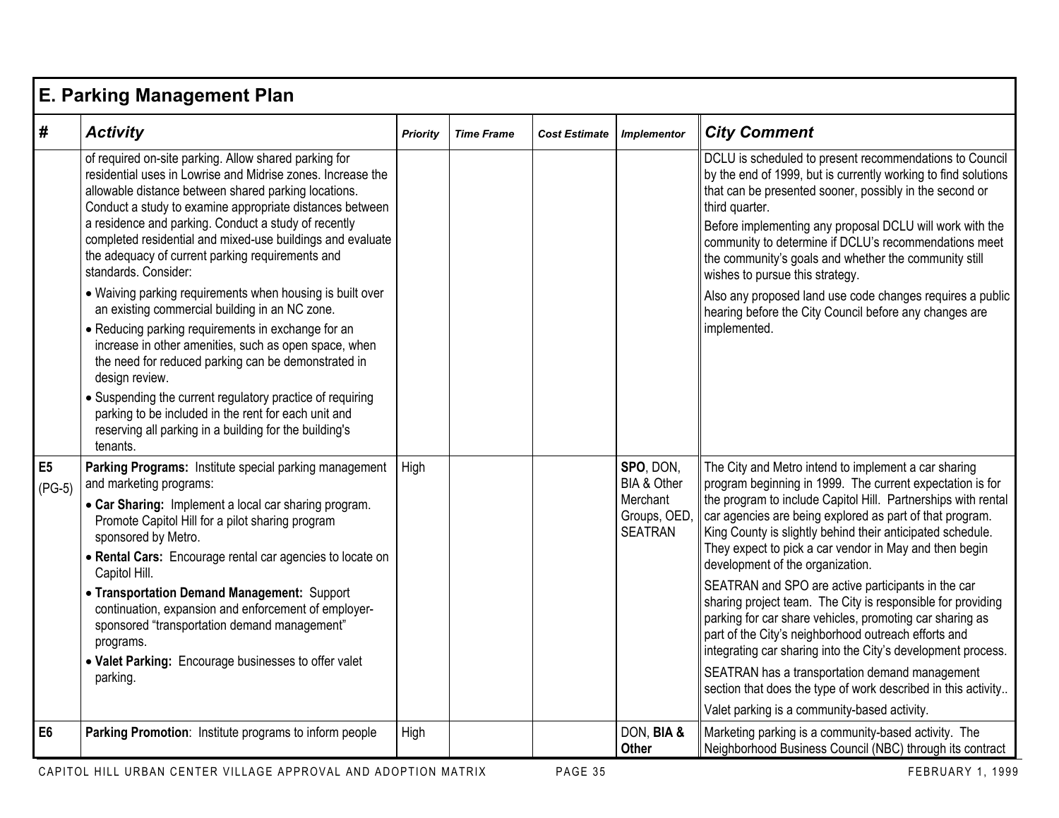## E. Parking Management Plan

| # | Activity | Priority | Time Frame | Cost Estimate | Implementor | City Comment |
|---|---|---|---|---|---|---|
| | of required on-site parking. Allow shared parking for residential uses in Lowrise and Midrise zones. Increase the allowable distance between shared parking locations. Conduct a study to examine appropriate distances between a residence and parking. Conduct a study of recently completed residential and mixed-use buildings and evaluate the adequacy of current parking requirements and standards. Consider: <br>• Waiving parking requirements when housing is built over an existing commercial building in an NC zone. <br>• Reducing parking requirements in exchange for an increase in other amenities, such as open space, when the need for reduced parking can be demonstrated in design review. <br>• Suspending the current regulatory practice of requiring parking to be included in the rent for each unit and reserving all parking in a building for the building's tenants. | | | | | DCLU is scheduled to present recommendations to Council by the end of 1999, but is currently working to find solutions that can be presented sooner, possibly in the second or third quarter. <br>Before implementing any proposal DCLU will work with the community to determine if DCLU's recommendations meet the community's goals and whether the community still wishes to pursue this strategy. <br>Also any proposed land use code changes requires a public hearing before the City Council before any changes are implemented. |
| **E5** (PG-5) | **Parking Programs:** Institute special parking management and marketing programs: <br>• **Car Sharing:** Implement a local car sharing program. Promote Capitol Hill for a pilot sharing program sponsored by Metro. <br>• **Rental Cars:** Encourage rental car agencies to locate on Capitol Hill. <br>• **Transportation Demand Management:** Support continuation, expansion and enforcement of employer-sponsored "transportation demand management" programs. <br>• **Valet Parking:** Encourage businesses to offer valet parking. | High | | | **SPO**, DON, BIA & Other Merchant Groups, OED, SEATRAN | The City and Metro intend to implement a car sharing program beginning in 1999. The current expectation is for the program to include Capitol Hill. Partnerships with rental car agencies are being explored as part of that program. King County is slightly behind their anticipated schedule. They expect to pick a car vendor in May and then begin development of the organization. <br>SEATRAN and SPO are active participants in the car sharing project team. The City is responsible for providing parking for car share vehicles, promoting car sharing as part of the City's neighborhood outreach efforts and integrating car sharing into the City's development process. <br>SEATRAN has a transportation demand management section that does the type of work described in this activity.. <br>Valet parking is a community-based activity. |
| **E6** | **Parking Promotion**: Institute programs to inform people | High | | | DON, **BIA & Other** | Marketing parking is a community-based activity. The Neighborhood Business Council (NBC) through its contract |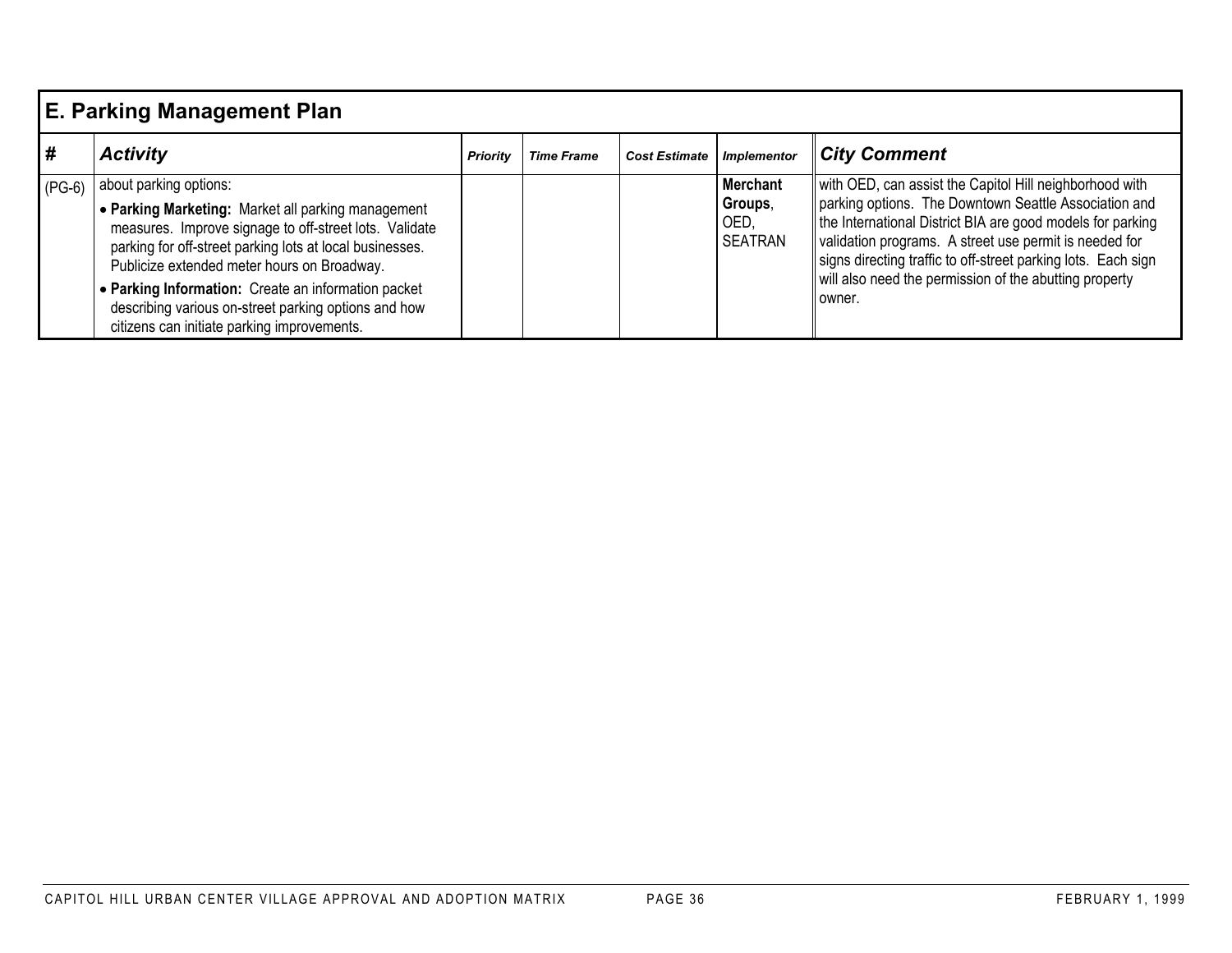## E. Parking Management Plan

| # | *Activity* | *Priority* | *Time Frame* | *Cost Estimate* | *Implementor* | *City Comment* |
|---|---|---|---|---|---|---|
| (PG-6) | about parking options:<br>• **Parking Marketing:** Market all parking management measures. Improve signage to off-street lots. Validate parking for off-street parking lots at local businesses. Publicize extended meter hours on Broadway.<br>• **Parking Information:** Create an information packet describing various on-street parking options and how citizens can initiate parking improvements. | | | | **Merchant Groups**, OED, SEATRAN | with OED, can assist the Capitol Hill neighborhood with parking options. The Downtown Seattle Association and the International District BIA are good models for parking validation programs. A street use permit is needed for signs directing traffic to off-street parking lots. Each sign will also need the permission of the abutting property owner. |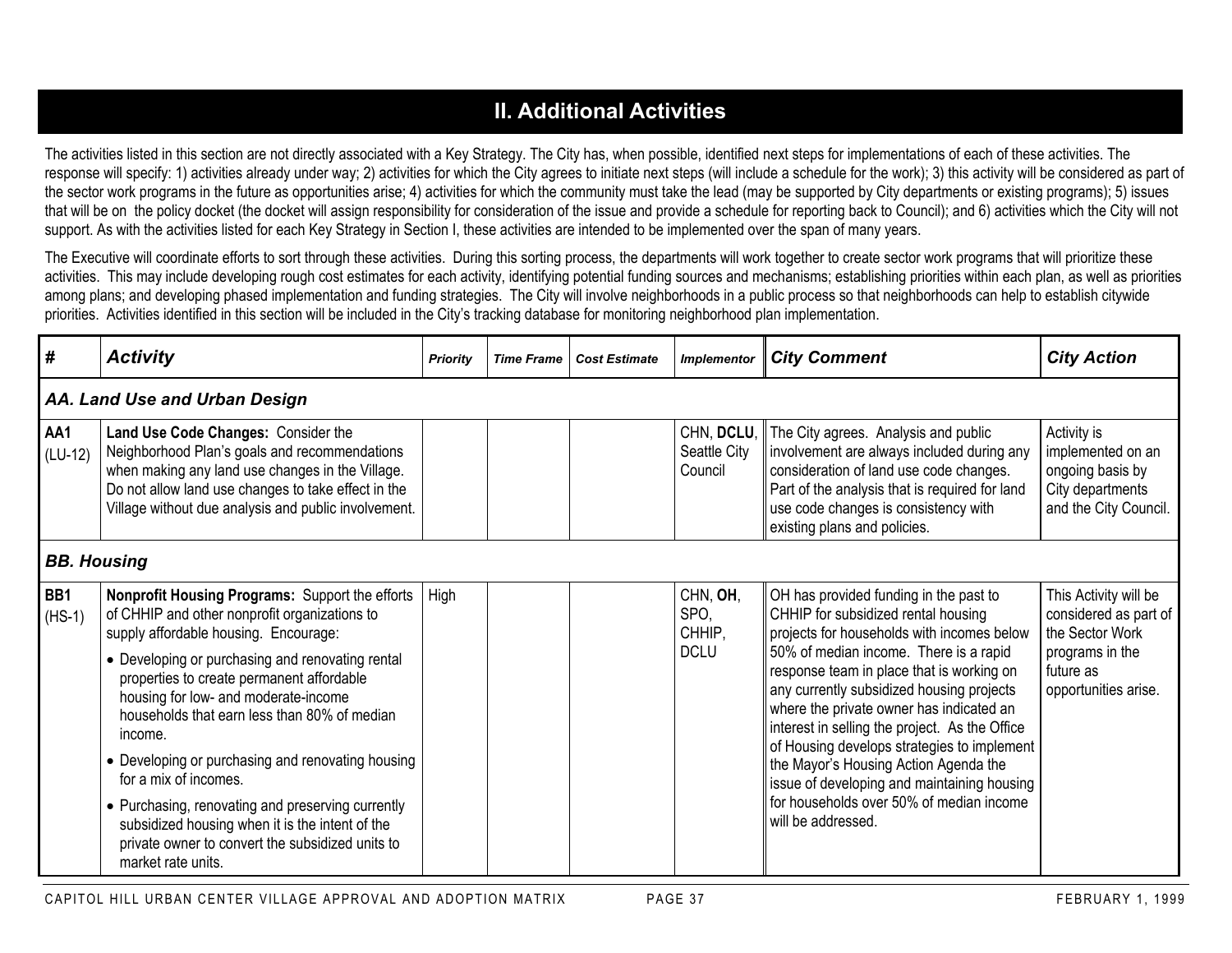## II. Additional Activities

The activities listed in this section are not directly associated with a Key Strategy. The City has, when possible, identified next steps for implementations of each of these activities. The response will specify: 1) activities already under way; 2) activities for which the City agrees to initiate next steps (will include a schedule for the work); 3) this activity will be considered as part of the sector work programs in the future as opportunities arise; 4) activities for which the community must take the lead (may be supported by City departments or existing programs); 5) issues that will be on the policy docket (the docket will assign responsibility for consideration of the issue and provide a schedule for reporting back to Council); and 6) activities which the City will not support. As with the activities listed for each Key Strategy in Section I, these activities are intended to be implemented over the span of many years.

The Executive will coordinate efforts to sort through these activities. During this sorting process, the departments will work together to create sector work programs that will prioritize these activities. This may include developing rough cost estimates for each activity, identifying potential funding sources and mechanisms; establishing priorities within each plan, as well as priorities among plans; and developing phased implementation and funding strategies. The City will involve neighborhoods in a public process so that neighborhoods can help to establish citywide priorities. Activities identified in this section will be included in the City's tracking database for monitoring neighborhood plan implementation.

| # | Activity | Priority | Time Frame | Cost Estimate | Implementor | City Comment | City Action |
|---|---|---|---|---|---|---|---|
| ***AA. Land Use and Urban Design*** | | | | | | | |
| **AA1** (LU-12) | **Land Use Code Changes:** Consider the Neighborhood Plan's goals and recommendations when making any land use changes in the Village. Do not allow land use changes to take effect in the Village without due analysis and public involvement. | | | | CHN, **DCLU**, Seattle City Council | The City agrees. Analysis and public involvement are always included during any consideration of land use code changes. Part of the analysis that is required for land use code changes is consistency with existing plans and policies. | Activity is implemented on an ongoing basis by City departments and the City Council. |
| ***BB. Housing*** | | | | | | | |
| **BB1** (HS-1) | **Nonprofit Housing Programs:** Support the efforts of CHHIP and other nonprofit organizations to supply affordable housing. Encourage:<br>• Developing or purchasing and renovating rental properties to create permanent affordable housing for low- and moderate-income households that earn less than 80% of median income.<br>• Developing or purchasing and renovating housing for a mix of incomes.<br>• Purchasing, renovating and preserving currently subsidized housing when it is the intent of the private owner to convert the subsidized units to market rate units. | High | | | CHN, **OH**, SPO, CHHIP, DCLU | OH has provided funding in the past to CHHIP for subsidized rental housing projects for households with incomes below 50% of median income. There is a rapid response team in place that is working on any currently subsidized housing projects where the private owner has indicated an interest in selling the project. As the Office of Housing develops strategies to implement the Mayor's Housing Action Agenda the issue of developing and maintaining housing for households over 50% of median income will be addressed. | This Activity will be considered as part of the Sector Work programs in the future as opportunities arise. |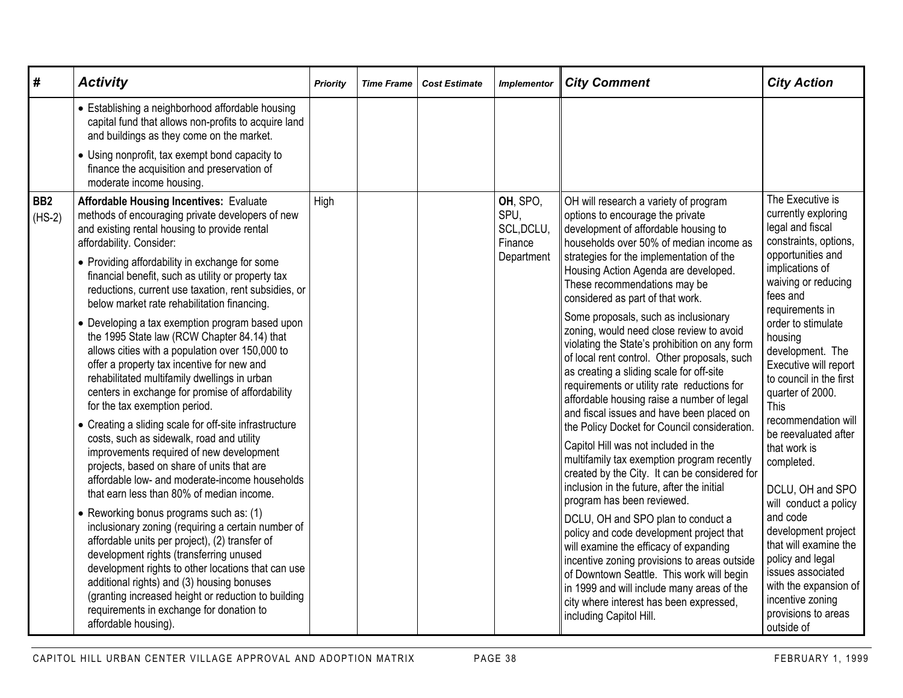| # | *Activity* | *Priority* | *Time Frame* | *Cost Estimate* | *Implementor* | *City Comment* | *City Action* |
|---|---|---|---|---|---|---|---|
| | • Establishing a neighborhood affordable housing capital fund that allows non-profits to acquire land and buildings as they come on the market.<br>• Using nonprofit, tax exempt bond capacity to finance the acquisition and preservation of moderate income housing. | | | | | | |
| **BB2** (HS-2) | **Affordable Housing Incentives:** Evaluate methods of encouraging private developers of new and existing rental housing to provide rental affordability. Consider:<br>• Providing affordability in exchange for some financial benefit, such as utility or property tax reductions, current use taxation, rent subsidies, or below market rate rehabilitation financing.<br>• Developing a tax exemption program based upon the 1995 State law (RCW Chapter 84.14) that allows cities with a population over 150,000 to offer a property tax incentive for new and rehabilitated multifamily dwellings in urban centers in exchange for promise of affordability for the tax exemption period.<br>• Creating a sliding scale for off-site infrastructure costs, such as sidewalk, road and utility improvements required of new development projects, based on share of units that are affordable low- and moderate-income households that earn less than 80% of median income.<br>• Reworking bonus programs such as: (1) inclusionary zoning (requiring a certain number of affordable units per project), (2) transfer of development rights (transferring unused development rights to other locations that can use additional rights) and (3) housing bonuses (granting increased height or reduction to building requirements in exchange for donation to affordable housing). | High | | | **OH**, SPO, SPU, SCL,DCLU, Finance Department | OH will research a variety of program options to encourage the private development of affordable housing to households over 50% of median income as strategies for the implementation of the Housing Action Agenda are developed. These recommendations may be considered as part of that work.<br>Some proposals, such as inclusionary zoning, would need close review to avoid violating the State's prohibition on any form of local rent control. Other proposals, such as creating a sliding scale for off-site requirements or utility rate reductions for affordable housing raise a number of legal and fiscal issues and have been placed on the Policy Docket for Council consideration.<br>Capitol Hill was not included in the multifamily tax exemption program recently created by the City. It can be considered for inclusion in the future, after the initial program has been reviewed.<br>DCLU, OH and SPO plan to conduct a policy and code development project that will examine the efficacy of expanding incentive zoning provisions to areas outside of Downtown Seattle. This work will begin in 1999 and will include many areas of the city where interest has been expressed, including Capitol Hill. | The Executive is currently exploring legal and fiscal constraints, options, opportunities and implications of waiving or reducing fees and requirements in order to stimulate housing development. The Executive will report to council in the first quarter of 2000. This recommendation will be reevaluated after that work is completed.<br><br>DCLU, OH and SPO will conduct a policy and code development project that will examine the policy and legal issues associated with the expansion of incentive zoning provisions to areas outside of |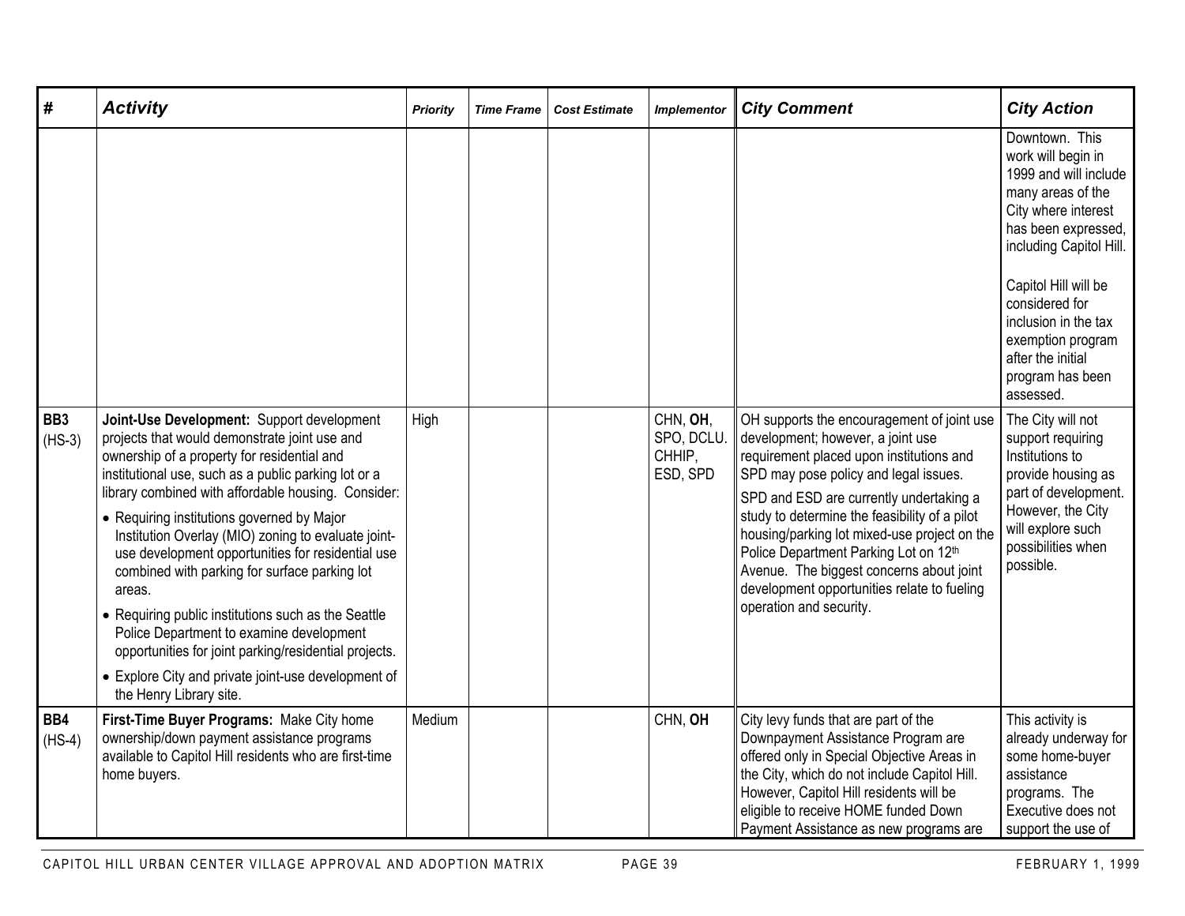| # | Activity | Priority | Time Frame | Cost Estimate | Implementor | City Comment | City Action |
|---|---|---|---|---|---|---|---|
| | | | | | | | Downtown. This work will begin in 1999 and will include many areas of the City where interest has been expressed, including Capitol Hill.<br><br>Capitol Hill will be considered for inclusion in the tax exemption program after the initial program has been assessed. |
| **BB3** (HS-3) | **Joint-Use Development:** Support development projects that would demonstrate joint use and ownership of a property for residential and institutional use, such as a public parking lot or a library combined with affordable housing. Consider:<br>• Requiring institutions governed by Major Institution Overlay (MIO) zoning to evaluate joint-use development opportunities for residential use combined with parking for surface parking lot areas.<br>• Requiring public institutions such as the Seattle Police Department to examine development opportunities for joint parking/residential projects.<br>• Explore City and private joint-use development of the Henry Library site. | High | | | CHN, **OH**, SPO, DCLU. CHHIP, ESD, SPD | OH supports the encouragement of joint use development; however, a joint use requirement placed upon institutions and SPD may pose policy and legal issues.<br>SPD and ESD are currently undertaking a study to determine the feasibility of a pilot housing/parking lot mixed-use project on the Police Department Parking Lot on 12th Avenue. The biggest concerns about joint development opportunities relate to fueling operation and security. | The City will not support requiring Institutions to provide housing as part of development. However, the City will explore such possibilities when possible. |
| **BB4** (HS-4) | **First-Time Buyer Programs:** Make City home ownership/down payment assistance programs available to Capitol Hill residents who are first-time home buyers. | Medium | | | CHN, **OH** | City levy funds that are part of the Downpayment Assistance Program are offered only in Special Objective Areas in the City, which do not include Capitol Hill. However, Capitol Hill residents will be eligible to receive HOME funded Down Payment Assistance as new programs are | This activity is already underway for some home-buyer assistance programs. The Executive does not support the use of |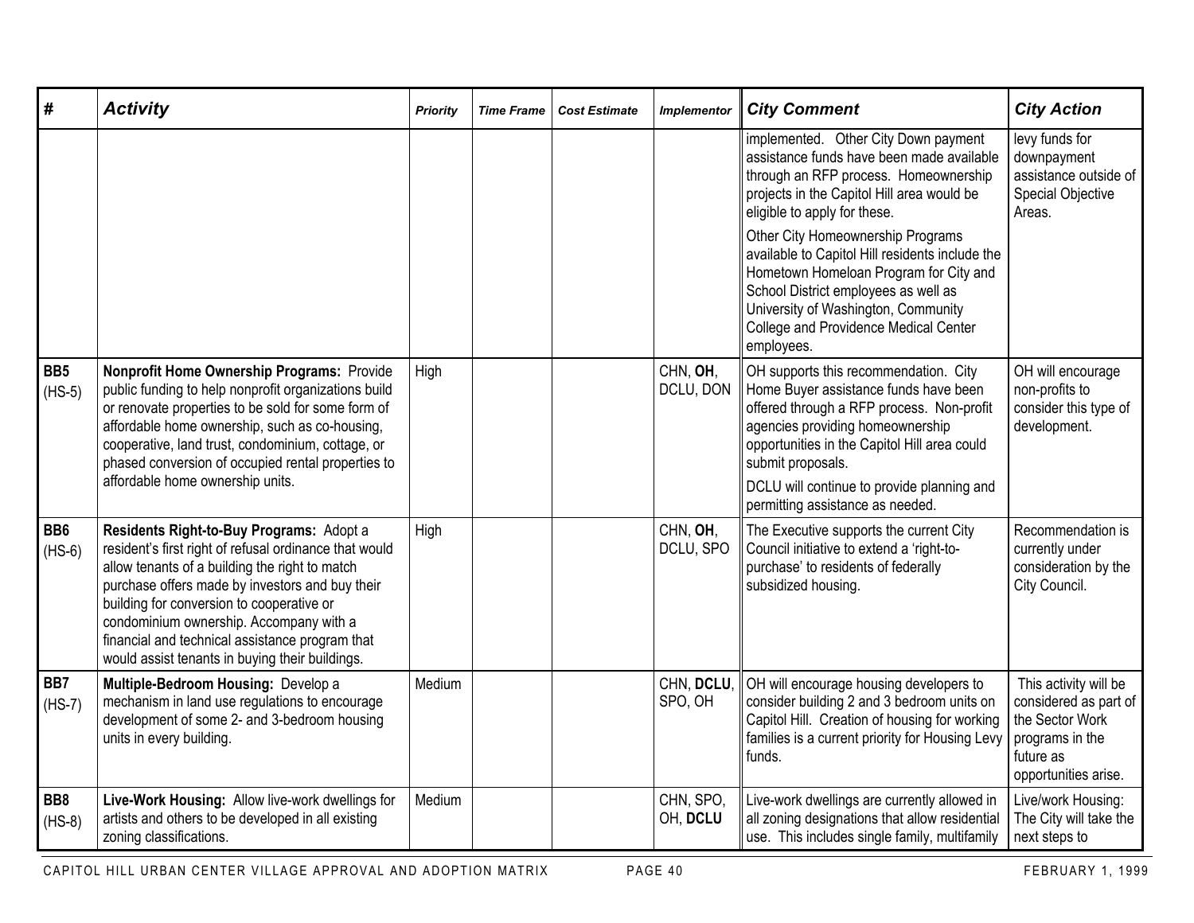| # | *Activity* | *Priority* | *Time Frame* | *Cost Estimate* | *Implementor* | *City Comment* | *City Action* |
|---|---|---|---|---|---|---|---|
| | | | | | | implemented. Other City Down payment assistance funds have been made available through an RFP process. Homeownership projects in the Capitol Hill area would be eligible to apply for these. Other City Homeownership Programs available to Capitol Hill residents include the Hometown Homeloan Program for City and School District employees as well as University of Washington, Community College and Providence Medical Center employees. | levy funds for downpayment assistance outside of Special Objective Areas. |
| **BB5** (HS-5) | **Nonprofit Home Ownership Programs:** Provide public funding to help nonprofit organizations build or renovate properties to be sold for some form of affordable home ownership, such as co-housing, cooperative, land trust, condominium, cottage, or phased conversion of occupied rental properties to affordable home ownership units. | High | | | CHN, **OH**, DCLU, DON | OH supports this recommendation. City Home Buyer assistance funds have been offered through a RFP process. Non-profit agencies providing homeownership opportunities in the Capitol Hill area could submit proposals. DCLU will continue to provide planning and permitting assistance as needed. | OH will encourage non-profits to consider this type of development. |
| **BB6** (HS-6) | **Residents Right-to-Buy Programs:** Adopt a resident's first right of refusal ordinance that would allow tenants of a building the right to match purchase offers made by investors and buy their building for conversion to cooperative or condominium ownership. Accompany with a financial and technical assistance program that would assist tenants in buying their buildings. | High | | | CHN, **OH**, DCLU, SPO | The Executive supports the current City Council initiative to extend a 'right-to-purchase' to residents of federally subsidized housing. | Recommendation is currently under consideration by the City Council. |
| **BB7** (HS-7) | **Multiple-Bedroom Housing:** Develop a mechanism in land use regulations to encourage development of some 2- and 3-bedroom housing units in every building. | Medium | | | CHN, **DCLU**, SPO, OH | OH will encourage housing developers to consider building 2 and 3 bedroom units on Capitol Hill. Creation of housing for working families is a current priority for Housing Levy funds. | This activity will be considered as part of the Sector Work programs in the future as opportunities arise. |
| **BB8** (HS-8) | **Live-Work Housing:** Allow live-work dwellings for artists and others to be developed in all existing zoning classifications. | Medium | | | CHN, SPO, OH, **DCLU** | Live-work dwellings are currently allowed in all zoning designations that allow residential use. This includes single family, multifamily | Live/work Housing: The City will take the next steps to |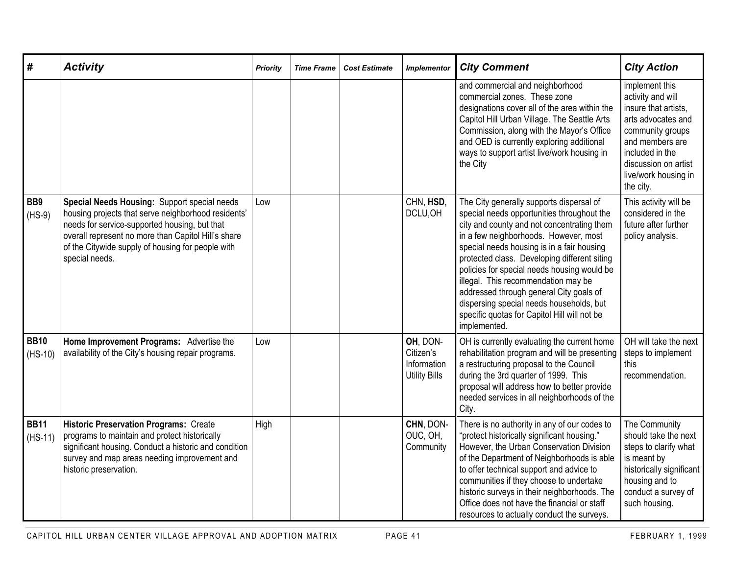| # | *Activity* | *Priority* | *Time Frame* | *Cost Estimate* | *Implementor* | *City Comment* | *City Action* |
|---|---|---|---|---|---|---|---|
| | | | | | | and commercial and neighborhood commercial zones. These zone designations cover all of the area within the Capitol Hill Urban Village. The Seattle Arts Commission, along with the Mayor's Office and OED is currently exploring additional ways to support artist live/work housing in the City | implement this activity and will insure that artists, arts advocates and community groups and members are included in the discussion on artist live/work housing in the city. |
| **BB9** (HS-9) | **Special Needs Housing:** Support special needs housing projects that serve neighborhood residents' needs for service-supported housing, but that overall represent no more than Capitol Hill's share of the Citywide supply of housing for people with special needs. | Low | | | CHN, **HSD**, DCLU,OH | The City generally supports dispersal of special needs opportunities throughout the city and county and not concentrating them in a few neighborhoods. However, most special needs housing is in a fair housing protected class. Developing different siting policies for special needs housing would be illegal. This recommendation may be addressed through general City goals of dispersing special needs households, but specific quotas for Capitol Hill will not be implemented. | This activity will be considered in the future after further policy analysis. |
| **BB10** (HS-10) | **Home Improvement Programs:** Advertise the availability of the City's housing repair programs. | Low | | | **OH**, DON-Citizen's Information Utility Bills | OH is currently evaluating the current home rehabilitation program and will be presenting a restructuring proposal to the Council during the 3rd quarter of 1999. This proposal will address how to better provide needed services in all neighborhoods of the City. | OH will take the next steps to implement this recommendation. |
| **BB11** (HS-11) | **Historic Preservation Programs:** Create programs to maintain and protect historically significant housing. Conduct a historic and condition survey and map areas needing improvement and historic preservation. | High | | | **CHN**, DON-OUC, OH, Community | There is no authority in any of our codes to "protect historically significant housing." However, the Urban Conservation Division of the Department of Neighborhoods is able to offer technical support and advice to communities if they choose to undertake historic surveys in their neighborhoods. The Office does not have the financial or staff resources to actually conduct the surveys. | The Community should take the next steps to clarify what is meant by historically significant housing and to conduct a survey of such housing. |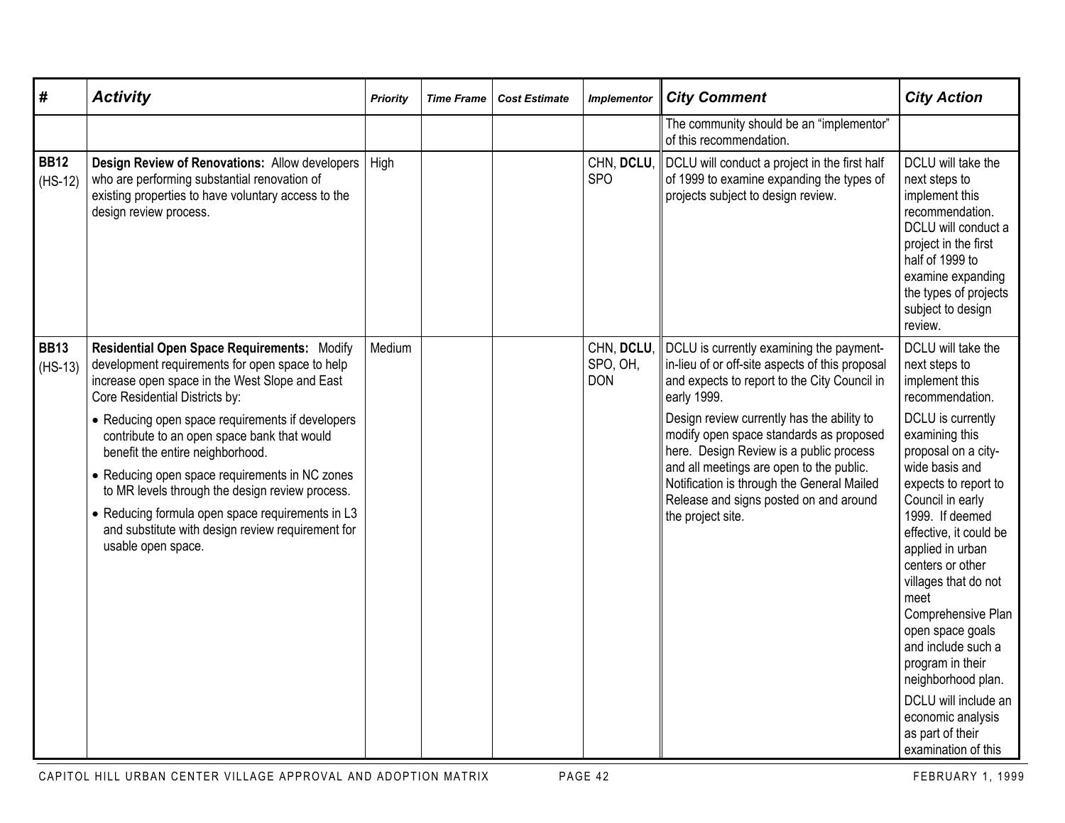| # | Activity | Priority | Time Frame | Cost Estimate | Implementor | City Comment | City Action |
|---|---|---|---|---|---|---|---|
| | | | | | | The community should be an "implementor" of this recommendation. | |
| **BB12** (HS-12) | **Design Review of Renovations:** Allow developers who are performing substantial renovation of existing properties to have voluntary access to the design review process. | High | | | CHN, **DCLU**, SPO | DCLU will conduct a project in the first half of 1999 to examine expanding the types of projects subject to design review. | DCLU will take the next steps to implement this recommendation. DCLU will conduct a project in the first half of 1999 to examine expanding the types of projects subject to design review. |
| **BB13** (HS-13) | **Residential Open Space Requirements:** Modify development requirements for open space to help increase open space in the West Slope and East Core Residential Districts by:<br>• Reducing open space requirements if developers contribute to an open space bank that would benefit the entire neighborhood.<br>• Reducing open space requirements in NC zones to MR levels through the design review process.<br>• Reducing formula open space requirements in L3 and substitute with design review requirement for usable open space. | Medium | | | CHN, **DCLU**, SPO, OH, DON | DCLU is currently examining the payment-in-lieu of or off-site aspects of this proposal and expects to report to the City Council in early 1999.<br>Design review currently has the ability to modify open space standards as proposed here. Design Review is a public process and all meetings are open to the public. Notification is through the General Mailed Release and signs posted on and around the project site. | DCLU will take the next steps to implement this recommendation.<br>DCLU is currently examining this proposal on a city-wide basis and expects to report to Council in early 1999. If deemed effective, it could be applied in urban centers or other villages that do not meet Comprehensive Plan open space goals and include such a program in their neighborhood plan.<br>DCLU will include an economic analysis as part of their examination of this |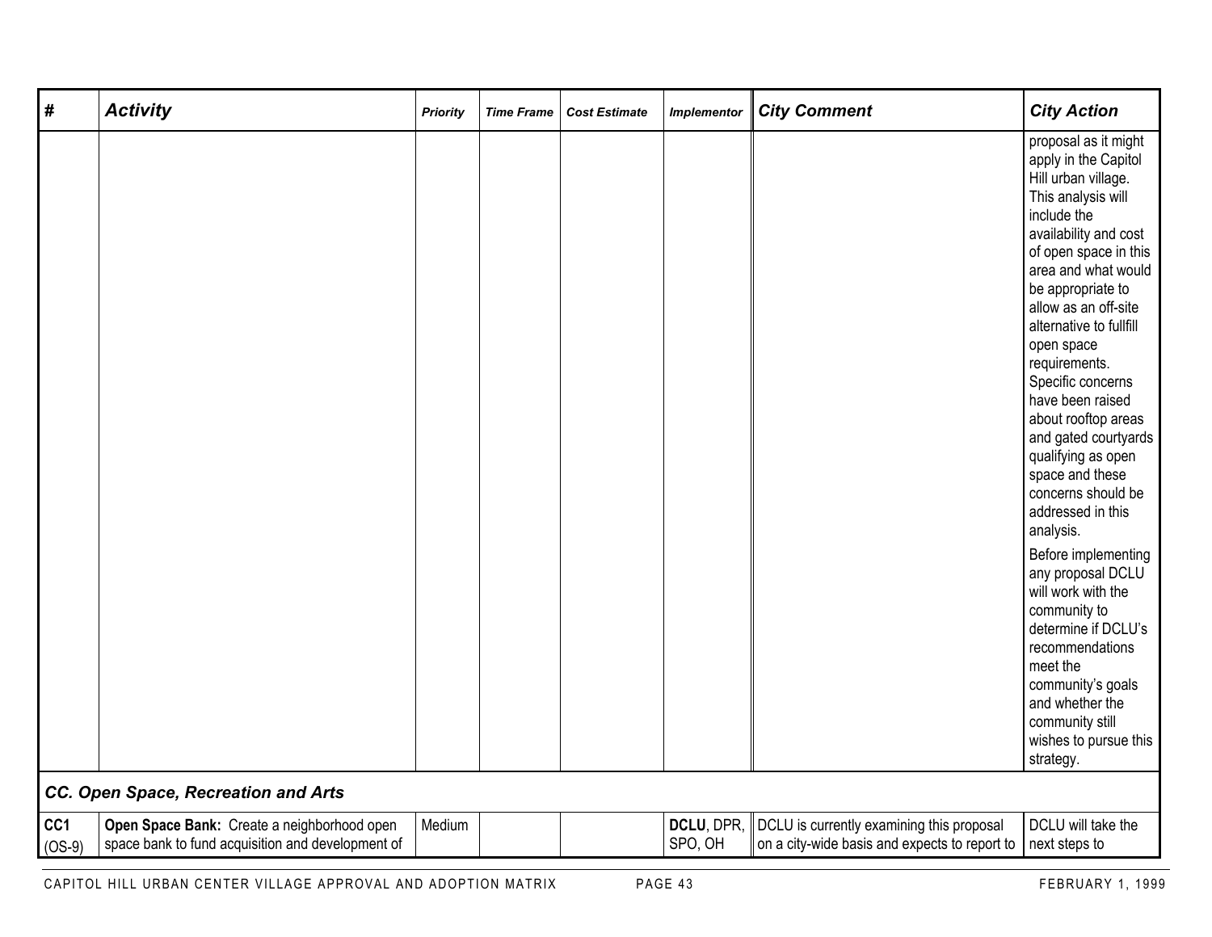| # | Activity | Priority | Time Frame | Cost Estimate | Implementor | City Comment | City Action |
|---|---|---|---|---|---|---|---|
| | | | | | | | proposal as it might apply in the Capitol Hill urban village. This analysis will include the availability and cost of open space in this area and what would be appropriate to allow as an off-site alternative to fullfill open space requirements. Specific concerns have been raised about rooftop areas and gated courtyards qualifying as open space and these concerns should be addressed in this analysis. Before implementing any proposal DCLU will work with the community to determine if DCLU's recommendations meet the community's goals and whether the community still wishes to pursue this strategy. |
| ***CC. Open Space, Recreation and Arts*** | | | | | | | |
| **CC1** (OS-9) | **Open Space Bank:** Create a neighborhood open space bank to fund acquisition and development of | Medium | | | **DCLU**, DPR, SPO, OH | DCLU is currently examining this proposal on a city-wide basis and expects to report to | DCLU will take the next steps to |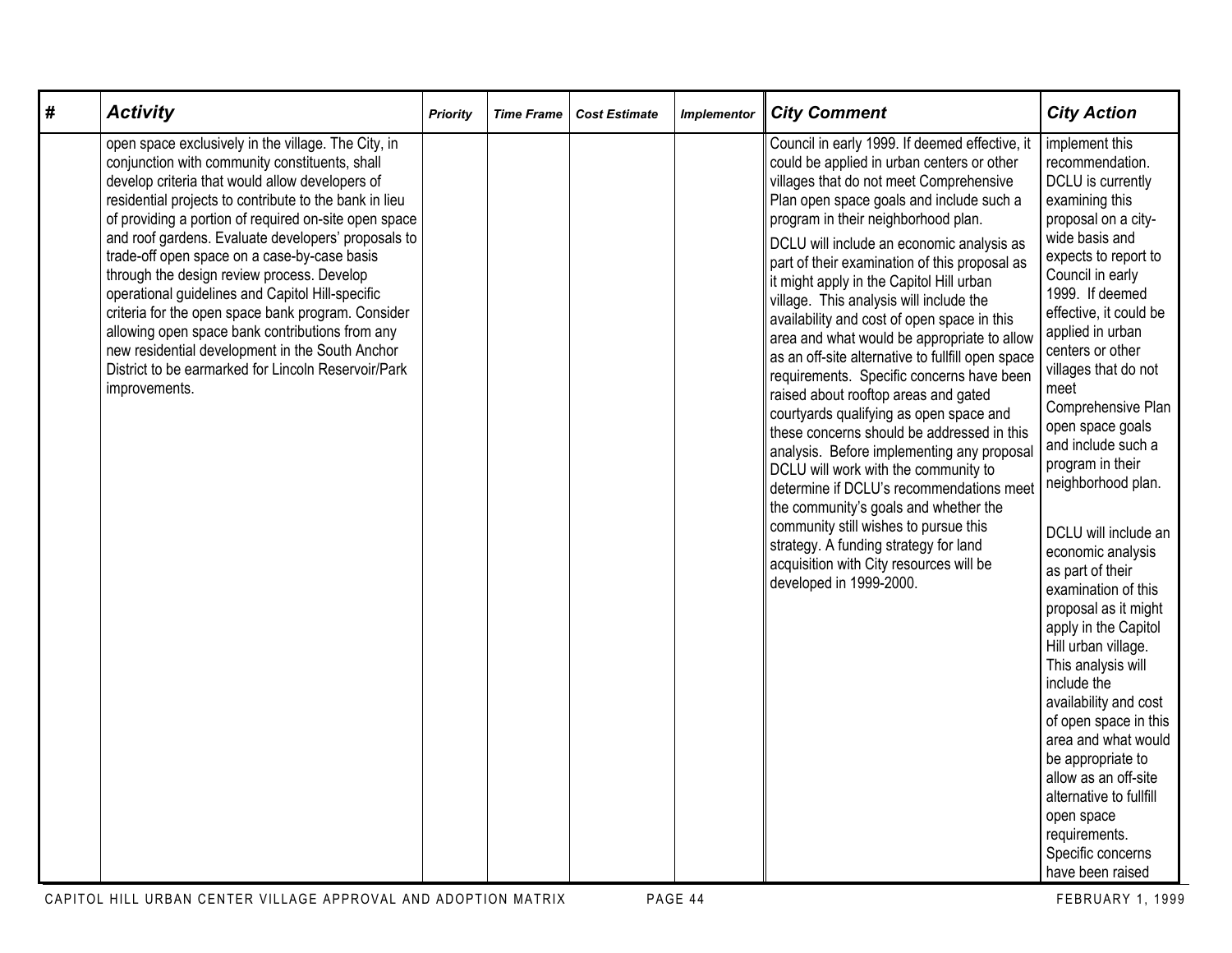| # | Activity | Priority | Time Frame | Cost Estimate | Implementor | City Comment | City Action |
|---|---|---|---|---|---|---|---|
| | open space exclusively in the village. The City, in conjunction with community constituents, shall develop criteria that would allow developers of residential projects to contribute to the bank in lieu of providing a portion of required on-site open space and roof gardens. Evaluate developers' proposals to trade-off open space on a case-by-case basis through the design review process. Develop operational guidelines and Capitol Hill-specific criteria for the open space bank program. Consider allowing open space bank contributions from any new residential development in the South Anchor District to be earmarked for Lincoln Reservoir/Park improvements. | | | | | Council in early 1999. If deemed effective, it could be applied in urban centers or other villages that do not meet Comprehensive Plan open space goals and include such a program in their neighborhood plan.<br><br>DCLU will include an economic analysis as part of their examination of this proposal as it might apply in the Capitol Hill urban village. This analysis will include the availability and cost of open space in this area and what would be appropriate to allow as an off-site alternative to fullfill open space requirements. Specific concerns have been raised about rooftop areas and gated courtyards qualifying as open space and these concerns should be addressed in this analysis. Before implementing any proposal DCLU will work with the community to determine if DCLU's recommendations meet the community's goals and whether the community still wishes to pursue this strategy. A funding strategy for land acquisition with City resources will be developed in 1999-2000. | implement this recommendation. DCLU is currently examining this proposal on a city-wide basis and expects to report to Council in early 1999. If deemed effective, it could be applied in urban centers or other villages that do not meet Comprehensive Plan open space goals and include such a program in their neighborhood plan.<br><br>DCLU will include an economic analysis as part of their examination of this proposal as it might apply in the Capitol Hill urban village. This analysis will include the availability and cost of open space in this area and what would be appropriate to allow as an off-site alternative to fullfill open space requirements. Specific concerns have been raised |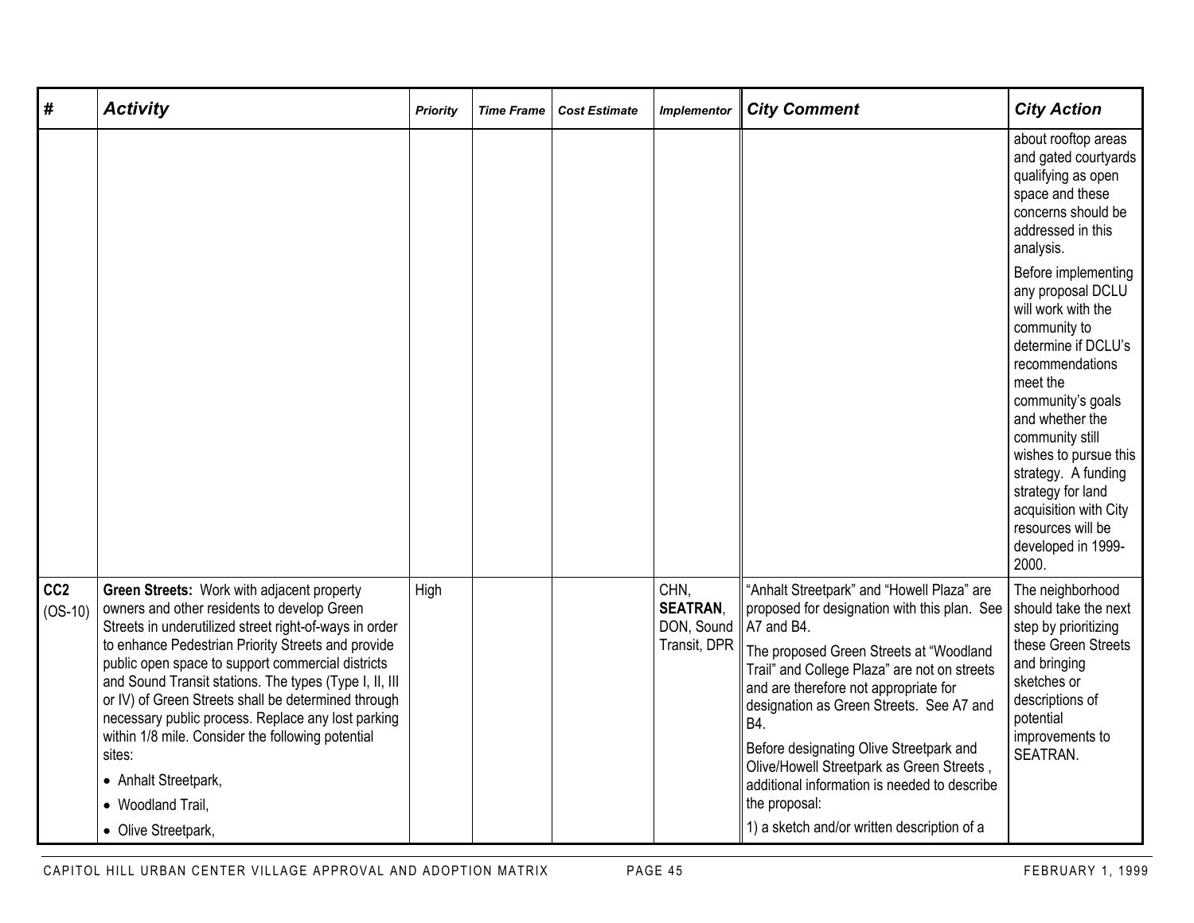| # | *Activity* | *Priority* | *Time Frame* | *Cost Estimate* | *Implementor* | *City Comment* | *City Action* |
|---|---|---|---|---|---|---|---|
| | | | | | | | about rooftop areas and gated courtyards qualifying as open space and these concerns should be addressed in this analysis. Before implementing any proposal DCLU will work with the community to determine if DCLU's recommendations meet the community's goals and whether the community still wishes to pursue this strategy. A funding strategy for land acquisition with City resources will be developed in 1999-2000. |
| **CC2** (OS-10) | **Green Streets:** Work with adjacent property owners and other residents to develop Green Streets in underutilized street right-of-ways in order to enhance Pedestrian Priority Streets and provide public open space to support commercial districts and Sound Transit stations. The types (Type I, II, III or IV) of Green Streets shall be determined through necessary public process. Replace any lost parking within 1/8 mile. Consider the following potential sites: <br>• Anhalt Streetpark, <br>• Woodland Trail, <br>• Olive Streetpark, | High | | | CHN, **SEATRAN**, DON, Sound Transit, DPR | "Anhalt Streetpark" and "Howell Plaza" are proposed for designation with this plan. See A7 and B4. The proposed Green Streets at "Woodland Trail" and College Plaza" are not on streets and are therefore not appropriate for designation as Green Streets. See A7 and B4. Before designating Olive Streetpark and Olive/Howell Streetpark as Green Streets , additional information is needed to describe the proposal: 1) a sketch and/or written description of a | The neighborhood should take the next step by prioritizing these Green Streets and bringing sketches or descriptions of potential improvements to SEATRAN. |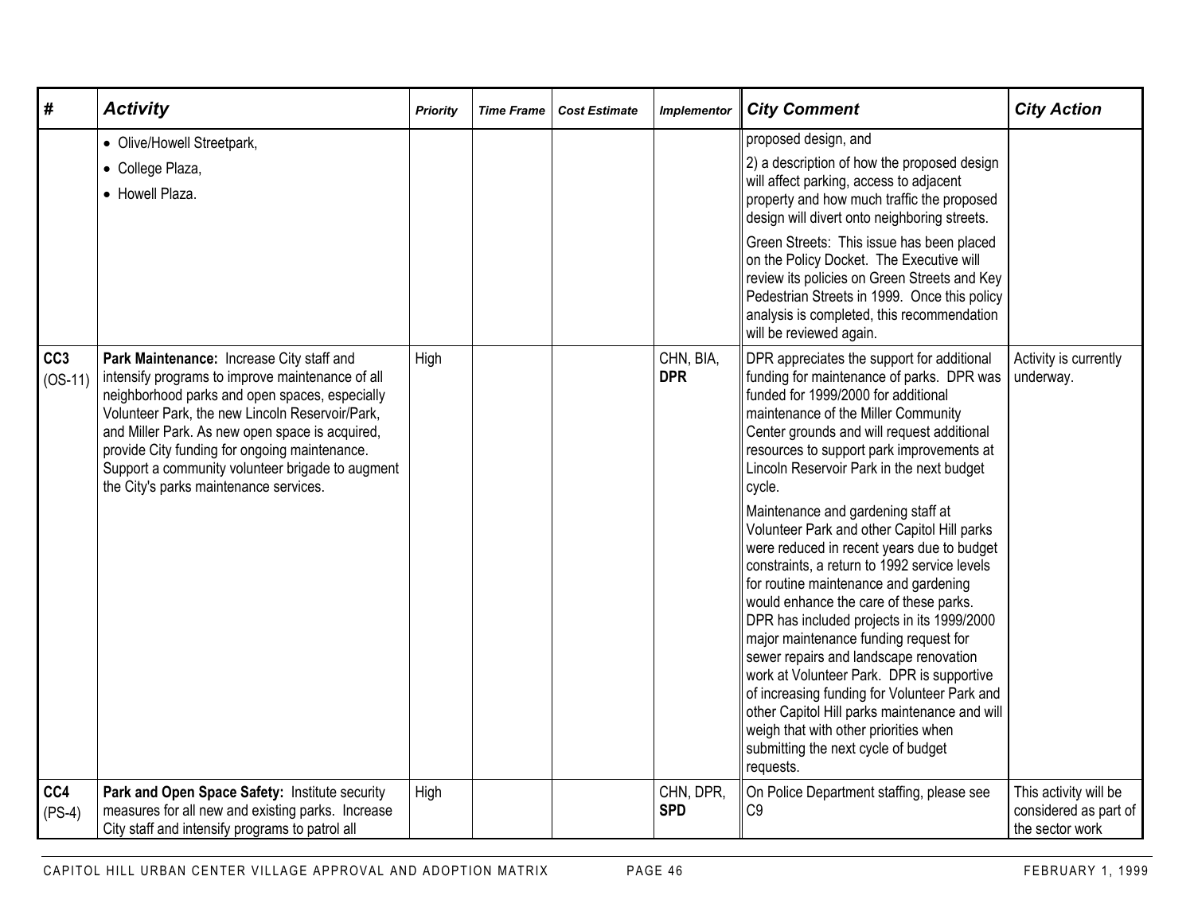| # | *Activity* | *Priority* | *Time Frame* | *Cost Estimate* | *Implementor* | *City Comment* | *City Action* |
|---|---|---|---|---|---|---|---|
| | • Olive/Howell Streetpark,<br>• College Plaza,<br>• Howell Plaza. | | | | | proposed design, and<br>2) a description of how the proposed design will affect parking, access to adjacent property and how much traffic the proposed design will divert onto neighboring streets.<br>Green Streets: This issue has been placed on the Policy Docket. The Executive will review its policies on Green Streets and Key Pedestrian Streets in 1999. Once this policy analysis is completed, this recommendation will be reviewed again. | |
| **CC3** (OS-11) | **Park Maintenance:** Increase City staff and intensify programs to improve maintenance of all neighborhood parks and open spaces, especially Volunteer Park, the new Lincoln Reservoir/Park, and Miller Park. As new open space is acquired, provide City funding for ongoing maintenance. Support a community volunteer brigade to augment the City's parks maintenance services. | High | | | CHN, BIA, **DPR** | DPR appreciates the support for additional funding for maintenance of parks. DPR was funded for 1999/2000 for additional maintenance of the Miller Community Center grounds and will request additional resources to support park improvements at Lincoln Reservoir Park in the next budget cycle.<br>Maintenance and gardening staff at Volunteer Park and other Capitol Hill parks were reduced in recent years due to budget constraints, a return to 1992 service levels for routine maintenance and gardening would enhance the care of these parks. DPR has included projects in its 1999/2000 major maintenance funding request for sewer repairs and landscape renovation work at Volunteer Park. DPR is supportive of increasing funding for Volunteer Park and other Capitol Hill parks maintenance and will weigh that with other priorities when submitting the next cycle of budget requests. | Activity is currently underway. |
| **CC4** (PS-4) | **Park and Open Space Safety:** Institute security measures for all new and existing parks. Increase City staff and intensify programs to patrol all | High | | | CHN, DPR, **SPD** | On Police Department staffing, please see C9 | This activity will be considered as part of the sector work |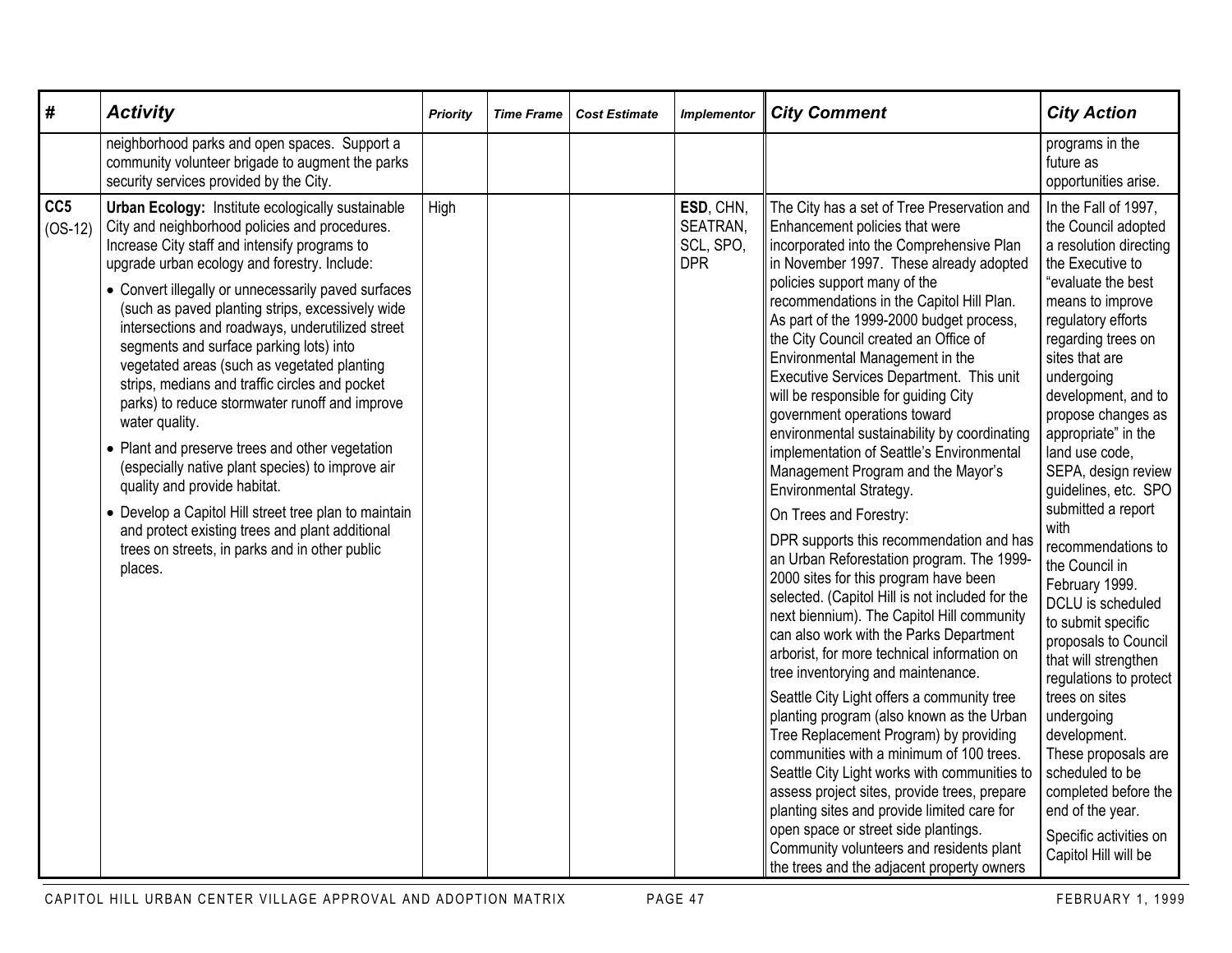| # | Activity | Priority | Time Frame | Cost Estimate | Implementor | City Comment | City Action |
|---|---|---|---|---|---|---|---|
| | neighborhood parks and open spaces. Support a community volunteer brigade to augment the parks security services provided by the City. | | | | | | programs in the future as opportunities arise. |
| **CC5** (OS-12) | **Urban Ecology:** Institute ecologically sustainable City and neighborhood policies and procedures. Increase City staff and intensify programs to upgrade urban ecology and forestry. Include:<br>• Convert illegally or unnecessarily paved surfaces (such as paved planting strips, excessively wide intersections and roadways, underutilized street segments and surface parking lots) into vegetated areas (such as vegetated planting strips, medians and traffic circles and pocket parks) to reduce stormwater runoff and improve water quality.<br>• Plant and preserve trees and other vegetation (especially native plant species) to improve air quality and provide habitat.<br>• Develop a Capitol Hill street tree plan to maintain and protect existing trees and plant additional trees on streets, in parks and in other public places. | High | | | **ESD**, CHN, SEATRAN, SCL, SPO, DPR | The City has a set of Tree Preservation and Enhancement policies that were incorporated into the Comprehensive Plan in November 1997. These already adopted policies support many of the recommendations in the Capitol Hill Plan. As part of the 1999-2000 budget process, the City Council created an Office of Environmental Management in the Executive Services Department. This unit will be responsible for guiding City government operations toward environmental sustainability by coordinating implementation of Seattle's Environmental Management Program and the Mayor's Environmental Strategy.<br>On Trees and Forestry:<br>DPR supports this recommendation and has an Urban Reforestation program. The 1999-2000 sites for this program have been selected. (Capitol Hill is not included for the next biennium). The Capitol Hill community can also work with the Parks Department arborist, for more technical information on tree inventorying and maintenance.<br>Seattle City Light offers a community tree planting program (also known as the Urban Tree Replacement Program) by providing communities with a minimum of 100 trees. Seattle City Light works with communities to assess project sites, provide trees, prepare planting sites and provide limited care for open space or street side plantings. Community volunteers and residents plant the trees and the adjacent property owners | In the Fall of 1997, the Council adopted a resolution directing the Executive to "evaluate the best means to improve regulatory efforts regarding trees on sites that are undergoing development, and to propose changes as appropriate" in the land use code, SEPA, design review guidelines, etc. SPO submitted a report with recommendations to the Council in February 1999. DCLU is scheduled to submit specific proposals to Council that will strengthen regulations to protect trees on sites undergoing development. These proposals are scheduled to be completed before the end of the year.<br>Specific activities on Capitol Hill will be |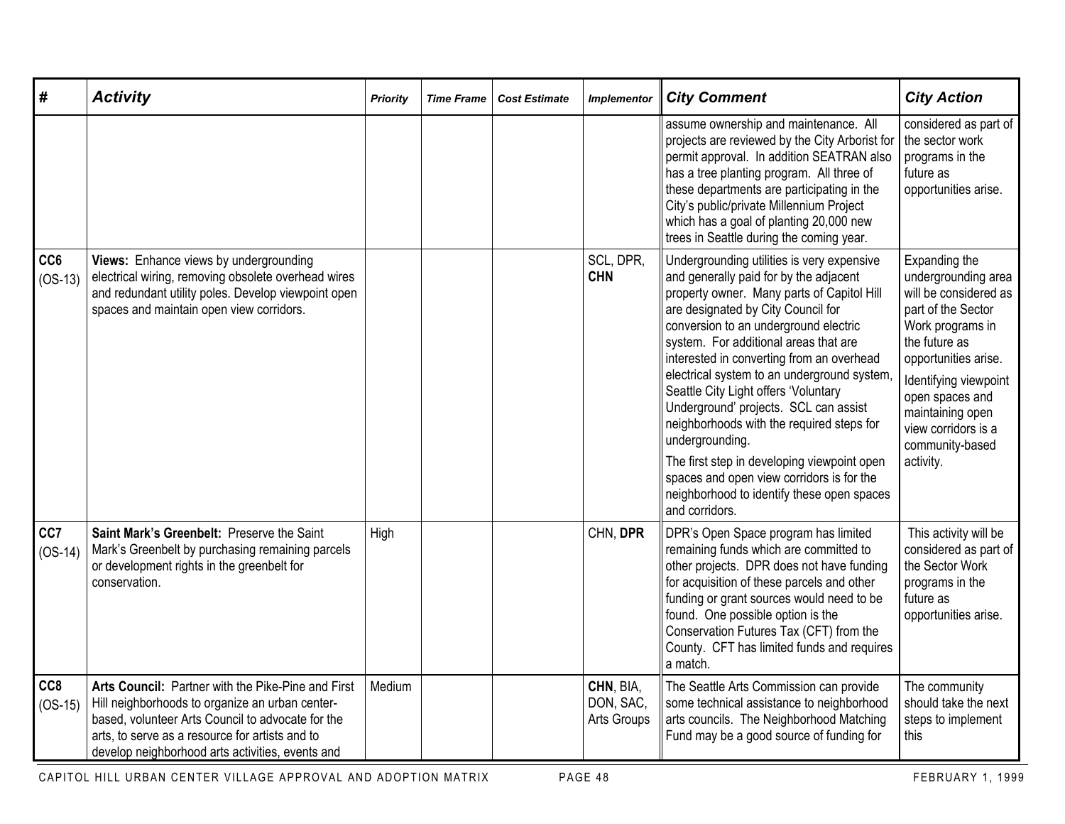| # | Activity | Priority | Time Frame | Cost Estimate | Implementor | City Comment | City Action |
|---|---|---|---|---|---|---|---|
| | | | | | | assume ownership and maintenance. All projects are reviewed by the City Arborist for permit approval. In addition SEATRAN also has a tree planting program. All three of these departments are participating in the City's public/private Millennium Project which has a goal of planting 20,000 new trees in Seattle during the coming year. | considered as part of the sector work programs in the future as opportunities arise. |
| **CC6** (OS-13) | **Views:** Enhance views by undergrounding electrical wiring, removing obsolete overhead wires and redundant utility poles. Develop viewpoint open spaces and maintain open view corridors. | | | | SCL, DPR, **CHN** | Undergrounding utilities is very expensive and generally paid for by the adjacent property owner. Many parts of Capitol Hill are designated by City Council for conversion to an underground electric system. For additional areas that are interested in converting from an overhead electrical system to an underground system, Seattle City Light offers 'Voluntary Underground' projects. SCL can assist neighborhoods with the required steps for undergrounding. The first step in developing viewpoint open spaces and open view corridors is for the neighborhood to identify these open spaces and corridors. | Expanding the undergrounding area will be considered as part of the Sector Work programs in the future as opportunities arise. Identifying viewpoint open spaces and maintaining open view corridors is a community-based activity. |
| **CC7** (OS-14) | **Saint Mark's Greenbelt:** Preserve the Saint Mark's Greenbelt by purchasing remaining parcels or development rights in the greenbelt for conservation. | High | | | CHN, **DPR** | DPR's Open Space program has limited remaining funds which are committed to other projects. DPR does not have funding for acquisition of these parcels and other funding or grant sources would need to be found. One possible option is the Conservation Futures Tax (CFT) from the County. CFT has limited funds and requires a match. | This activity will be considered as part of the Sector Work programs in the future as opportunities arise. |
| **CC8** (OS-15) | **Arts Council:** Partner with the Pike-Pine and First Hill neighborhoods to organize an urban center-based, volunteer Arts Council to advocate for the arts, to serve as a resource for artists and to develop neighborhood arts activities, events and | Medium | | | **CHN**, BIA, DON, SAC, Arts Groups | The Seattle Arts Commission can provide some technical assistance to neighborhood arts councils. The Neighborhood Matching Fund may be a good source of funding for | The community should take the next steps to implement this |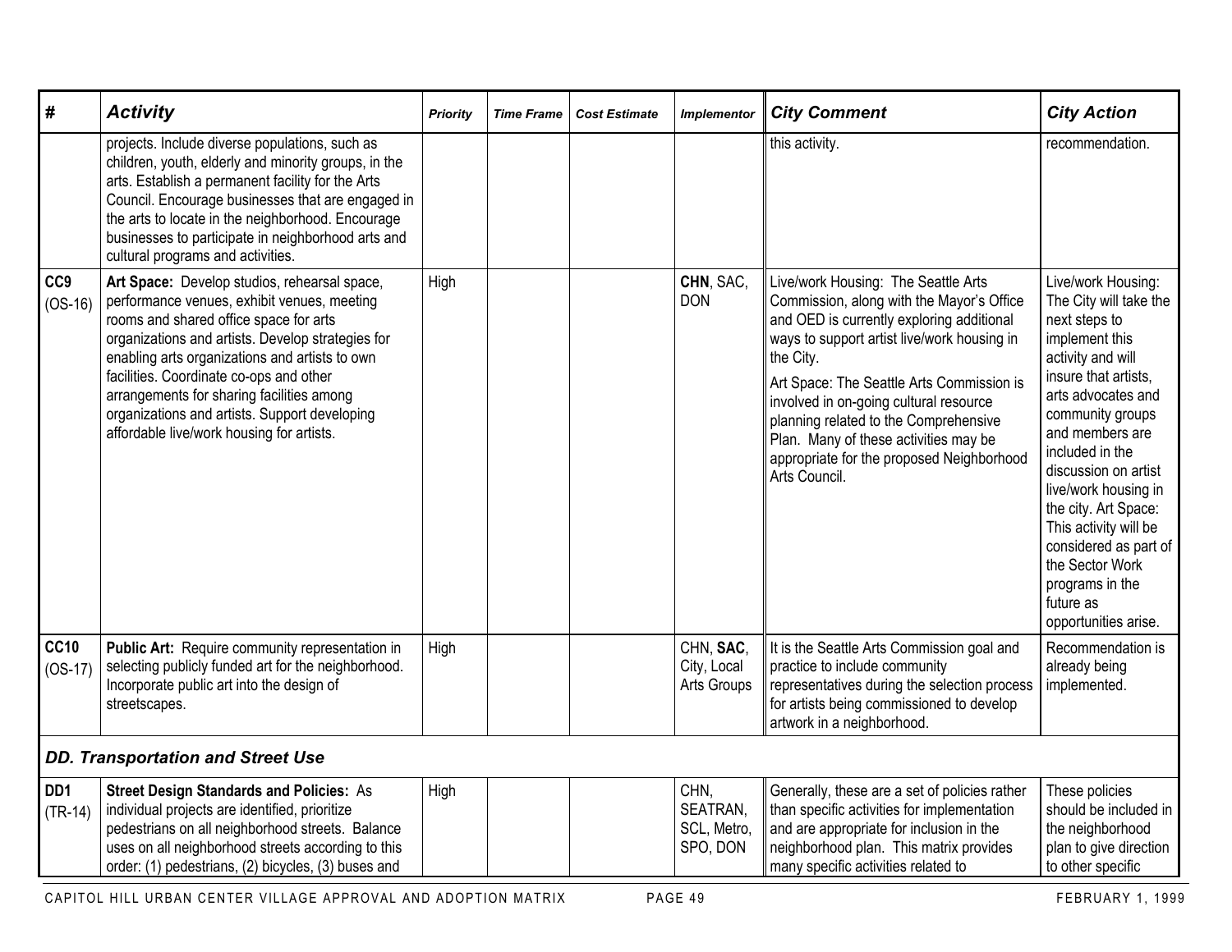| # | Activity | Priority | Time Frame | Cost Estimate | Implementor | City Comment | City Action |
|---|---|---|---|---|---|---|---|
| | projects. Include diverse populations, such as children, youth, elderly and minority groups, in the arts. Establish a permanent facility for the Arts Council. Encourage businesses that are engaged in the arts to locate in the neighborhood. Encourage businesses to participate in neighborhood arts and cultural programs and activities. | | | | | this activity. | recommendation. |
| **CC9** (OS-16) | **Art Space:** Develop studios, rehearsal space, performance venues, exhibit venues, meeting rooms and shared office space for arts organizations and artists. Develop strategies for enabling arts organizations and artists to own facilities. Coordinate co-ops and other arrangements for sharing facilities among organizations and artists. Support developing affordable live/work housing for artists. | High | | | **CHN**, SAC, DON | Live/work Housing: The Seattle Arts Commission, along with the Mayor's Office and OED is currently exploring additional ways to support artist live/work housing in the City. Art Space: The Seattle Arts Commission is involved in on-going cultural resource planning related to the Comprehensive Plan. Many of these activities may be appropriate for the proposed Neighborhood Arts Council. | Live/work Housing: The City will take the next steps to implement this activity and will insure that artists, arts advocates and community groups and members are included in the discussion on artist live/work housing in the city. Art Space: This activity will be considered as part of the Sector Work programs in the future as opportunities arise. |
| **CC10** (OS-17) | **Public Art:** Require community representation in selecting publicly funded art for the neighborhood. Incorporate public art into the design of streetscapes. | High | | | CHN, **SAC**, City, Local Arts Groups | It is the Seattle Arts Commission goal and practice to include community representatives during the selection process for artists being commissioned to develop artwork in a neighborhood. | Recommendation is already being implemented. |
| ***DD. Transportation and Street Use*** | | | | | | | |
| **DD1** (TR-14) | **Street Design Standards and Policies:** As individual projects are identified, prioritize pedestrians on all neighborhood streets. Balance uses on all neighborhood streets according to this order: (1) pedestrians, (2) bicycles, (3) buses and | High | | | CHN, SEATRAN, SCL, Metro, SPO, DON | Generally, these are a set of policies rather than specific activities for implementation and are appropriate for inclusion in the neighborhood plan. This matrix provides many specific activities related to | These policies should be included in the neighborhood plan to give direction to other specific |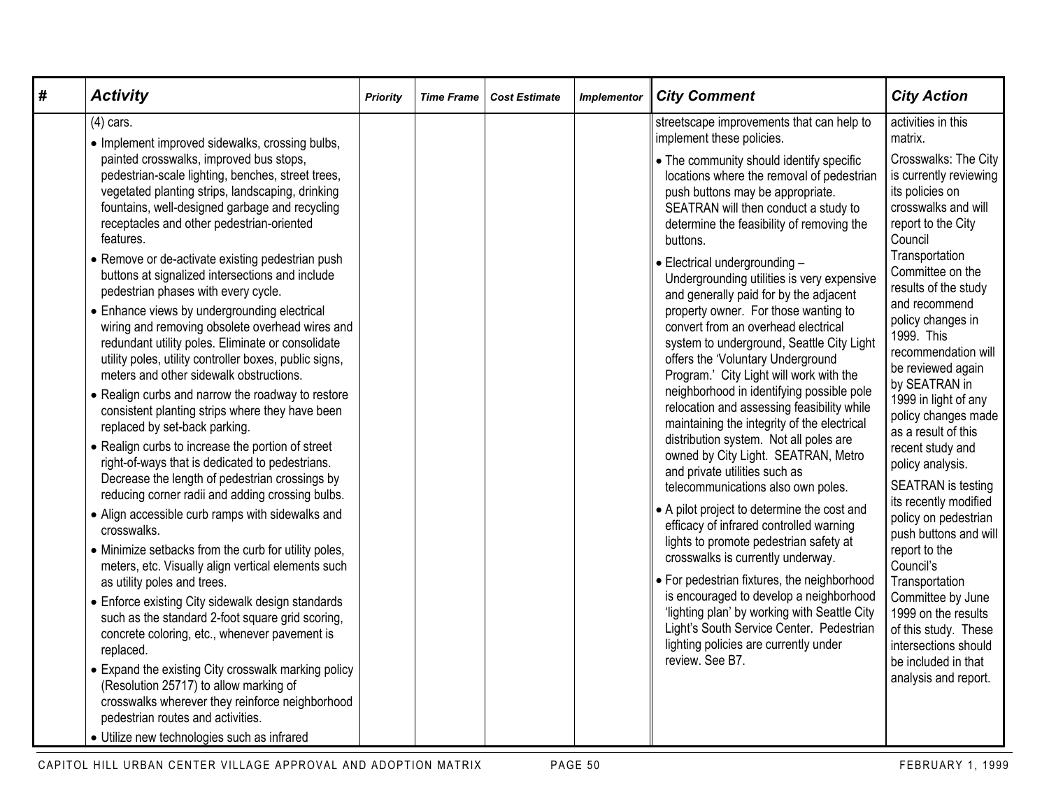| # | Activity | Priority | Time Frame | Cost Estimate | Implementor | City Comment | City Action |
|---|---|---|---|---|---|---|---|
| | (4) cars.<br>• Implement improved sidewalks, crossing bulbs, painted crosswalks, improved bus stops, pedestrian-scale lighting, benches, street trees, vegetated planting strips, landscaping, drinking fountains, well-designed garbage and recycling receptacles and other pedestrian-oriented features.<br>• Remove or de-activate existing pedestrian push buttons at signalized intersections and include pedestrian phases with every cycle.<br>• Enhance views by undergrounding electrical wiring and removing obsolete overhead wires and redundant utility poles. Eliminate or consolidate utility poles, utility controller boxes, public signs, meters and other sidewalk obstructions.<br>• Realign curbs and narrow the roadway to restore consistent planting strips where they have been replaced by set-back parking.<br>• Realign curbs to increase the portion of street right-of-ways that is dedicated to pedestrians. Decrease the length of pedestrian crossings by reducing corner radii and adding crossing bulbs.<br>• Align accessible curb ramps with sidewalks and crosswalks.<br>• Minimize setbacks from the curb for utility poles, meters, etc. Visually align vertical elements such as utility poles and trees.<br>• Enforce existing City sidewalk design standards such as the standard 2-foot square grid scoring, concrete coloring, etc., whenever pavement is replaced.<br>• Expand the existing City crosswalk marking policy (Resolution 25717) to allow marking of crosswalks wherever they reinforce neighborhood pedestrian routes and activities.<br>• Utilize new technologies such as infrared | | | | | streetscape improvements that can help to implement these policies.<br>• The community should identify specific locations where the removal of pedestrian push buttons may be appropriate. SEATRAN will then conduct a study to determine the feasibility of removing the buttons.<br>• Electrical undergrounding – Undergrounding utilities is very expensive and generally paid for by the adjacent property owner. For those wanting to convert from an overhead electrical system to underground, Seattle City Light offers the 'Voluntary Underground Program.' City Light will work with the neighborhood in identifying possible pole relocation and assessing feasibility while maintaining the integrity of the electrical distribution system. Not all poles are owned by City Light. SEATRAN, Metro and private utilities such as telecommunications also own poles.<br>• A pilot project to determine the cost and efficacy of infrared controlled warning lights to promote pedestrian safety at crosswalks is currently underway.<br>• For pedestrian fixtures, the neighborhood is encouraged to develop a neighborhood 'lighting plan' by working with Seattle City Light's South Service Center. Pedestrian lighting policies are currently under review. See B7. | activities in this matrix.<br>Crosswalks: The City is currently reviewing its policies on crosswalks and will report to the City Council Transportation Committee on the results of the study and recommend policy changes in 1999. This recommendation will be reviewed again by SEATRAN in 1999 in light of any policy changes made as a result of this recent study and policy analysis.<br>SEATRAN is testing its recently modified policy on pedestrian push buttons and will report to the Council's Transportation Committee by June 1999 on the results of this study. These intersections should be included in that analysis and report. |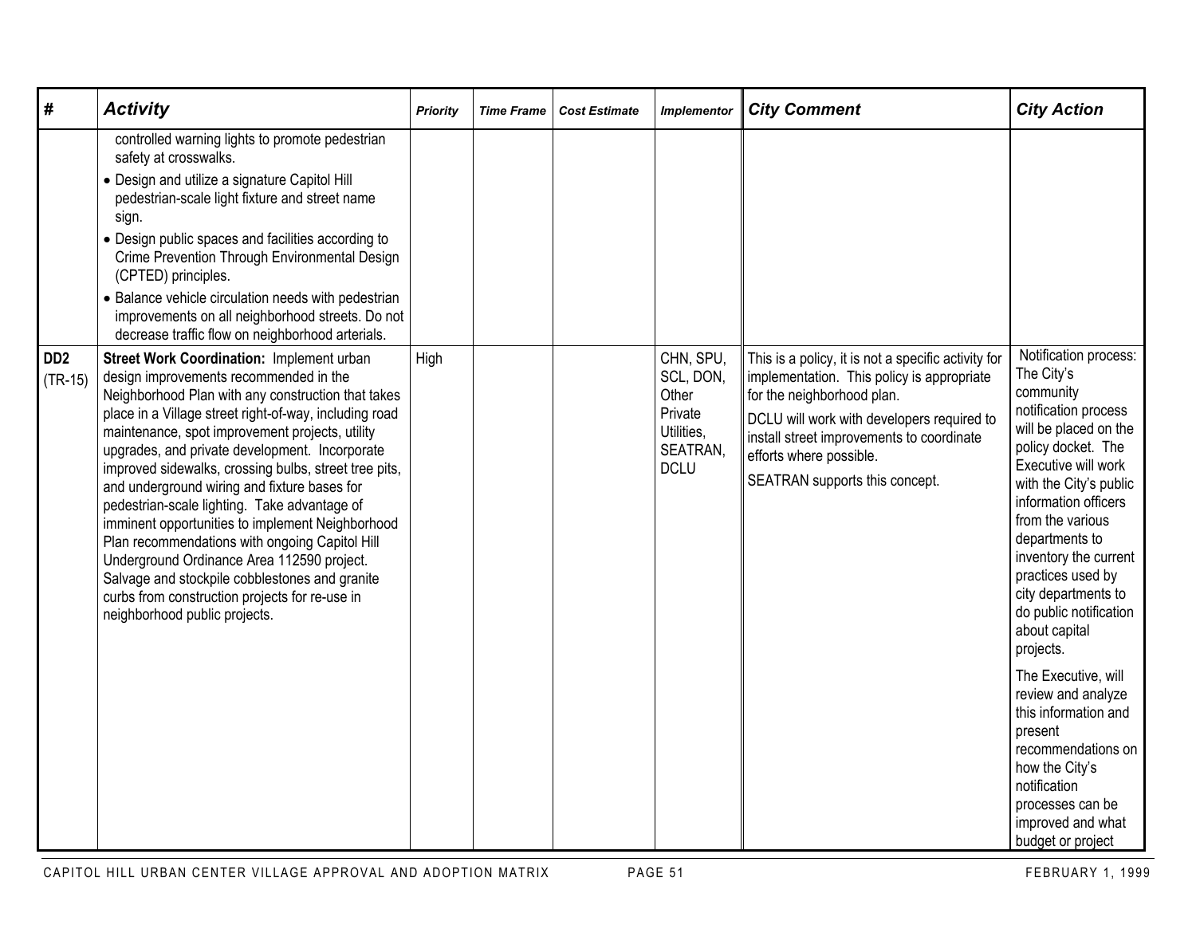| # | Activity | Priority | Time Frame | Cost Estimate | Implementor | City Comment | City Action |
|---|---|---|---|---|---|---|---|
| | controlled warning lights to promote pedestrian safety at crosswalks.<br>• Design and utilize a signature Capitol Hill pedestrian-scale light fixture and street name sign.<br>• Design public spaces and facilities according to Crime Prevention Through Environmental Design (CPTED) principles.<br>• Balance vehicle circulation needs with pedestrian improvements on all neighborhood streets. Do not decrease traffic flow on neighborhood arterials. | | | | | | |
| **DD2** (TR-15) | **Street Work Coordination:** Implement urban design improvements recommended in the Neighborhood Plan with any construction that takes place in a Village street right-of-way, including road maintenance, spot improvement projects, utility upgrades, and private development. Incorporate improved sidewalks, crossing bulbs, street tree pits, and underground wiring and fixture bases for pedestrian-scale lighting. Take advantage of imminent opportunities to implement Neighborhood Plan recommendations with ongoing Capitol Hill Underground Ordinance Area 112590 project. Salvage and stockpile cobblestones and granite curbs from construction projects for re-use in neighborhood public projects. | High | | | CHN, SPU, SCL, DON, Other Private Utilities, SEATRAN, DCLU | This is a policy, it is not a specific activity for implementation. This policy is appropriate for the neighborhood plan.<br><br>DCLU will work with developers required to install street improvements to coordinate efforts where possible.<br><br>SEATRAN supports this concept. | Notification process: The City's community notification process will be placed on the policy docket. The Executive will work with the City's public information officers from the various departments to inventory the current practices used by city departments to do public notification about capital projects.<br><br>The Executive, will review and analyze this information and present recommendations on how the City's notification processes can be improved and what budget or project |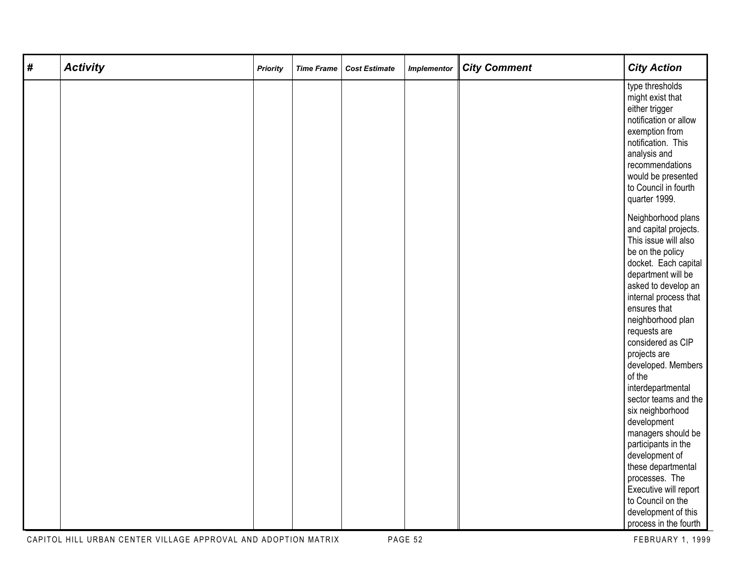| # | Activity | Priority | Time Frame | Cost Estimate | Implementor | City Comment | City Action |
|---|---|---|---|---|---|---|---|
| | | | | | | | type thresholds might exist that either trigger notification or allow exemption from notification. This analysis and recommendations would be presented to Council in fourth quarter 1999.<br><br>Neighborhood plans and capital projects. This issue will also be on the policy docket. Each capital department will be asked to develop an internal process that ensures that neighborhood plan requests are considered as CIP projects are developed. Members of the interdepartmental sector teams and the six neighborhood development managers should be participants in the development of these departmental processes. The Executive will report to Council on the development of this process in the fourth |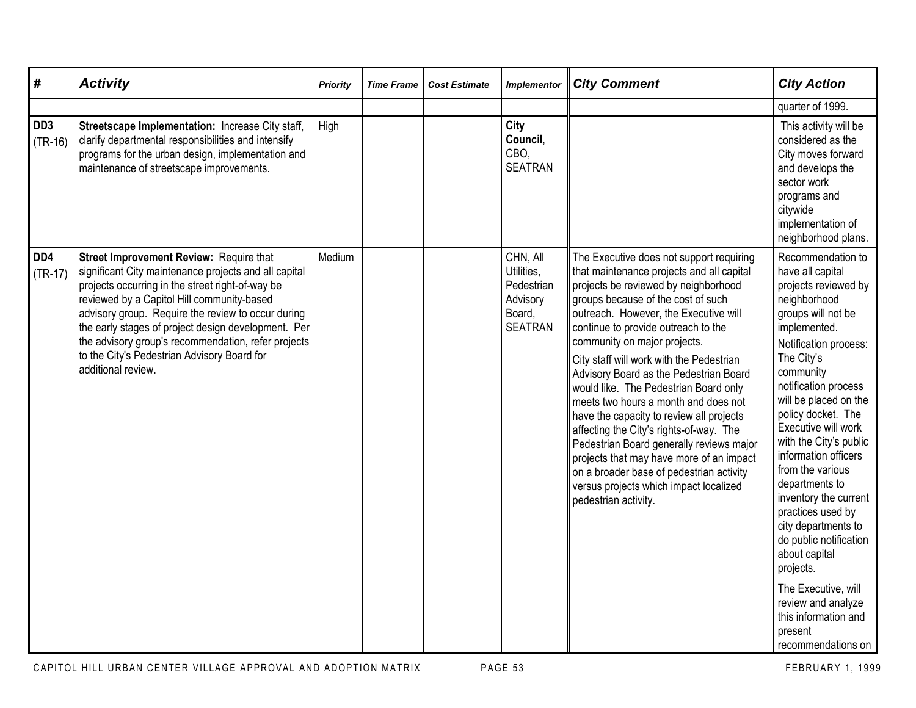| # | *Activity* | *Priority* | *Time Frame* | *Cost Estimate* | *Implementor* | *City Comment* | *City Action* |
|---|---|---|---|---|---|---|---|
| | | | | | | | quarter of 1999. |
| **DD3** (TR-16) | **Streetscape Implementation:** Increase City staff, clarify departmental responsibilities and intensify programs for the urban design, implementation and maintenance of streetscape improvements. | High | | | **City Council**, CBO, SEATRAN | | This activity will be considered as the City moves forward and develops the sector work programs and citywide implementation of neighborhood plans. |
| **DD4** (TR-17) | **Street Improvement Review:** Require that significant City maintenance projects and all capital projects occurring in the street right-of-way be reviewed by a Capitol Hill community-based advisory group. Require the review to occur during the early stages of project design development. Per the advisory group's recommendation, refer projects to the City's Pedestrian Advisory Board for additional review. | Medium | | | CHN, All Utilities, Pedestrian Advisory Board, SEATRAN | The Executive does not support requiring that maintenance projects and all capital projects be reviewed by neighborhood groups because of the cost of such outreach. However, the Executive will continue to provide outreach to the community on major projects.<br><br>City staff will work with the Pedestrian Advisory Board as the Pedestrian Board would like. The Pedestrian Board only meets two hours a month and does not have the capacity to review all projects affecting the City's rights-of-way. The Pedestrian Board generally reviews major projects that may have more of an impact on a broader base of pedestrian activity versus projects which impact localized pedestrian activity. | Recommendation to have all capital projects reviewed by neighborhood groups will not be implemented.<br><br>Notification process: The City's community notification process will be placed on the policy docket. The Executive will work with the City's public information officers from the various departments to inventory the current practices used by city departments to do public notification about capital projects.<br><br>The Executive, will review and analyze this information and present recommendations on |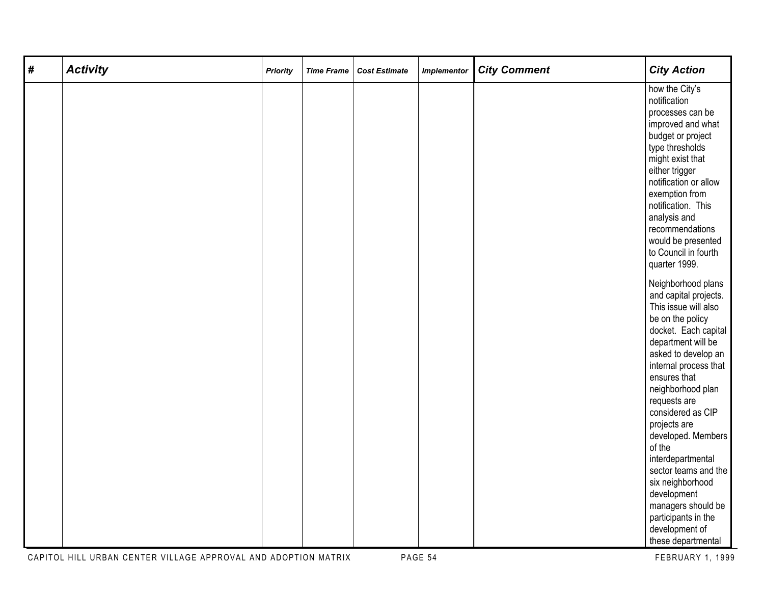| # | Activity | Priority | Time Frame | Cost Estimate | Implementor | City Comment | City Action |
|---|---|---|---|---|---|---|---|
| | | | | | | | how the City's notification processes can be improved and what budget or project type thresholds might exist that either trigger notification or allow exemption from notification. This analysis and recommendations would be presented to Council in fourth quarter 1999.<br><br>Neighborhood plans and capital projects. This issue will also be on the policy docket. Each capital department will be asked to develop an internal process that ensures that neighborhood plan requests are considered as CIP projects are developed. Members of the interdepartmental sector teams and the six neighborhood development managers should be participants in the development of these departmental |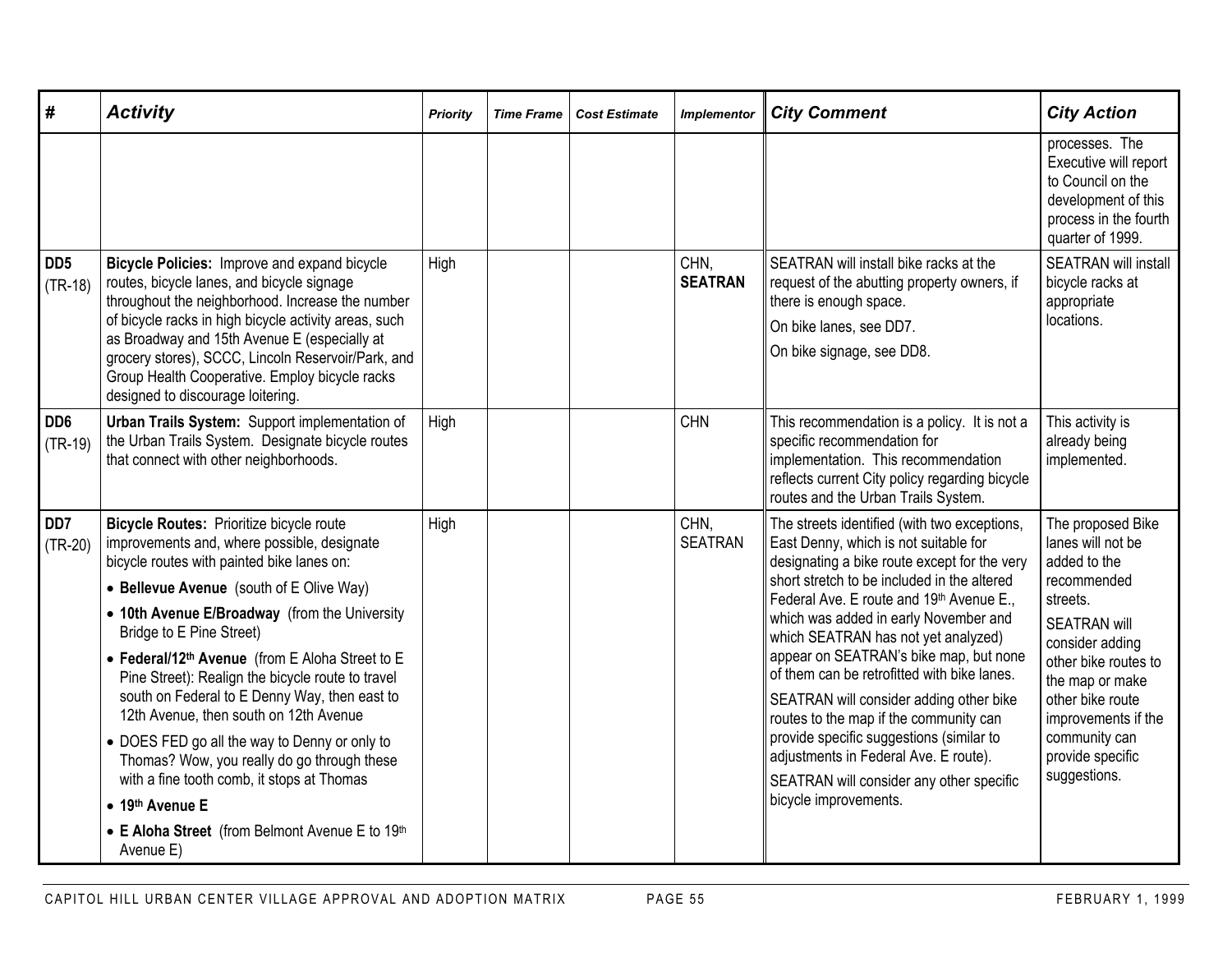| # | *Activity* | *Priority* | *Time Frame* | *Cost Estimate* | *Implementor* | *City Comment* | *City Action* |
|---|---|---|---|---|---|---|---|
| | | | | | | | processes. The Executive will report to Council on the development of this process in the fourth quarter of 1999. |
| **DD5** (TR-18) | **Bicycle Policies:** Improve and expand bicycle routes, bicycle lanes, and bicycle signage throughout the neighborhood. Increase the number of bicycle racks in high bicycle activity areas, such as Broadway and 15th Avenue E (especially at grocery stores), SCCC, Lincoln Reservoir/Park, and Group Health Cooperative. Employ bicycle racks designed to discourage loitering. | High | | | CHN, **SEATRAN** | SEATRAN will install bike racks at the request of the abutting property owners, if there is enough space.<br>On bike lanes, see DD7.<br>On bike signage, see DD8. | SEATRAN will install bicycle racks at appropriate locations. |
| **DD6** (TR-19) | **Urban Trails System:** Support implementation of the Urban Trails System. Designate bicycle routes that connect with other neighborhoods. | High | | | CHN | This recommendation is a policy. It is not a specific recommendation for implementation. This recommendation reflects current City policy regarding bicycle routes and the Urban Trails System. | This activity is already being implemented. |
| **DD7** (TR-20) | **Bicycle Routes:** Prioritize bicycle route improvements and, where possible, designate bicycle routes with painted bike lanes on:<br>• **Bellevue Avenue** (south of E Olive Way)<br>• **10th Avenue E/Broadway** (from the University Bridge to E Pine Street)<br>• **Federal/12th Avenue** (from E Aloha Street to E Pine Street): Realign the bicycle route to travel south on Federal to E Denny Way, then east to 12th Avenue, then south on 12th Avenue<br>• DOES FED go all the way to Denny or only to Thomas? Wow, you really do go through these with a fine tooth comb, it stops at Thomas<br>• **19th Avenue E**<br>• **E Aloha Street** (from Belmont Avenue E to 19th Avenue E) | High | | | CHN, SEATRAN | The streets identified (with two exceptions, East Denny, which is not suitable for designating a bike route except for the very short stretch to be included in the altered Federal Ave. E route and 19th Avenue E., which was added in early November and which SEATRAN has not yet analyzed) appear on SEATRAN's bike map, but none of them can be retrofitted with bike lanes.<br>SEATRAN will consider adding other bike routes to the map if the community can provide specific suggestions (similar to adjustments in Federal Ave. E route).<br>SEATRAN will consider any other specific bicycle improvements. | The proposed Bike lanes will not be added to the recommended streets.<br>SEATRAN will consider adding other bike routes to the map or make other bike route improvements if the community can provide specific suggestions. |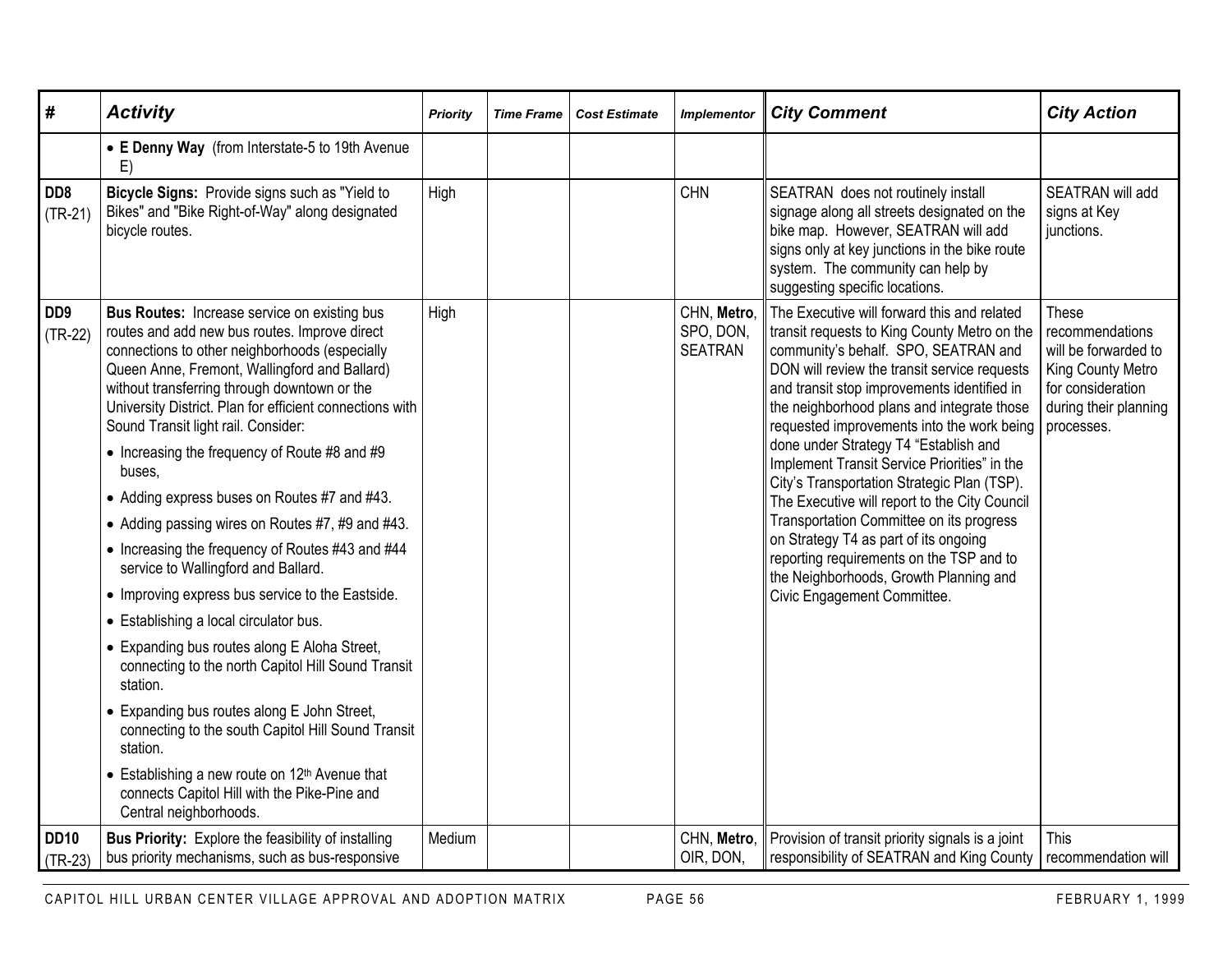| # | Activity | Priority | Time Frame | Cost Estimate | Implementor | City Comment | City Action |
|---|---|---|---|---|---|---|---|
| | • **E Denny Way** (from Interstate-5 to 19th Avenue E) | | | | | | |
| **DD8** (TR-21) | **Bicycle Signs:** Provide signs such as "Yield to Bikes" and "Bike Right-of-Way" along designated bicycle routes. | High | | | CHN | SEATRAN does not routinely install signage along all streets designated on the bike map. However, SEATRAN will add signs only at key junctions in the bike route system. The community can help by suggesting specific locations. | SEATRAN will add signs at Key junctions. |
| **DD9** (TR-22) | **Bus Routes:** Increase service on existing bus routes and add new bus routes. Improve direct connections to other neighborhoods (especially Queen Anne, Fremont, Wallingford and Ballard) without transferring through downtown or the University District. Plan for efficient connections with Sound Transit light rail. Consider: <br>• Increasing the frequency of Route #8 and #9 buses, <br>• Adding express buses on Routes #7 and #43. <br>• Adding passing wires on Routes #7, #9 and #43. <br>• Increasing the frequency of Routes #43 and #44 service to Wallingford and Ballard. <br>• Improving express bus service to the Eastside. <br>• Establishing a local circulator bus. <br>• Expanding bus routes along E Aloha Street, connecting to the north Capitol Hill Sound Transit station. <br>• Expanding bus routes along E John Street, connecting to the south Capitol Hill Sound Transit station. <br>• Establishing a new route on 12th Avenue that connects Capitol Hill with the Pike-Pine and Central neighborhoods. | High | | | CHN, **Metro**, SPO, DON, SEATRAN | The Executive will forward this and related transit requests to King County Metro on the community's behalf. SPO, SEATRAN and DON will review the transit service requests and transit stop improvements identified in the neighborhood plans and integrate those requested improvements into the work being done under Strategy T4 "Establish and Implement Transit Service Priorities" in the City's Transportation Strategic Plan (TSP). The Executive will report to the City Council Transportation Committee on its progress on Strategy T4 as part of its ongoing reporting requirements on the TSP and to the Neighborhoods, Growth Planning and Civic Engagement Committee. | These recommendations will be forwarded to King County Metro for consideration during their planning processes. |
| **DD10** (TR-23) | **Bus Priority:** Explore the feasibility of installing bus priority mechanisms, such as bus-responsive | Medium | | | CHN, **Metro**, OIR, DON, | Provision of transit priority signals is a joint responsibility of SEATRAN and King County | This recommendation will |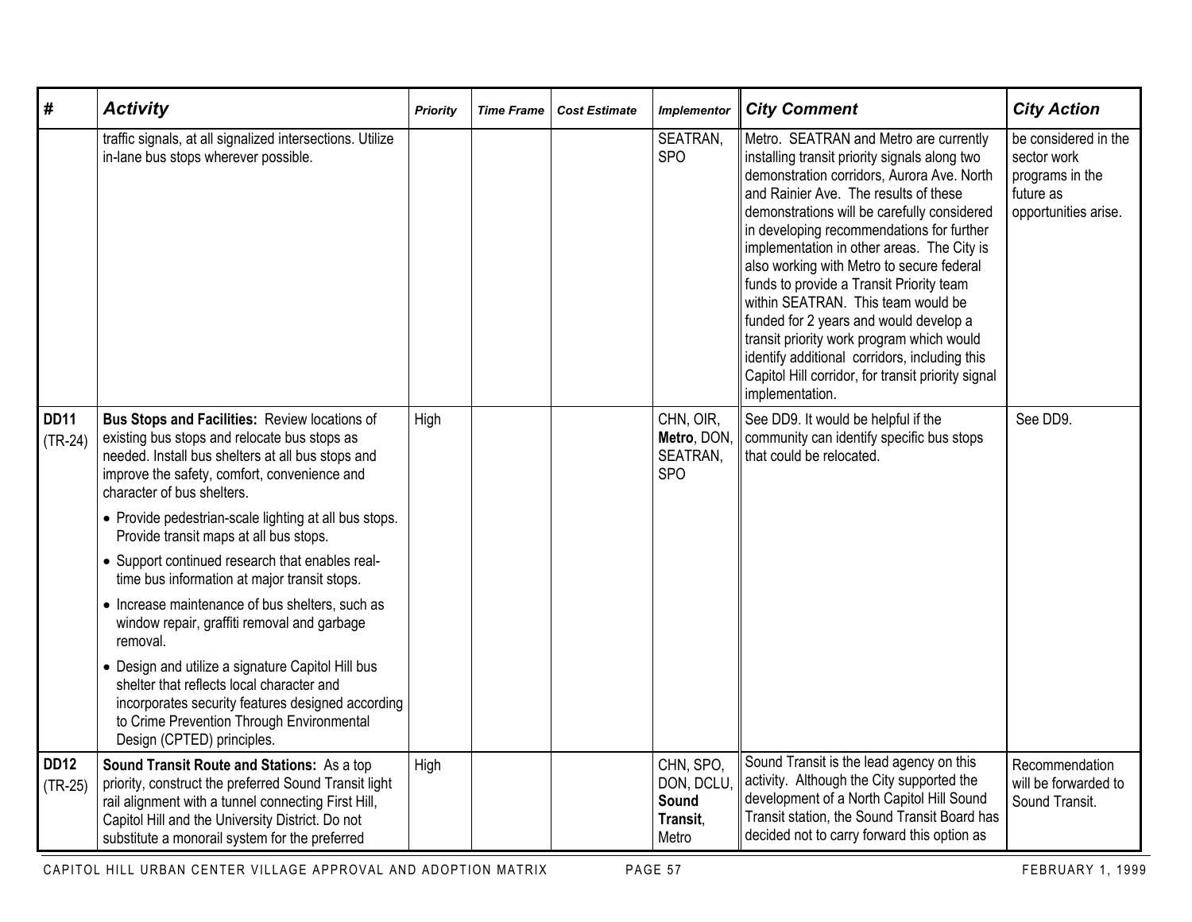| # | Activity | Priority | Time Frame | Cost Estimate | Implementor | City Comment | City Action |
|---|---|---|---|---|---|---|---|
| | traffic signals, at all signalized intersections. Utilize in-lane bus stops wherever possible. | | | | SEATRAN, SPO | Metro. SEATRAN and Metro are currently installing transit priority signals along two demonstration corridors, Aurora Ave. North and Rainier Ave. The results of these demonstrations will be carefully considered in developing recommendations for further implementation in other areas. The City is also working with Metro to secure federal funds to provide a Transit Priority team within SEATRAN. This team would be funded for 2 years and would develop a transit priority work program which would identify additional corridors, including this Capitol Hill corridor, for transit priority signal implementation. | be considered in the sector work programs in the future as opportunities arise. |
| **DD11** (TR-24) | **Bus Stops and Facilities:** Review locations of existing bus stops and relocate bus stops as needed. Install bus shelters at all bus stops and improve the safety, comfort, convenience and character of bus shelters.<br>• Provide pedestrian-scale lighting at all bus stops. Provide transit maps at all bus stops.<br>• Support continued research that enables real-time bus information at major transit stops.<br>• Increase maintenance of bus shelters, such as window repair, graffiti removal and garbage removal.<br>• Design and utilize a signature Capitol Hill bus shelter that reflects local character and incorporates security features designed according to Crime Prevention Through Environmental Design (CPTED) principles. | High | | | CHN, OIR, **Metro**, DON, SEATRAN, SPO | See DD9. It would be helpful if the community can identify specific bus stops that could be relocated. | See DD9. |
| **DD12** (TR-25) | **Sound Transit Route and Stations:** As a top priority, construct the preferred Sound Transit light rail alignment with a tunnel connecting First Hill, Capitol Hill and the University District. Do not substitute a monorail system for the preferred | High | | | CHN, SPO, DON, DCLU, **Sound Transit**, Metro | Sound Transit is the lead agency on this activity. Although the City supported the development of a North Capitol Hill Sound Transit station, the Sound Transit Board has decided not to carry forward this option as | Recommendation will be forwarded to Sound Transit. |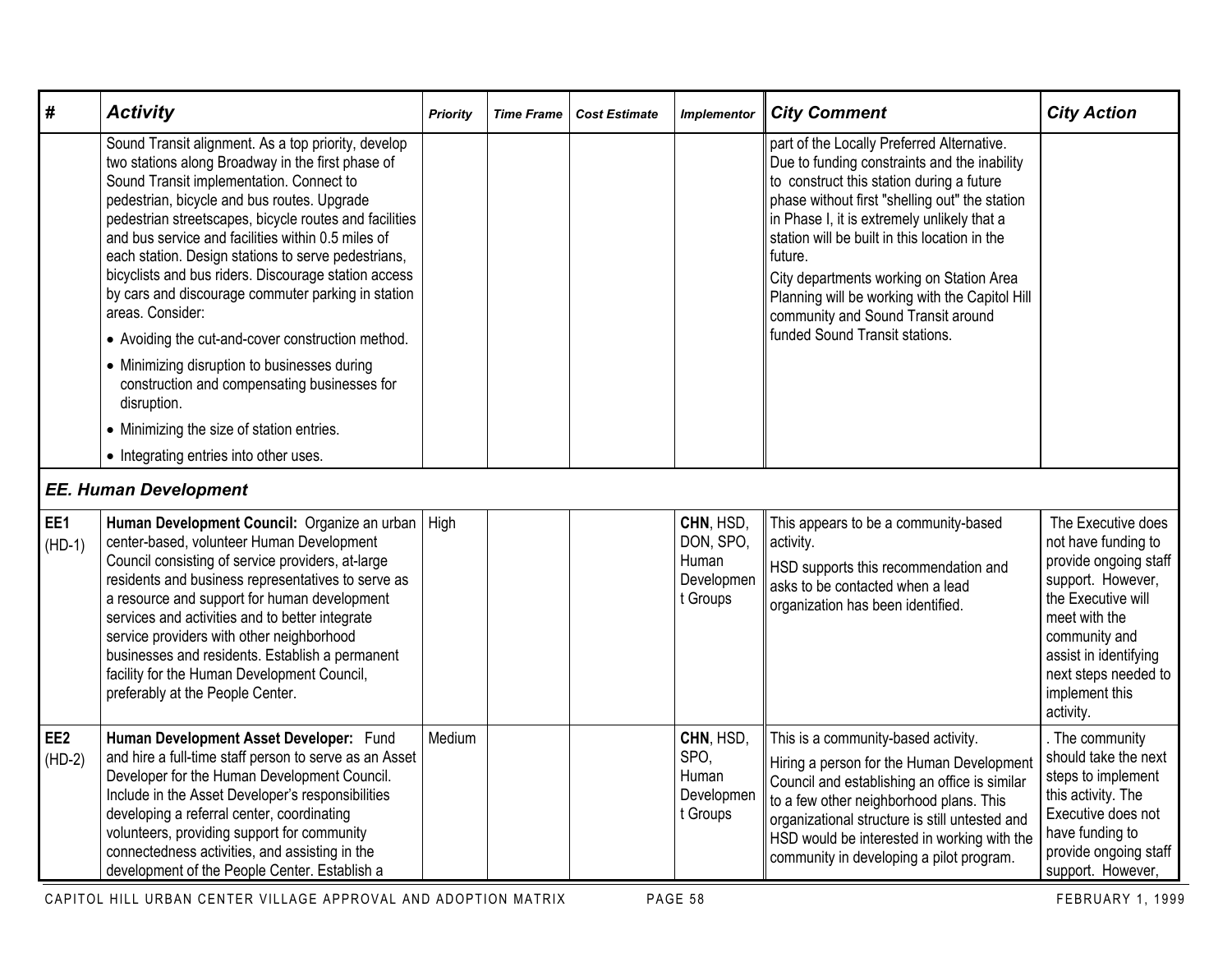| # | Activity | Priority | Time Frame | Cost Estimate | Implementor | City Comment | City Action |
|---|---|---|---|---|---|---|---|
| | Sound Transit alignment. As a top priority, develop two stations along Broadway in the first phase of Sound Transit implementation. Connect to pedestrian, bicycle and bus routes. Upgrade pedestrian streetscapes, bicycle routes and facilities and bus service and facilities within 0.5 miles of each station. Design stations to serve pedestrians, bicyclists and bus riders. Discourage station access by cars and discourage commuter parking in station areas. Consider:<br>• Avoiding the cut-and-cover construction method.<br>• Minimizing disruption to businesses during construction and compensating businesses for disruption.<br>• Minimizing the size of station entries.<br>• Integrating entries into other uses. | | | | | part of the Locally Preferred Alternative. Due to funding constraints and the inability to construct this station during a future phase without first "shelling out" the station in Phase I, it is extremely unlikely that a station will be built in this location in the future.<br>City departments working on Station Area Planning will be working with the Capitol Hill community and Sound Transit around funded Sound Transit stations. | |
| | ***EE. Human Development*** | | | | | | |
| **EE1** (HD-1) | **Human Development Council:** Organize an urban center-based, volunteer Human Development Council consisting of service providers, at-large residents and business representatives to serve as a resource and support for human development services and activities and to better integrate service providers with other neighborhood businesses and residents. Establish a permanent facility for the Human Development Council, preferably at the People Center. | High | | | **CHN**, HSD, DON, SPO, Human Development Groups | This appears to be a community-based activity.<br>HSD supports this recommendation and asks to be contacted when a lead organization has been identified. | The Executive does not have funding to provide ongoing staff support. However, the Executive will meet with the community and assist in identifying next steps needed to implement this activity. |
| **EE2** (HD-2) | **Human Development Asset Developer:** Fund and hire a full-time staff person to serve as an Asset Developer for the Human Development Council. Include in the Asset Developer's responsibilities developing a referral center, coordinating volunteers, providing support for community connectedness activities, and assisting in the development of the People Center. Establish a | Medium | | | **CHN**, HSD, SPO, Human Development Groups | This is a community-based activity.<br>Hiring a person for the Human Development Council and establishing an office is similar to a few other neighborhood plans. This organizational structure is still untested and HSD would be interested in working with the community in developing a pilot program. | . The community should take the next steps to implement this activity. The Executive does not have funding to provide ongoing staff support. However, |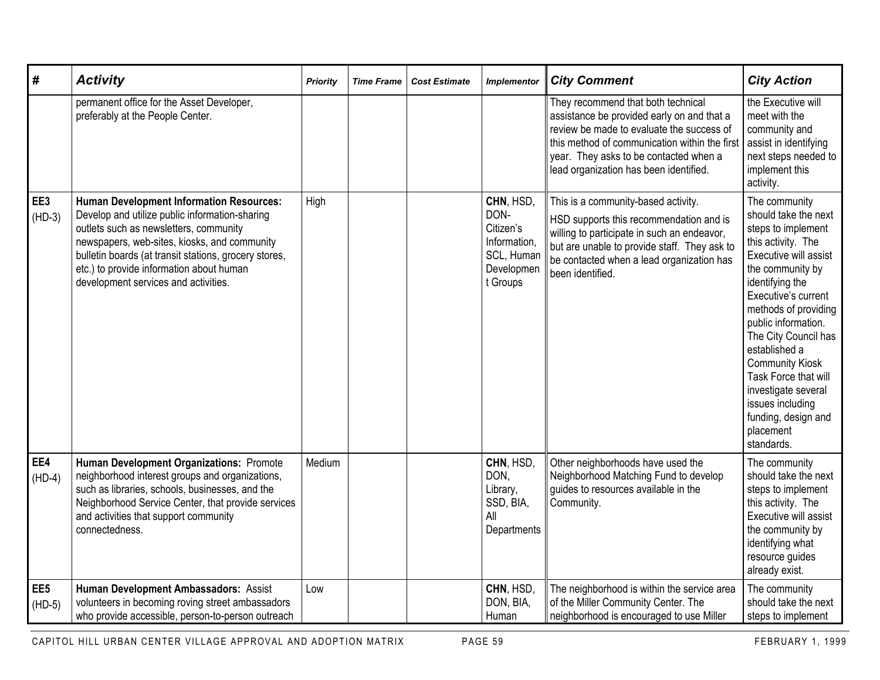| # | Activity | Priority | Time Frame | Cost Estimate | Implementor | City Comment | City Action |
|---|---|---|---|---|---|---|---|
| | permanent office for the Asset Developer, preferably at the People Center. | | | | | They recommend that both technical assistance be provided early on and that a review be made to evaluate the success of this method of communication within the first year. They asks to be contacted when a lead organization has been identified. | the Executive will meet with the community and assist in identifying next steps needed to implement this activity. |
| EE3 (HD-3) | **Human Development Information Resources:** Develop and utilize public information-sharing outlets such as newsletters, community newspapers, web-sites, kiosks, and community bulletin boards (at transit stations, grocery stores, etc.) to provide information about human development services and activities. | High | | | **CHN**, HSD, DON-Citizen's Information, SCL, Human Development Groups | This is a community-based activity. HSD supports this recommendation and is willing to participate in such an endeavor, but are unable to provide staff. They ask to be contacted when a lead organization has been identified. | The community should take the next steps to implement this activity. The Executive will assist the community by identifying the Executive's current methods of providing public information. The City Council has established a Community Kiosk Task Force that will investigate several issues including funding, design and placement standards. |
| EE4 (HD-4) | **Human Development Organizations:** Promote neighborhood interest groups and organizations, such as libraries, schools, businesses, and the Neighborhood Service Center, that provide services and activities that support community connectedness. | Medium | | | **CHN**, HSD, DON, Library, SSD, BIA, All Departments | Other neighborhoods have used the Neighborhood Matching Fund to develop guides to resources available in the Community. | The community should take the next steps to implement this activity. The Executive will assist the community by identifying what resource guides already exist. |
| EE5 (HD-5) | **Human Development Ambassadors:** Assist volunteers in becoming roving street ambassadors who provide accessible, person-to-person outreach | Low | | | **CHN**, HSD, DON, BIA, Human | The neighborhood is within the service area of the Miller Community Center. The neighborhood is encouraged to use Miller | The community should take the next steps to implement |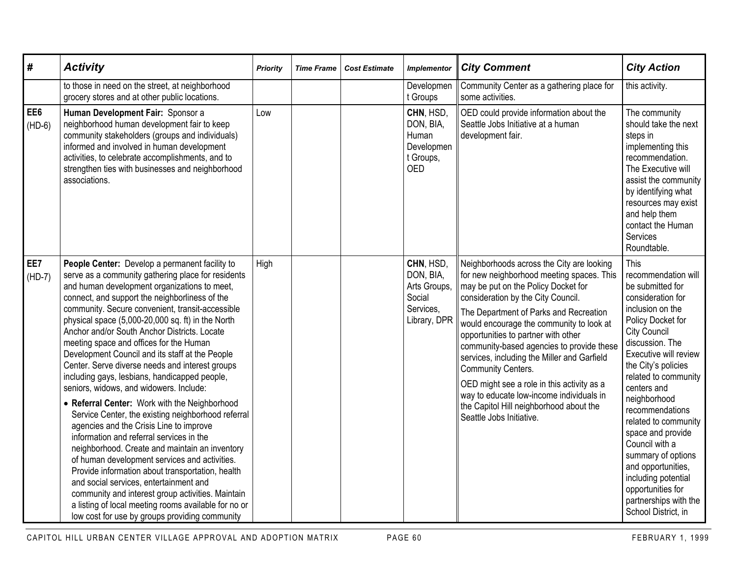| # | *Activity* | *Priority* | *Time Frame* | *Cost Estimate* | *Implementor* | *City Comment* | *City Action* |
|---|---|---|---|---|---|---|---|
| | to those in need on the street, at neighborhood grocery stores and at other public locations. | | | | Development Groups | Community Center as a gathering place for some activities. | this activity. |
| **EE6** (HD-6) | **Human Development Fair:** Sponsor a neighborhood human development fair to keep community stakeholders (groups and individuals) informed and involved in human development activities, to celebrate accomplishments, and to strengthen ties with businesses and neighborhood associations. | Low | | | **CHN**, HSD, DON, BIA, Human Development Groups, OED | OED could provide information about the Seattle Jobs Initiative at a human development fair. | The community should take the next steps in implementing this recommendation. The Executive will assist the community by identifying what resources may exist and help them contact the Human Services Roundtable. |
| **EE7** (HD-7) | **People Center:** Develop a permanent facility to serve as a community gathering place for residents and human development organizations to meet, connect, and support the neighborliness of the community. Secure convenient, transit-accessible physical space (5,000-20,000 sq. ft) in the North Anchor and/or South Anchor Districts. Locate meeting space and offices for the Human Development Council and its staff at the People Center. Serve diverse needs and interest groups including gays, lesbians, handicapped people, seniors, widows, and widowers. Include:<br>• **Referral Center:** Work with the Neighborhood Service Center, the existing neighborhood referral agencies and the Crisis Line to improve information and referral services in the neighborhood. Create and maintain an inventory of human development services and activities. Provide information about transportation, health and social services, entertainment and community and interest group activities. Maintain a listing of local meeting rooms available for no or low cost for use by groups providing community | High | | | **CHN**, HSD, DON, BIA, Arts Groups, Social Services, Library, DPR | Neighborhoods across the City are looking for new neighborhood meeting spaces. This may be put on the Policy Docket for consideration by the City Council.<br>The Department of Parks and Recreation would encourage the community to look at opportunities to partner with other community-based agencies to provide these services, including the Miller and Garfield Community Centers.<br>OED might see a role in this activity as a way to educate low-income individuals in the Capitol Hill neighborhood about the Seattle Jobs Initiative. | This recommendation will be submitted for consideration for inclusion on the Policy Docket for City Council discussion. The Executive will review the City's policies related to community centers and neighborhood recommendations related to community space and provide Council with a summary of options and opportunities, including potential opportunities for partnerships with the School District, in |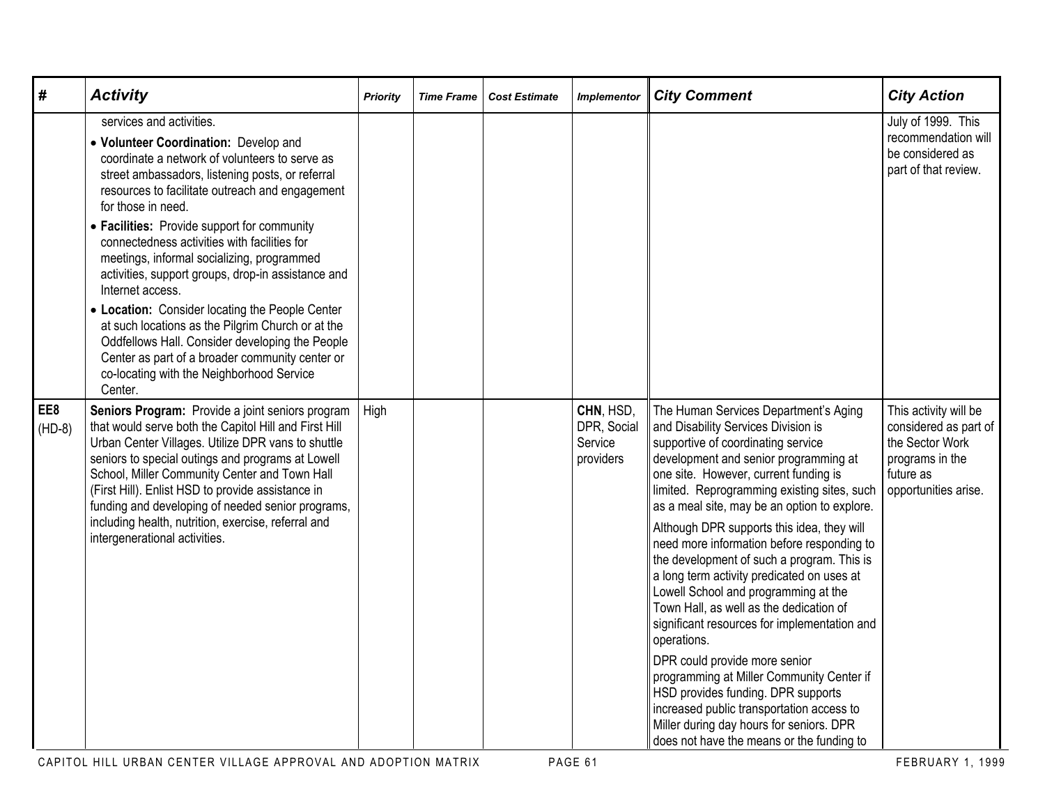| # | Activity | Priority | Time Frame | Cost Estimate | Implementor | City Comment | City Action |
|---|---|---|---|---|---|---|---|
| | services and activities.<br>• **Volunteer Coordination:** Develop and coordinate a network of volunteers to serve as street ambassadors, listening posts, or referral resources to facilitate outreach and engagement for those in need.<br>• **Facilities:** Provide support for community connectedness activities with facilities for meetings, informal socializing, programmed activities, support groups, drop-in assistance and Internet access.<br>• **Location:** Consider locating the People Center at such locations as the Pilgrim Church or at the Oddfellows Hall. Consider developing the People Center as part of a broader community center or co-locating with the Neighborhood Service Center. | | | | | | July of 1999. This recommendation will be considered as part of that review. |
| **EE8** (HD-8) | **Seniors Program:** Provide a joint seniors program that would serve both the Capitol Hill and First Hill Urban Center Villages. Utilize DPR vans to shuttle seniors to special outings and programs at Lowell School, Miller Community Center and Town Hall (First Hill). Enlist HSD to provide assistance in funding and developing of needed senior programs, including health, nutrition, exercise, referral and intergenerational activities. | High | | | **CHN**, HSD, DPR, Social Service providers | The Human Services Department's Aging and Disability Services Division is supportive of coordinating service development and senior programming at one site. However, current funding is limited. Reprogramming existing sites, such as a meal site, may be an option to explore.<br>Although DPR supports this idea, they will need more information before responding to the development of such a program. This is a long term activity predicated on uses at Lowell School and programming at the Town Hall, as well as the dedication of significant resources for implementation and operations.<br>DPR could provide more senior programming at Miller Community Center if HSD provides funding. DPR supports increased public transportation access to Miller during day hours for seniors. DPR does not have the means or the funding to | This activity will be considered as part of the Sector Work programs in the future as opportunities arise. |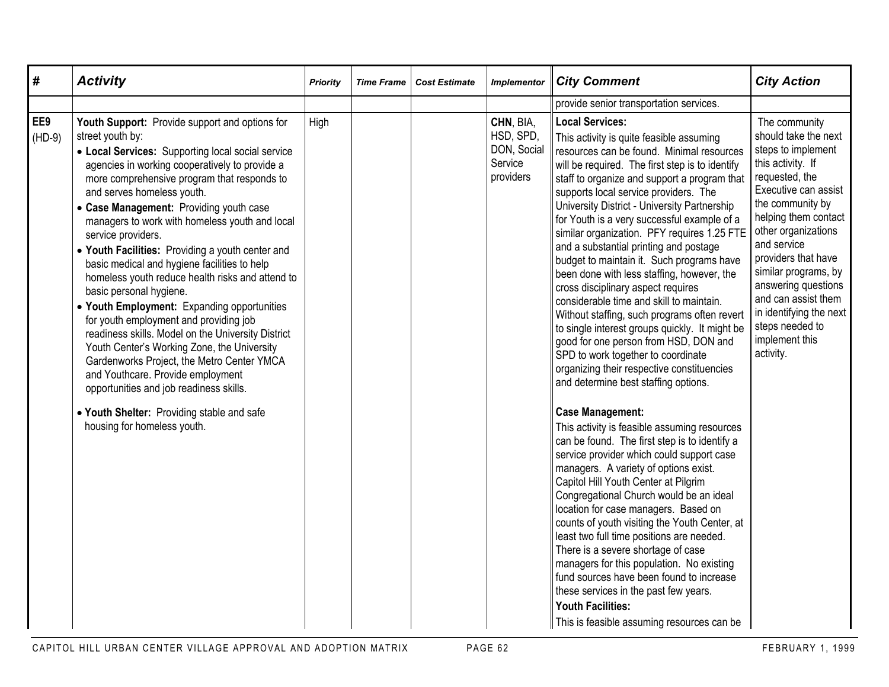| # | Activity | Priority | Time Frame | Cost Estimate | Implementor | City Comment | City Action |
|---|---|---|---|---|---|---|---|
| | | | | | | provide senior transportation services. | |
| EE9 (HD-9) | **Youth Support:** Provide support and options for street youth by:<br>• **Local Services:** Supporting local social service agencies in working cooperatively to provide a more comprehensive program that responds to and serves homeless youth.<br>• **Case Management:** Providing youth case managers to work with homeless youth and local service providers.<br>• **Youth Facilities:** Providing a youth center and basic medical and hygiene facilities to help homeless youth reduce health risks and attend to basic personal hygiene.<br>• **Youth Employment:** Expanding opportunities for youth employment and providing job readiness skills. Model on the University District Youth Center's Working Zone, the University Gardenworks Project, the Metro Center YMCA and Youthcare. Provide employment opportunities and job readiness skills.<br>• **Youth Shelter:** Providing stable and safe housing for homeless youth. | High | | | **CHN**, BIA, HSD, SPD, DON, Social Service providers | **Local Services:**<br>This activity is quite feasible assuming resources can be found. Minimal resources will be required. The first step is to identify staff to organize and support a program that supports local service providers. The University District - University Partnership for Youth is a very successful example of a similar organization. PFY requires 1.25 FTE and a substantial printing and postage budget to maintain it. Such programs have been done with less staffing, however, the cross disciplinary aspect requires considerable time and skill to maintain. Without staffing, such programs often revert to single interest groups quickly. It might be good for one person from HSD, DON and SPD to work together to coordinate organizing their respective constituencies and determine best staffing options.<br>**Case Management:**<br>This activity is feasible assuming resources can be found. The first step is to identify a service provider which could support case managers. A variety of options exist. Capitol Hill Youth Center at Pilgrim Congregational Church would be an ideal location for case managers. Based on counts of youth visiting the Youth Center, at least two full time positions are needed. There is a severe shortage of case managers for this population. No existing fund sources have been found to increase these services in the past few years.<br>**Youth Facilities:**<br>This is feasible assuming resources can be | The community should take the next steps to implement this activity. If requested, the Executive can assist the community by helping them contact other organizations and service providers that have similar programs, by answering questions and can assist them in identifying the next steps needed to implement this activity. |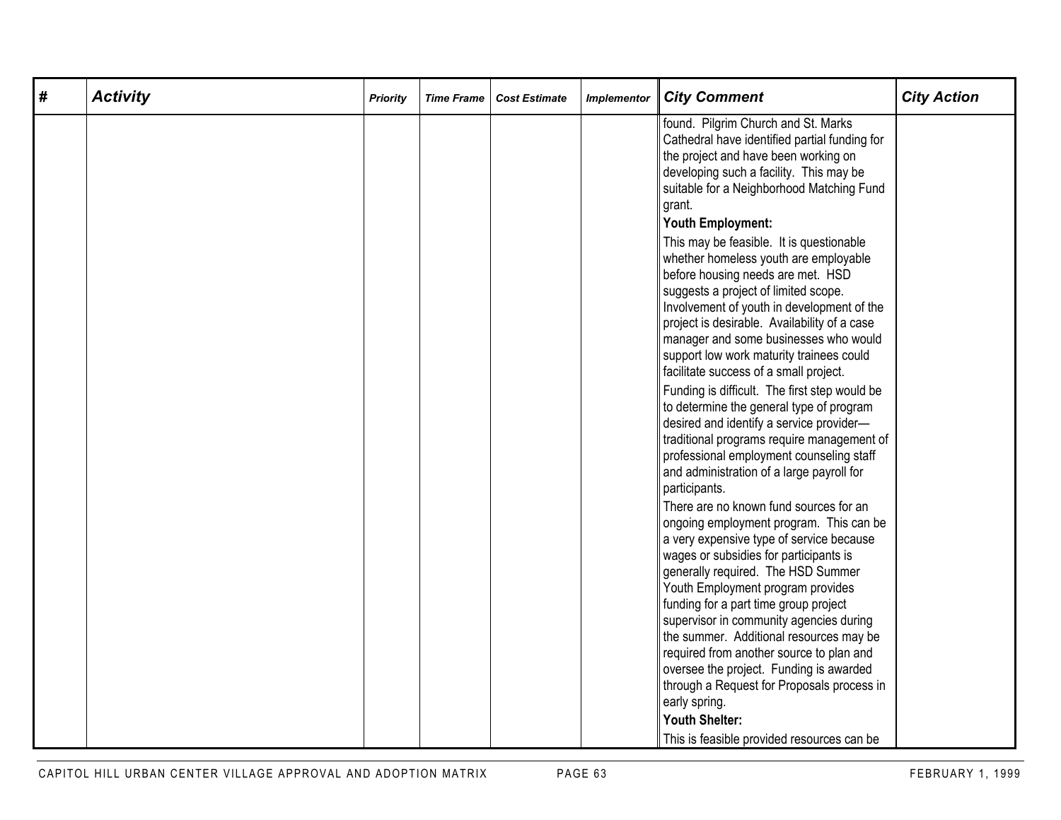| # | Activity | Priority | Time Frame | Cost Estimate | Implementor | City Comment | City Action |
|---|---|---|---|---|---|---|---|
| | | | | | | found. Pilgrim Church and St. Marks Cathedral have identified partial funding for the project and have been working on developing such a facility. This may be suitable for a Neighborhood Matching Fund grant.<br>**Youth Employment:**<br>This may be feasible. It is questionable whether homeless youth are employable before housing needs are met. HSD suggests a project of limited scope. Involvement of youth in development of the project is desirable. Availability of a case manager and some businesses who would support low work maturity trainees could facilitate success of a small project.<br>Funding is difficult. The first step would be to determine the general type of program desired and identify a service provider—traditional programs require management of professional employment counseling staff and administration of a large payroll for participants.<br>There are no known fund sources for an ongoing employment program. This can be a very expensive type of service because wages or subsidies for participants is generally required. The HSD Summer Youth Employment program provides funding for a part time group project supervisor in community agencies during the summer. Additional resources may be required from another source to plan and oversee the project. Funding is awarded through a Request for Proposals process in early spring.<br>**Youth Shelter:**<br>This is feasible provided resources can be | |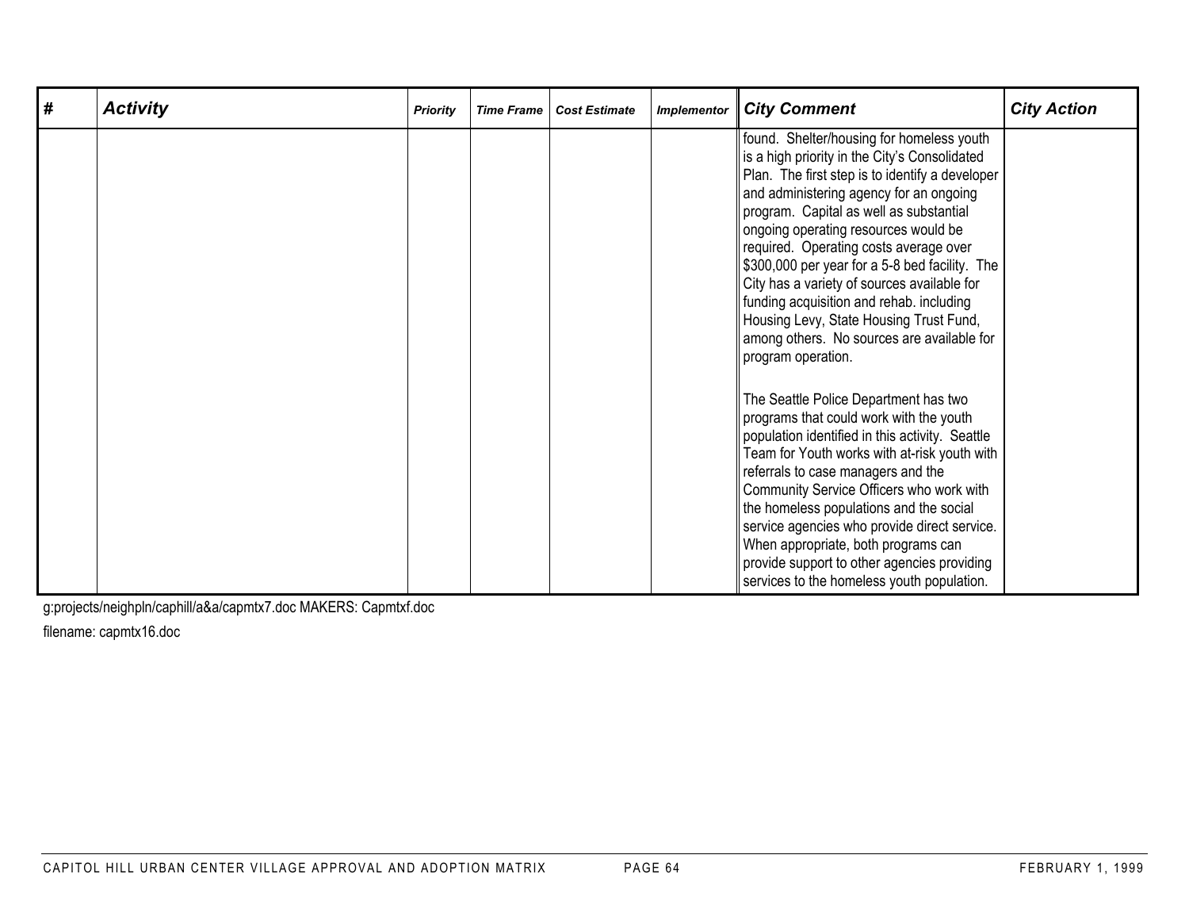| # | Activity | Priority | Time Frame | Cost Estimate | Implementor | City Comment | City Action |
|---|---|---|---|---|---|---|---|
| | | | | | | found. Shelter/housing for homeless youth is a high priority in the City's Consolidated Plan. The first step is to identify a developer and administering agency for an ongoing program. Capital as well as substantial ongoing operating resources would be required. Operating costs average over $300,000 per year for a 5-8 bed facility. The City has a variety of sources available for funding acquisition and rehab. including Housing Levy, State Housing Trust Fund, among others. No sources are available for program operation.<br><br>The Seattle Police Department has two programs that could work with the youth population identified in this activity. Seattle Team for Youth works with at-risk youth with referrals to case managers and the Community Service Officers who work with the homeless populations and the social service agencies who provide direct service. When appropriate, both programs can provide support to other agencies providing services to the homeless youth population. | |

g:projects/neighpln/caphill/a&a/capmtx7.doc MAKERS: Capmtxf.doc

filename: capmtx16.doc